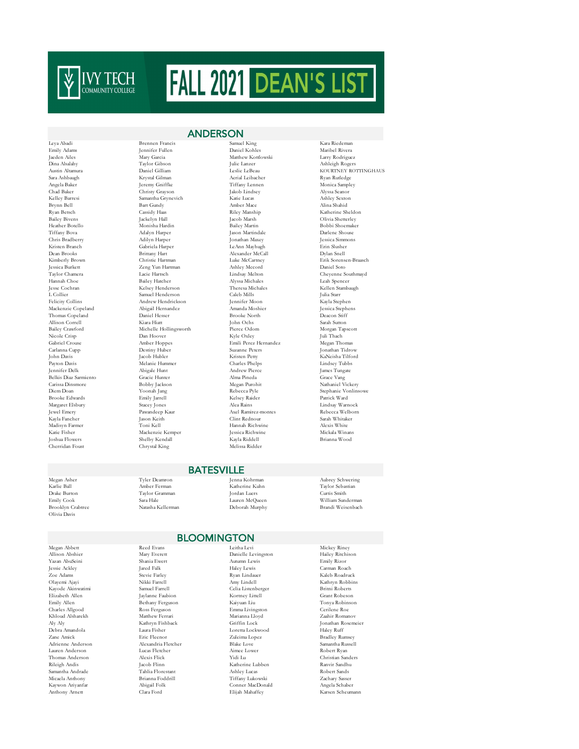# IVY TECH COMMUNITY COLLEGE

# FALL 2021 DEAN'S LIST

## ANDERSON

Leya Abadi
Emily Adams
Jaeden Ailes
Dina Alsalahy
Austin Altamura
Sara Ashbaugh
Angela Baker
Chad Baker
Kelley Barresi
Brynn Bell
Ryan Betsch
Bailey Bivens
Heather Botello
Tiffany Bova
Chris Bradberry
Kristen Branch
Dean Brooks
Kimberly Brown
Jessica Burkett
Taylor Chamera
Hannah Choe
Jesse Cochran
L Collier
Felicity Collins
Mackenzie Copeland
Thomas Copeland
Allison Correll
Bailey Crawford
Nicole Crisp
Gabriel Crouse
Carlanna Cupp
John Davis
Payton Davis
Jennifer Delk
Belkis Diaz Sarmiento
Carissa Dinsmore
Diem Doan
Brooke Edwards
Margaret Elsbury
Jewel Emery
Kayla Fancher
Madisyn Farmer
Katie Fisher
Joshua Flowers
Cherridan Foust
Brennen Francis
Jennifer Fullen
Mary Garcia
Taylor Gibson
Daniel Gilliam
Krystal Gilman
Jeremy Griffke
Christy Grayson
Samantha Grynevich
Bart Gundy
Cassidy Haas
Jackelyn Hall
Monisha Hardin
Adalyn Harper
Adilyn Harper
Gabriela Harper
Brittany Hart
Christie Hartman
Zeng Yun Hartman
Lacie Hartsch
Bailey Hatcher
Kelsey Henderson
Samuel Henderson
Andrew Hendrickson
Abigail Hernandez
Daniel Hesser
Kiara Hiatt
Michelle Hollingsworth
Dan Hoover
Amber Hoppes
Destiny Huber
Jacob Hubler
Melanie Hummer
Abigale Hunt
Gracie Hunter
Bobby Jackson
Yoonah Jang
Emily Jarrell
Stacey Jones
Pawandeep Kaur
Jason Keith
Toni Kell
Mackenzie Kemper
Shelby Kendall
Chrystal King
Samuel King
Daniel Kohles
Matthew Kotlowski
Julie Lanzer
Leslie LeBeau
Aerial Leibacher
Tiffany Lennen
Jakob Lindsey
Katie Lucas
Amber Mace
Riley Manship
Jacob Marsh
Bailey Martin
Jason Martindale
Jonathan Maxey
LeAnn Mayhugh
Alexander McCall
Luke McCartney
Ashley Mccord
Lindsay Melton
Alyssa Michaels
Theresa Michaels
Caleb Mills
Jennifer Moon
Amanda Moshier
Brooke North
John Ochs
Pierce Odom
Kyle Oxley
Emili Perez Hernandez
Suzanne Peters
Kristen Petty
Charles Phelps
Andrew Pierce
Alma Pineda
Megan Purohit
Rebecca Pyle
Kelsey Raider
Alea Rains
Axel Ramirez-montes
Clint Rednour
Hannah Richwine
Jessica Richwine
Kayla Riddell
Melissa Ridder
Kara Riedeman
Maribel Rivera
Larry Rodriguez
Ashleigh Rogers
KOURTNEY ROTTINGHAUS
Ryan Rutledge
Monica Sampley
Alyssa Seanor
Ashley Sexton
Alina Shahid
Katherine Sheldon
Olivia Shetterley
Bobbi Shoemaker
Darlene Shouse
Jessica Simmons
Erin Slusher
Dylan Snell
Erik Sorensen-Braasch
Daniel Soto
Cheyenne Southmayd
Leah Spencer
Kellen Stambaugh
Julia Starr
Kayla Stephen
Jessica Stephens
Deacon Stiff
Sarah Sutton
Morgan Tapscott
Juli Thach
Megan Thomas
Jonathan Tidrow
KaNeisha Tilford
Lindsey Tubbs
James Tungate
Grace Vang
Nathaniel Vickery
Stephanie Vonlinsowe
Patrick Ward
Lindsay Warnock
Rebecca Welborn
Sarah Whitaker
Alexis White
Mickala Winans
Brianna Wood

## BATESVILLE

Megan Asher
Karlie Ball
Drake Burton
Emily Cook
Brooklyn Crabtree
Olivia Davis
Tyler Deamron
Amber Ferman
Taylor Gramman
Sara Hale
Natasha Kellerman
Jenna Kohrman
Katherine Kuhn
Jordan Luers
Lauren McQueen
Deborah Murphy
Aubrey Schwering
Taylor Sebastian
Curtis Smith
William Sunderman
Brandi Weisenbach

## BLOOMINGTON

Megan Abbett
Allison Abshier
Yazan AbuSeini
Jessie Ackley
Zoe Adams
Olayemi Ajayi
Kayode Akinwatimi
Elizabeth Allen
Emily Allen
Charles Allgood
Khloud Alsharekh
Aly Aly
Debra Amandola
Zane Amick
Adrienne Anderson
Lauren Anderson
Thomas Anderson
Rileigh Andis
Samantha Andrade
Micaela Anthony
Kaywon Ariyanfar
Anthony Arnett
Reed Evans
Mary Everett
Shania Ewert
Jared Falk
Stevie Farley
Nikki Farrell
Samuel Farrell
Jaylanne Faubion
Bethany Ferguson
Ross Ferguson
Matthew Ferrari
Kathryn Fishback
Laura Fisher
Eric Fleenor
Alexandria Fletcher
Lucas Fletcher
Alexis Flick
Jacob Flinn
Tahlia Florestant
Brianna Foddrill
Abigail Folk
Clara Ford
Leitha Levi
Danielle Levingston
Autumn Lewis
Haley Lewis
Ryan Lindauer
Amy Lindell
Celia Listenberger
Kortney Littell
Kaiyuan Liu
Emma Livingston
Marianna Lloyd
Griffin Lock
Loretta Lockwood
Zuleima Lopez
Blake Love
Aimee Lower
Yidi Lu
Katherine Lubben
Ashley Lucas
Tiffany Lukowski
Conner MacDonald
Elijah Mahaffey
Mickey Riney
Hailey Ritchison
Emily Rizor
Carman Roach
Kaleb Roadruck
Kathryn Robbins
Britni Roberts
Grant Robeson
Tonya Robinson
Cerilene Roe
Zaahir Romanov
Jonathan Rosemeier
Haley Ruff
Bradley Rumsey
Samantha Russell
Robert Ryan
Christian Sanders
Ranvir Sandhu
Robert Sands
Zachary Sasser
Angela Schaber
Karsen Scheumann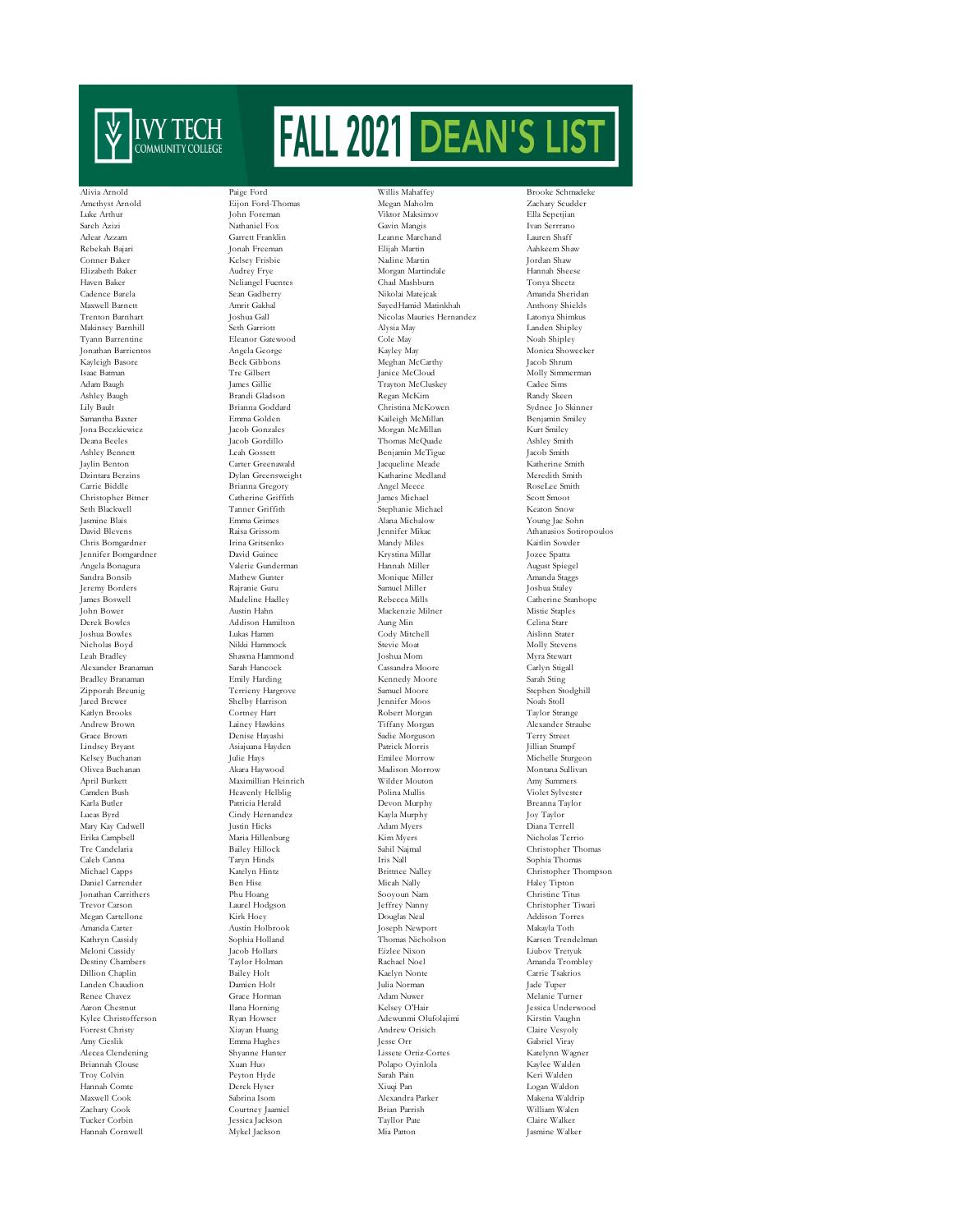# IVY TECH COMMUNITY COLLEGE FALL 2021 DEAN'S LIST

Alivia Arnold
Amethyst Arnold
Luke Arthur
Sareh Azizi
Adear Azzam
Rebekah Bajari
Conner Baker
Elizabeth Baker
Haven Baker
Cadence Barela
Maxwell Barnett
Trenton Barnhart
Makinsey Barnhill
Tyann Barrentine
Jonathan Barrientos
Kayleigh Basore
Isaac Batman
Adam Baugh
Ashley Baugh
Lily Bault
Samantha Baxter
Jona Beczkiewicz
Deana Beeles
Ashley Bennett
Jaylin Benton
Dzintara Berzins
Carrie Biddle
Christopher Bitner
Seth Blackwell
Jasmine Blais
David Blevens
Chris Bomgardner
Jennifer Bomgardner
Angela Bonagura
Sandra Bonsib
Jeremy Borders
James Boswell
John Bower
Derek Bowles
Joshua Bowles
Nicholas Boyd
Leah Bradley
Alexander Branaman
Bradley Branaman
Zipporah Breunig
Jared Brewer
Katlyn Brooks
Andrew Brown
Grace Brown
Lindsey Bryant
Kelsey Buchanan
Olivea Buchanan
April Burkett
Camden Bush
Karla Butler
Lucas Byrd
Mary Kay Cadwell
Erika Campbell
Tre Candelaria
Caleb Canna
Michael Capps
Daniel Carrender
Jonathan Carrithers
Trevor Carson
Megan Cartellone
Amanda Carter
Kathryn Cassidy
Meloni Cassidy
Destiny Chambers
Dillion Chaplin
Landen Chaudion
Renee Chavez
Aaron Chestnut
Kylee Christofferson
Forrest Christy
Amy Cieslik
Alecea Clendening
Briannah Clouse
Troy Colvin
Hannah Comte
Maxwell Cook
Zachary Cook
Tucker Corbin
Hannah Cornwell

Paige Ford
Eijon Ford-Thomas
John Foreman
Nathaniel Fox
Garrett Franklin
Jonah Freeman
Kelsey Frisbie
Audrey Frye
Neliangel Fuentes
Sean Gadberry
Amrit Gakhal
Joshua Gall
Seth Garriott
Eleanor Gatewood
Angela George
Beck Gibbons
Tre Gilbert
James Gillie
Brandi Gladson
Brianna Goddard
Emma Golden
Jacob Gonzales
Jacob Gordillo
Leah Gossett
Carter Greenawald
Dylan Greensweight
Brianna Gregory
Catherine Griffith
Tanner Griffith
Emma Grimes
Raisa Grissom
Irina Gritsenko
David Guinee
Valerie Gunderman
Mathew Gunter
Rajranie Guru
Madeline Hadley
Austin Hahn
Addison Hamilton
Lukas Hamm
Nikki Hammock
Shawna Hammond
Sarah Hancock
Emily Harding
Terrieny Hargrove
Shelby Harrison
Cortney Hart
Lainey Hawkins
Denise Hayashi
Asiajuana Hayden
Julie Hays
Akara Haywood
Maximillian Heinrich
Heavenly Helblig
Patricia Herald
Cindy Hernandez
Justin Hicks
Maria Hillenburg
Bailey Hillock
Taryn Hinds
Katelyn Hintz
Ben Hise
Phu Hoang
Laurel Hodgson
Kirk Hoey
Austin Holbrook
Sophia Holland
Jacob Hollars
Taylor Holman
Bailey Holt
Damien Holt
Grace Horman
Ilana Horning
Ryan Howser
Xiayan Huang
Emma Hughes
Shyanne Hunter
Xuan Huo
Peyton Hyde
Derek Hyser
Sabrina Isom
Courtney Jaamiel
Jessica Jackson
Mykel Jackson

Willis Mahaffey
Megan Maholm
Viktor Maksimov
Gavin Mangis
Leanne Marchand
Elijah Martin
Nadine Martin
Morgan Martindale
Chad Mashburn
Nikolai Matejcak
SayedHamid Matinkhah
Nicolas Mauries Hernandez
Alysia May
Cole May
Kayley May
Meghan McCarthy
Janice McCloud
Trayton McCluskey
Regan McKim
Christina McKowen
Kaileigh McMillan
Morgan McMillan
Thomas McQuade
Benjamin McTigue
Jacqueline Meade
Katharine Medland
Angel Meece
James Michael
Stephanie Michael
Alana Michalow
Jennifer Mikac
Mandy Miles
Krystina Millar
Hannah Miller
Monique Miller
Samuel Miller
Rebecca Mills
Mackenzie Milner
Aung Min
Cody Mitchell
Stevie Moat
Joshua Mom
Cassandra Moore
Kennedy Moore
Samuel Moore
Jennifer Moos
Robert Morgan
Tiffany Morgan
Sadie Morguson
Patrick Morris
Emilee Morrow
Madison Morrow
Wilder Mouton
Polina Mullis
Devon Murphy
Kayla Murphy
Adam Myers
Kim Myers
Sahil Najmal
Iris Nall
Brittnee Nalley
Micah Nally
Sooyoun Nam
Jeffrey Nanny
Douglas Neal
Joseph Newport
Thomas Nicholson
Eizlee Nixon
Rachael Noel
Kaelyn Nonte
Julia Norman
Adam Nuwer
Kelsey O'Hair
Adewunmi Olufolajimi
Andrew Orisich
Jesse Orr
Lissete Ortiz-Cortes
Polapo Oyinlola
Sarah Pain
Xiuqi Pan
Alexandra Parker
Brian Parrish
Tayllor Pate
Mia Patton

Brooke Schmadeke
Zachary Scudder
Ella Sepetjian
Ivan Serrrano
Lauren Shaff
Aahkeem Shaw
Jordan Shaw
Hannah Sheese
Tonya Sheetz
Amanda Sheridan
Anthony Shields
Latonya Shimkus
Landen Shipley
Noah Shipley
Monica Showecker
Jacob Shrum
Molly Simmerman
Cadee Sims
Randy Skeen
Sydnee Jo Skinner
Benjamin Smiley
Kurt Smiley
Ashley Smith
Jacob Smith
Katherine Smith
Meredith Smith
RoseLee Smith
Scott Smoot
Keaton Snow
Young Jae Sohn
Athanasios Sotiropoulos
Kaitlin Sowder
Jozee Spatta
August Spiegel
Amanda Staggs
Joshua Staley
Catherine Stanhope
Mistie Staples
Celina Starr
Aislinn Stater
Molly Stevens
Myra Stewart
Carlyn Stigall
Sarah Sting
Stephen Stodghill
Noah Stoll
Taylor Strange
Alexander Straube
Terry Street
Jillian Stumpf
Michelle Sturgeon
Montana Sullivan
Amy Summers
Violet Sylvester
Breanna Taylor
Joy Taylor
Diana Terrell
Nicholas Terrio
Christopher Thomas
Sophia Thomas
Christopher Thompson
Haley Tipton
Christine Titus
Christopher Tiwari
Addison Torres
Makayla Toth
Karsen Trendelman
Liubov Tretyuk
Amanda Trombley
Carrie Tsakrios
Jade Tuper
Melanie Turner
Jessica Underwood
Kirstin Vaughn
Claire Vesyoly
Gabriel Viray
Katelynn Wagner
Kaylee Walden
Keri Walden
Logan Waldon
Makena Waldrip
William Walen
Claire Walker
Jasmine Walker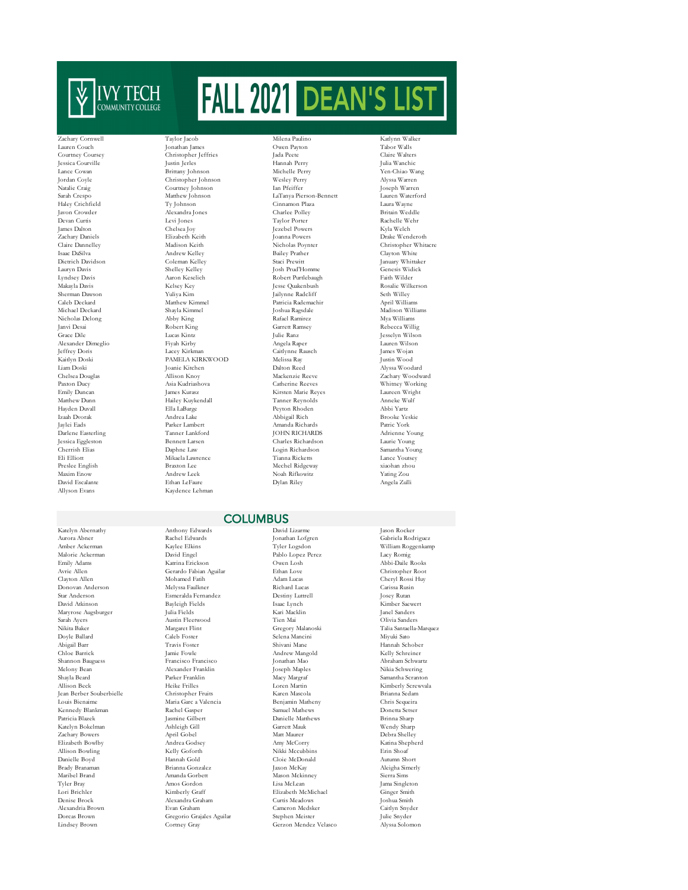# FALL 2021 DEAN'S LIST

IVY TECH COMMUNITY COLLEGE

Zachary Cornwell
Lauren Couch
Courtney Coursey
Jessica Courville
Lance Cowan
Jordan Coyle
Natalie Craig
Sarah Crespo
Haley Crichfield
Javon Crowder
Devan Curtis
James Dalton
Zachary Daniels
Claire Dannelley
Isaac DaSilva
Dietrich Davidson
Lauryn Davis
Lyndsey Davis
Makayla Davis
Sherman Dawson
Caleb Deckard
Michael Deckard
Nicholas Delong
Janvi Desai
Grace Dile
Alexander Dimeglio
Jeffrey Doris
Kaitlyn Doski
Liam Doski
Chelsea Douglas
Paxton Ducy
Emily Duncan
Matthew Dunn
Hayden Duvall
Izaah Dvorak
Jaylei Eads
Darlene Easterling
Jessica Eggleston
Cherrish Elias
Eli Elliott
Preslee English
Maxim Enow
David Escalante
Allyson Evans
Taylor Jacob
Jonathan James
Christopher Jeffries
Justin Jerles
Brittany Johnson
Christopher Johnson
Courtney Johnson
Matthew Johnson
Ty Johnson
Alexandra Jones
Levi Jones
Chelsea Joy
Elizabeth Keith
Madison Keith
Andrew Kelley
Coleman Kelley
Shelley Kelley
Aaron Keselich
Kelsey Key
Yuliya Kim
Matthew Kimmel
Shayla Kimmel
Abby King
Robert King
Lucas Kintz
Fiyah Kirby
Lacey Kirkman
PAMELA KIRKWOOD
Joanie Kitchen
Allison Knoy
Asia Kudriashova
James Kurasz
Hailey Kuykendall
Ella LaBarge
Andrea Lake
Parker Lambert
Tanner Lankford
Bennett Larsen
Daphne Law
Mikaela Lawrence
Braxton Lee
Andrew Leek
Ethan LeFaure
Kaydence Lehman
Milena Paulino
Owen Payton
Jada Peete
Hannah Perry
Michelle Perry
Wesley Perry
Ian Pfeiffer
LaTanya Pierson-Bennett
Cinnamon Plaza
Charlee Polley
Taylor Porter
Jezebel Powers
Joanna Powers
Nicholas Poynter
Bailey Prather
Staci Prewitt
Josh Prud'Homme
Robert Purtlebaugh
Jesse Quakenbush
Jailynne Radcliff
Patricia Rademachir
Joshua Ragsdale
Rafael Ramirez
Garrett Ramsey
Julie Ranz
Angela Raper
Caitlynne Rausch
Melissa Ray
Dalton Reed
Mackenzie Reeve
Catherine Reeves
Kirsten Marie Reyes
Tanner Reynolds
Peyton Rhoden
Abbigail Rich
Amanda Richards
JOHN RICHARDS
Charles Richardson
Login Richardson
Tianna Ricketts
Mechel Ridgeway
Noah Rifkowitz
Dylan Riley
Katlynn Walker
Tabor Walls
Claire Walters
Julia Wanchic
Yen-Chiao Wang
Alyssa Warren
Joseph Warren
Lauren Waterford
Laura Wayne
Britain Weddle
Rachelle Wehr
Kyla Welch
Drake Wenderoth
Christopher Whitacre
Clayton White
January Whittaker
Genesis Widick
Faith Wilder
Rosalie Wilkerson
Seth Willey
April Williams
Madison Williams
Mya Williams
Rebecca Willig
Jesselyn Wilson
Lauren Wilson
James Wojan
Justin Wood
Alyssa Woodard
Zachary Woodward
Whitney Working
Laureen Wright
Anneke Wulf
Abbi Yartz
Brooke Yeskie
Patric York
Adrienne Young
Laurie Young
Samantha Young
Lance Youtsey
xiaohan zhou
Yating Zou
Angela Zulli

## COLUMBUS

Katelyn Abernathy
Aurora Abner
Amber Ackerman
Malorie Ackerman
Emily Adams
Avrie Allen
Clayton Allen
Donovan Anderson
Star Anderson
David Atkinson
Maryrose Augsburger
Sarah Ayers
Nikita Baker
Doyle Ballard
Abigail Barr
Chloe Barrick
Shannon Bauguess
Melony Bean
Shayla Beard
Allison Beck
Jean Berber Souberbielle
Louis Bienaime
Kennedy Blankman
Patricia Blazek
Katelyn Bokelman
Zachary Bowers
Elizabeth Bowlby
Allison Bowling
Danielle Boyd
Brady Branaman
Maribel Brand
Tyler Bray
Lori Brichler
Denise Brock
Alexandria Brown
Dorcas Brown
Lindsey Brown
Anthony Edwards
Rachel Edwards
Kaylee Elkins
David Engel
Katrina Erickson
Gerardo Fabian Aguilar
Mohamed Fatih
Melyssa Faulkner
Esmeralda Fernandez
Bayleigh Fields
Julia Fields
Austin Fleetwood
Margaret Flint
Caleb Foster
Travis Foster
Jamie Fowle
Francisco Francisco
Alexander Franklin
Parker Franklin
Heike Frilles
Christopher Fruits
Maria Garc a Valencia
Rachel Gasper
Jasmine Gilbert
Ashleigh Gill
April Gobel
Andrea Godsey
Kelly Goforth
Hannah Gold
Brianna Gonzalez
Amanda Gorbett
Amos Gordon
Kimberly Graff
Alexandra Graham
Evan Graham
Gregorio Grajales Aguilar
Cortney Gray
David Lizarme
Jonathan Lofgren
Tyler Logsdon
Pablo Lopez Perez
Owen Losh
Ethan Love
Adam Lucas
Richard Lucas
Destiny Luttrell
Isaac Lynch
Kari Macklin
Tien Mai
Gregory Malanoski
Selena Mancini
Shivani Mane
Andrew Mangold
Jonathan Mao
Joseph Maples
Macy Margraf
Loren Martin
Karen Mascola
Benjamin Matheny
Samuel Mathews
Danielle Matthews
Garrett Mauk
Matt Maurer
Amy McCorry
Nikki Mccubbins
Cloie McDonald
Jaxon McKay
Mason Mckinney
Lisa McLean
Elizabeth McMichael
Curtis Meadows
Cameron Medsker
Stephen Meister
Gerzon Mendez Velasco
Jason Rocker
Gabriela Rodriguez
William Roggenkamp
Lacy Romig
Abbi-Daile Rooks
Christopher Root
Cheryl Rossi Huy
Carissa Rusin
Josey Rutan
Kimber Saewert
Janel Sanders
Olivia Sanders
Talia Santaella-Marquez
Miyuki Sato
Hannah Schober
Kelly Schreiner
Abraham Schwartz
Nikia Schwering
Samantha Scranton
Kimberly Screwvala
Brianna Sedam
Chris Sequeira
Donetta Setser
Brinna Sharp
Wendy Sharp
Debra Shelley
Katina Shepherd
Erin Shoaf
Autumn Short
Aleigha Simerly
Sierra Sims
Jama Singleton
Ginger Smith
Joshua Smith
Caitlyn Snyder
Julie Snyder
Alyssa Solomon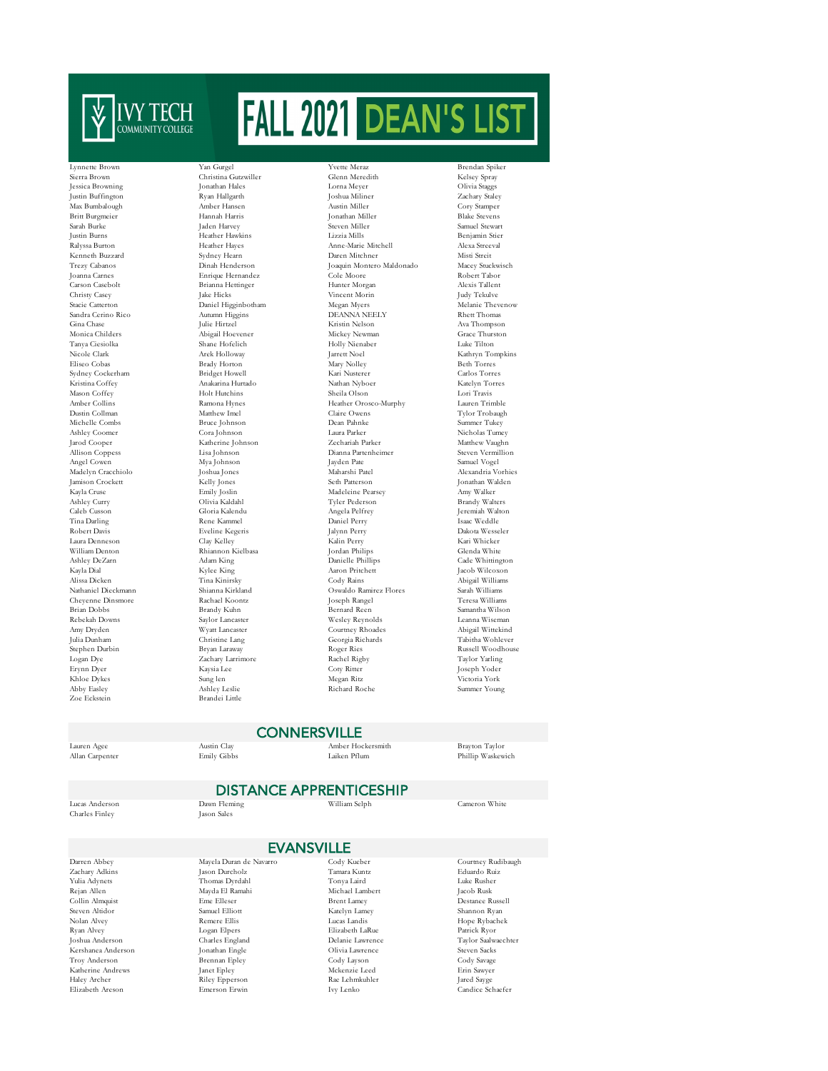# IVY TECH COMMUNITY COLLEGE FALL 2021 DEAN'S LIST

Lynnette Brown
Sierra Brown
Jessica Browning
Justin Buffington
Max Bumbalough
Britt Burgmeier
Sarah Burke
Justin Burns
Ralyssa Burton
Kenneth Buzzard
Trezy Cabanos
Joanna Carnes
Carson Casebolt
Christy Casey
Stacie Catterton
Sandra Cerino Rico
Gina Chase
Monica Childers
Tanya Ciesiolka
Nicole Clark
Eliseo Cobas
Sydney Cockerham
Kristina Coffey
Mason Coffey
Amber Collins
Dustin Collman
Michelle Combs
Ashley Coomer
Jarod Cooper
Allison Coppess
Angel Cowen
Madelyn Cracchiolo
Jamison Crockett
Kayla Cruse
Ashley Curry
Caleb Cusson
Tina Darling
Robert Davis
Laura Denneson
William Denton
Ashley DeZarn
Kayla Dial
Alissa Dicken
Nathaniel Dieckmann
Cheyenne Dinsmore
Brian Dobbs
Rebekah Downs
Amy Dryden
Julia Dunham
Stephen Durbin
Logan Dye
Erynn Dyer
Khloe Dykes
Abby Easley
Zoe Eckstein
Yan Gurgel
Christina Gutzwiller
Jonathan Hales
Ryan Hallgarth
Amber Hansen
Hannah Harris
Jaden Harvey
Heather Hawkins
Heather Hayes
Sydney Hearn
Dinah Henderson
Enrique Hernandez
Brianna Hettinger
Jake Hicks
Daniel Higginbotham
Autumn Higgins
Julie Hirtzel
Abigail Hoevener
Shane Hofelich
Arek Holloway
Brady Horton
Bridget Howell
Anakarina Hurtado
Holt Hutchins
Ramona Hynes
Matthew Imel
Bruce Johnson
Cora Johnson
Katherine Johnson
Lisa Johnson
Mya Johnson
Joshua Jones
Kelly Jones
Emily Joslin
Olivia Kaldahl
Gloria Kalendu
Rene Kammel
Eveline Kegeris
Clay Kelley
Rhiannon Kielbasa
Adam King
Kylee King
Tina Kinirsky
Shianna Kirkland
Rachael Koontz
Brandy Kuhn
Saylor Lancaster
Wyatt Lancaster
Christine Lang
Bryan Laraway
Zachary Larrimore
Kaysia Lee
Sung len
Ashley Leslie
Brandei Little
Yvette Meraz
Glenn Meredith
Lorna Meyer
Joshua Miliner
Austin Miller
Jonathan Miller
Steven Miller
Lizzia Mills
Anne-Marie Mitchell
Daren Mitchner
Joaquin Montero Maldonado
Cole Moore
Hunter Morgan
Vincent Morin
Megan Myers
DEANNA NEELY
Kristin Nelson
Mickey Newman
Holly Nienaber
Jarrett Noel
Mary Nolley
Kari Nusterer
Nathan Nyboer
Sheila Olson
Heather Orosco-Murphy
Claire Owens
Dean Pahnke
Laura Parker
Zechariah Parker
Dianna Partenheimer
Jayden Pate
Maharshi Patel
Seth Patterson
Madeleine Pearsey
Tyler Pederson
Angela Pelfrey
Daniel Perry
Jalynn Perry
Kalin Perry
Jordan Philips
Danielle Phillips
Aaron Pritchett
Cody Rains
Oswaldo Ramirez Flores
Joseph Rangel
Bernard Reen
Wesley Reynolds
Courtney Rhoades
Georgia Richards
Roger Ries
Rachel Rigby
Coty Ritter
Megan Ritz
Richard Roche
Brendan Spiker
Kelsey Spray
Olivia Staggs
Zachary Staley
Cory Stamper
Blake Stevens
Samuel Stewart
Benjamin Stier
Alexa Streeval
Misti Streit
Macey Stuckwisch
Robert Tabor
Alexis Tallent
Judy Tekulve
Melanie Thevenow
Rhett Thomas
Ava Thompson
Grace Thurston
Luke Tilton
Kathryn Tompkins
Beth Torres
Carlos Torres
Katelyn Torres
Lori Travis
Lauren Trimble
Tylor Trobaugh
Summer Tukey
Nicholas Tumey
Matthew Vaughn
Steven Vermillion
Samuel Vogel
Alexandria Vorhies
Jonathan Walden
Amy Walker
Brandy Walters
Jeremiah Walton
Isaac Weddle
Dakota Wesseler
Kari Whicker
Glenda White
Cade Whittington
Jacob Wilcoxon
Abigail Williams
Sarah Williams
Teresa Williams
Samantha Wilson
Leanna Wiseman
Abigail Wittekind
Tabitha Wohlever
Russell Woodhouse
Taylor Yarling
Joseph Yoder
Victoria York
Summer Young

## CONNERSVILLE

Lauren Agee
Allan Carpenter
Austin Clay
Emily Gibbs
Amber Hockersmith
Laiken Pflum
Brayton Taylor
Phillip Waskewich

## DISTANCE APPRENTICESHIP

Lucas Anderson
Charles Finley
Dawn Fleming
Jason Sales
William Selph
Cameron White

## EVANSVILLE

Darren Abbey
Zachary Adkins
Yulia Adynets
Rejan Allen
Collin Almquist
Steven Altidor
Nolan Alvey
Ryan Alvey
Joshua Anderson
Kershanea Anderson
Troy Anderson
Katherine Andrews
Haley Archer
Elizabeth Areson
Mayela Duran de Navarro
Jason Durcholz
Thomas Dyrdahl
Mayda El Ramahi
Eme Elleser
Samuel Elliott
Remere Ellis
Logan Elpers
Charles England
Jonathan Engle
Brennan Epley
Janet Epley
Riley Epperson
Emerson Erwin
Cody Kueber
Tamara Kuntz
Tonya Laird
Michael Lambert
Brent Lamey
Katelyn Lamey
Lucas Landis
Elizabeth LaRue
Delanie Lawrence
Olivia Lawrence
Cody Layson
Mckenzie Leed
Rae Lehmkuhler
Ivy Lenko
Courtney Rudibaugh
Eduardo Ruiz
Luke Rusher
Jacob Rusk
Destanee Russell
Shannon Ryan
Hope Rybachek
Patrick Ryor
Taylor Saalwaechter
Steven Sacks
Cody Savage
Erin Sawyer
Jared Sayge
Candice Schaefer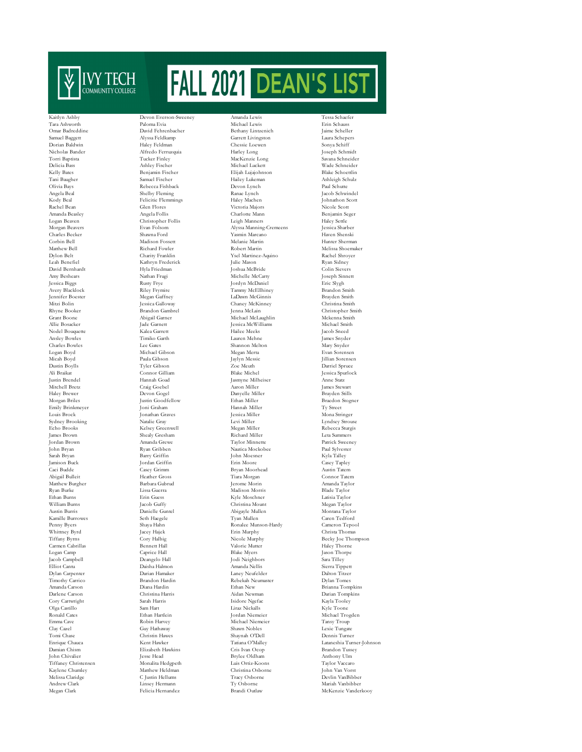# IVY TECH COMMUNITY COLLEGE FALL 2021 DEAN'S LIST

Kaitlyn Ashby
Tara Ashworth
Omar Badreddine
Samuel Baggett
Dorian Baldwin
Nicholas Bander
Torri Baptista
Delicia Bass
Kelly Bates
Tani Baugher
Olivia Bays
Angela Beal
Kody Beal
Rachel Bean
Amanda Beasley
Logan Beaven
Morgan Beavers
Charles Becker
Corbin Bell
Matthew Bell
Dylon Belt
Leah Benefiel
David Bernhardt
Amy Beshears
Jessica Biggs
Avery Blacklock
Jennifer Boester
Mitzi Bolin
Rhyne Booker
Grant Boone
Allie Bosacker
Nodel Bouquette
Ansley Bowles
Charles Bowles
Logan Boyd
Micah Boyd
Dustin Boylls
Ali Braikat
Justin Brendel
Mitchell Bretz
Haley Brewer
Morgan Briles
Emily Brinkmeyer
Louis Brock
Sydney Brooking
Echo Brooks
James Brown
Jordan Brown
John Bryan
Sarah Bryan
Jamison Buck
Caci Budde
Abigail Bulleit
Matthew Burgher
Ryan Burke
Ethan Burns
William Burns
Austin Burris
Kamille Burrowes
Penny Byers
Whittney Byrd
Tiffany Byrns
Carmen Cabrillas
Logan Camp
Jacob Campbell
Elliot Cantu
Dylan Carpenter
Timothy Carrico
Amanda Carson
Darlene Carson
Cory Cartwright
Olga Castillo
Ronald Cates
Emma Cave
Clay Cazel
Tomi Chase
Enrique Chauca
Damian Chism
John Chivalier
Tiffaney Christensen
Kaylene Chumley
Melissa Claridge
Andrew Clark
Megan Clark
Devon Everson-Sweeney
Paloma Evia
David Fehrenbacher
Alyssa Feldkamp
Haley Feldman
Alfredo Ferruzquia
Tucker Finley
Ashley Fischer
Benjamin Fischer
Samuel Fischer
Rebecca Fishback
Shelby Fleming
Felicitie Flemmings
Glen Flores
Angela Follis
Christopher Follis
Evan Folsom
Shawna Ford
Madison Fossett
Richard Fowler
Charity Franklin
Kathryn Frederick
Hyla Friedman
Nathan Frugi
Rusty Frye
Riley Frymire
Megan Gaffney
Jessica Galloway
Brandon Gambrel
Abigail Garner
Jade Garnett
Kalea Garrett
Timiko Garth
Lee Gates
Michael Gibson
Paula Gibson
Tyler Gibson
Connor Gilliam
Hannah Goad
Craig Goebel
Devon Gogel
Justin Goodfellow
Joni Graham
Jonathan Graves
Natalie Gray
Kelsey Greenwell
Shealy Gresham
Amanda Grewe
Ryan Gribben
Barry Griffin
Jordan Griffin
Casey Grimm
Heather Gross
Barbara Gubrud
Lissa Guerra
Erin Guess
Jacob Guffy
Danielle Guntel
Seth Haegele
Shaya Hahn
Jacey Hajek
Cory Halbig
Bennett Hall
Caprice Hall
Deangelo Hall
Daisha Halmon
Darian Hamaker
Brandon Hardin
Diana Hardin
Christina Harris
Sarah Harris
Sam Hart
Ethan Hartlein
Robin Harvey
Guy Hathaway
Christin Hawes
Kent Hawker
Elizabeth Hawkins
Jesse Head
Monalita Hedgpeth
Matthew Heldman
C Justin Hellums
Linsey Hermann
Felicia Hernandez
Amanda Lewis
Michael Lewis
Bethany Lintzenich
Garrett Livingston
Chessie Loewen
Harley Long
MacKenzie Long
Michael Luckett
Elijah Lujajohnson
Hailey Lukeman
Devon Lynch
Ranae Lynch
Haley Machen
Victoria Majors
Charlotte Mann
Leigh Manners
Alyssa Manning-Cremeens
Yasmin Marcano
Melanie Martin
Robert Martin
Ysel Martinez-Aquino
Julie Mason
Joshua McBride
Michelle McCarty
Jordyn McDaniel
Tammy McEllhiney
LaDawn McGinnis
Chaney McKinney
Jenna McLain
Michael McLaughlin
Jessica McWilliams
Hailee Meeks
Lauren Mehne
Shannon Melton
Megan Merta
Jaylyn Messic
Zoe Meuth
Blake Michel
Jasmyne Milheiser
Aaron Miller
Danyelle Miller
Ethan Miller
Hannah Miller
Jessica Miller
Levi Miller
Megan Miller
Richard Miller
Taylor Minnette
Nautica Mockobee
John Moesner
Erin Moore
Bryan Moorhead
Tiara Morgan
Jerome Morin
Madison Morris
Kyle Moschner
Christina Mount
Abigayle Mullen
Tyan Mullen
Ronalee Munson-Hardy
Erin Murphy
Nicole Murphy
Valorie Mutter
Blake Myers
Jodi Neighbors
Amanda Nellis
Laney Neufelder
Rebekah Neumaster
Ethan New
Aidan Newman
Isidore Ngefac
Liraz Nickalls
Jordan Niemeier
Michael Niemeier
Shawn Nobles
Shaynah O'Dell
Tatiana O'Malley
Cris Ivan Ocop
Brylee Oldham
Luis Ortiz-Koons
Christina Osborne
Tracy Osborne
Ty Osborne
Brandi Outlaw
Tessa Schaefer
Erin Schauss
Jaime Scheller
Laura Schepers
Sonya Schiff
Joseph Schmidt
Savana Schneider
Wade Schneider
Blake Schoettlin
Ashleigh Schulz
Paul Schutte
Jacob Schwindel
Johnathon Scott
Nicole Scott
Benjamin Seger
Haley Settle
Jessica Sharber
Haven Shenski
Hunter Sherman
Melissa Shoemaker
Rachel Shroyer
Ryan Sidney
Colin Sievers
Joseph Sinnett
Eric Slygh
Brandon Smith
Brayden Smith
Christina Smith
Christopher Smith
Mckenna Smith
Michael Smith
Jacob Sneed
James Snyder
Mary Snyder
Evan Sorensen
Jillian Sorensen
Darriel Spruce
Jessica Spurlock
Anne Statz
James Stewart
Brayden Stills
Braedon Stogner
Ty Street
Mona Stringer
Lyndsey Strouse
Rebecca Sturgis
Leta Summers
Patrick Sweeney
Paul Sylvester
Kyla Talley
Casey Tapley
Austin Tatem
Connor Tatem
Amanda Taylor
Blade Taylor
Latisia Taylor
Megan Taylor
Montana Taylor
Caren Tedford
Cameron Tepool
Christa Thomas
Becky Joe Thompson
Haley Thorne
Jason Thorpe
Sara Tilley
Sierra Tippett
Dalton Titzer
Dylan Tomes
Brianna Tompkins
Darian Tompkins
Kayla Tooley
Kyle Toone
Michael Trogden
Tansy Troup
Lexie Tungate
Dennis Turner
Lataneshia Turner-Johnson
Brandon Tussey
Anthony Ulm
Taylor Vaccaro
John Van Vorst
Devlin VanBibber
Mariah Vanbibber
McKenzie Vanderkooy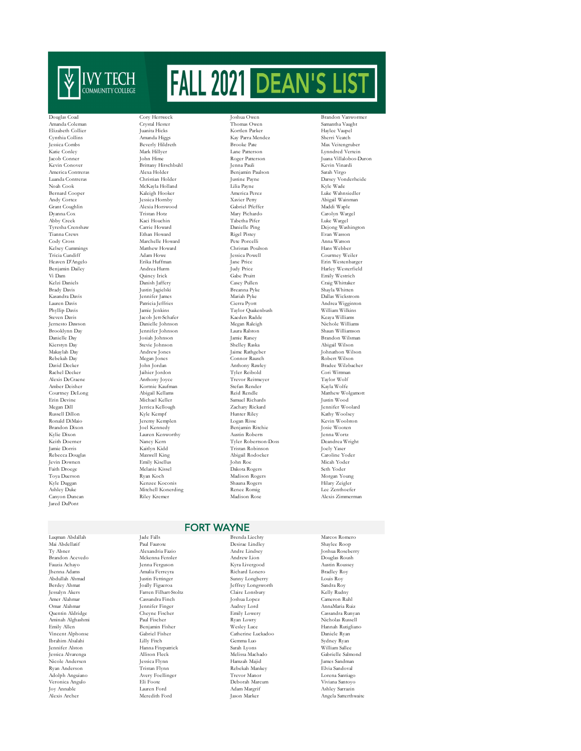# IVY TECH COMMUNITY COLLEGE — FALL 2021 DEAN'S LIST

Douglas Coad
Amanda Coleman
Elizabeth Collier
Cynthia Collins
Jessica Combs
Katie Conley
Jacob Conner
Kevin Conover
America Contreras
Luanda Contreras
Noah Cook
Bernard Cooper
Andy Cortez
Grant Coughlin
Dyanna Cox
Abby Creek
Tyresha Crenshaw
Tianna Crews
Cody Cross
Kelsey Cummings
Tricia Cundiff
Heaven D'Angelo
Benjamin Dailey
Vi Dam
Kelzi Daniels
Brady Davis
Kasandra Davis
Lauren Davis
Phyllip Davis
Steven Davis
Jernesto Dawson
Brooklynn Day
Danielle Day
Kierstyn Day
Makaylah Day
Rebekah Day
David Decker
Rachel Decker
Alexis DeCraene
Amber Deisher
Courtney DeLong
Erin Devine
Megan Dill
Russell Dillon
Ronald DiMaio
Brandon Dixon
Kylie Dixon
Keith Doerner
Jamie Dorris
Rebecca Douglas
Jevin Downen
Faith Droege
Toya Duerson
Kyle Duggan
Ashley Duke
Canyon Duncan
Jared DuPont

Cory Hertweck
Crystal Hester
Juanita Hicks
Amanda Higgs
Beverly Hildreth
Mark Hillyer
John Hime
Brittany Hirschbuhl
Alexa Holder
Christian Holder
McKayla Holland
Kaleigh Hooker
Jessica Hornby
Alexia Horswood
Tristan Hotz
Kaci Houchin
Carrie Howard
Ethan Howard
Marchelle Howard
Matthew Howard
Adam Howe
Erika Huffman
Andrea Hurm
Quincy Irick
Danish Jaffery
Justin Jagielski
Jennifer James
Patricia Jeffries
Jamie Jenkins
Jacob Jett-Schafer
Danielle Johnson
Jennifer Johnson
Josiah Johnson
Stevie Johnson
Andrew Jones
Megan Jones
John Jordan
Jaihier Jordan
Anthony Joyce
Kortnie Kaufman
Abigail Kellams
Michael Keller
Jerrica Kellough
Kyle Kempf
Jeremy Kemplen
Joel Kennedy
Lauren Kenworthy
Nancy Kern
Kaitlyn Kidd
Maxwell King
Emily Kisellus
Melanie Kissel
Ryan Koch
Kenzee Koconis
Mitchell Konerding
Riley Kremer

Joshua Owen
Thomas Owen
Kortlen Parker
Kay Parra Mendez
Brooke Pate
Lane Patterson
Roger Patterson
Jenna Pauli
Benjamin Paulson
Justine Payne
Lilia Payne
America Perez
Xavier Petty
Gabriel Pfeffer
Mary Pichardo
Tabetha Pifer
Danielle Ping
Rigel Pistey
Pete Porcelli
Christan Poulson
Jessica Powell
Jane Price
Judy Price
Gabe Pruitt
Casey Pullen
Breanna Pyke
Mariah Pyke
Cierra Pyott
Taylor Quakenbush
Kaeden Radde
Megan Raleigh
Laura Ralston
Jamie Raney
Shelley Raska
Jaime Rathgeber
Connor Rausch
Anthony Rawley
Tyler Reibold
Trevor Reitmeyer
Stefan Render
Reid Rendle
Samuel Richards
Zachary Rickard
Hunter Riley
Logan Risse
Benjamin Ritchie
Austin Roberts
Tyler Robertson-Doss
Tristan Robinson
Abigail Rodocker
John Roe
Dakota Rogers
Madison Rogers
Shauna Rogers
Renee Romig
Madison Rose

Brandon Vanwormer
Samantha Vaught
Haylee Vaupel
Sherri Veatch
Max Veitengruber
Lynndred Vertein
Juana Villalobos-Duron
Kevin Vinardi
Sarah Virgo
Darsey Vonderheide
Kyle Wade
Luke Wahnsiedler
Abigail Wainman
Maddi Waple
Carolyn Wargel
Luke Wargel
Dejong Washington
Evan Wasson
Anna Watson
Hans Webber
Courtney Weiler
Erin Westenbarger
Harley Westerfield
Emily Westrich
Craig Whittaker
Shayla Whitten
Dallas Wickstrom
Andrea Wigginton
William Wilkins
Keaya Williams
Nichole Williams
Shaun Williamson
Brandon Wilsman
Abigail Wilson
Johnathon Wilson
Robert Wilson
Bradee Wilzbacher
Cori Wittman
Taylor Wolf
Kayla Wolfe
Matthew Wolgamott
Justin Wood
Jennifer Woolard
Kathy Woolsey
Kevin Woolston
Josie Wooten
Jenna Wortz
Deandrea Wright
Joely Yaser
Caroline Yoder
Micah Yoder
Seth Yoder
Morgan Young
Hilary Zeigler
Lee Zenthoefer
Alexis Zimmerman

## FORT WAYNE

Luqman Abdallah
Mai Abdellatif
Ty Abner
Brandon Acevedo
Fauzia Achayo
Jhenna Adams
Abdullah Ahmad
Berdey Ahmat
Jessalyn Akers
Amer Alahmar
Omar Alahmar
Quentin Aldridge
Aminah Alghashmi
Emily Allen
Vincent Alphonse
Ibrahim Alsalahi
Jennifer Alston
Jessica Alvarenga
Nicole Andersen
Ryan Anderson
Adolph Anguiano
Veronica Angulo
Joy Annable
Alexis Archer

Jade Falls
Paul Faurote
Alexandria Fazio
Mckenna Fensler
Jenna Ferguson
Amalia Ferreyra
Justin Fettinger
Joally Figueroa
Farren Filhart-Stoltz
Cassandra Finch
Jennifer Finger
Cheyne Fischer
Paul Fischer
Benjamin Fisher
Gabriel Fisher
Lilly Fitch
Hanna Fitzpatrick
Allison Fleck
Jessica Flynn
Tristan Flynn
Avery Foellinger
Eli Foote
Lauren Ford
Meredith Ford

Brenda Liechty
Desirae Lindley
Andre Lindsey
Andrew Lion
Kyra Livergood
Richard Lonero
Sunny Longberry
Jeffrey Longsworth
Claire Lonsbury
Joshua Lopez
Audrey Lord
Emily Lowery
Ryan Lowry
Wesley Luce
Catherine Luckadoo
Gemma Luo
Sarah Lyons
Melissa Machado
Hamzah Majid
Rebekah Mankey
Trevor Manor
Deborah Marcum
Adam Margrif
Jason Marker

Marcos Romero
Shaylee Roop
Joshua Roseberry
Douglas Roush
Austin Roussey
Bradley Roy
Louis Roy
Sandra Roy
Kelly Rudny
Cameron Ruhl
AnnaMaria Ruiz
Cassandra Runyan
Nicholas Russell
Hannah Rutigliano
Daniele Ryan
Sydney Ryan
William Sallee
Gabrielle Salmond
James Sandman
Elvia Sandoval
Lorena Santiago
Viviana Santoyo
Ashley Sarrazin
Angela Satterthwaite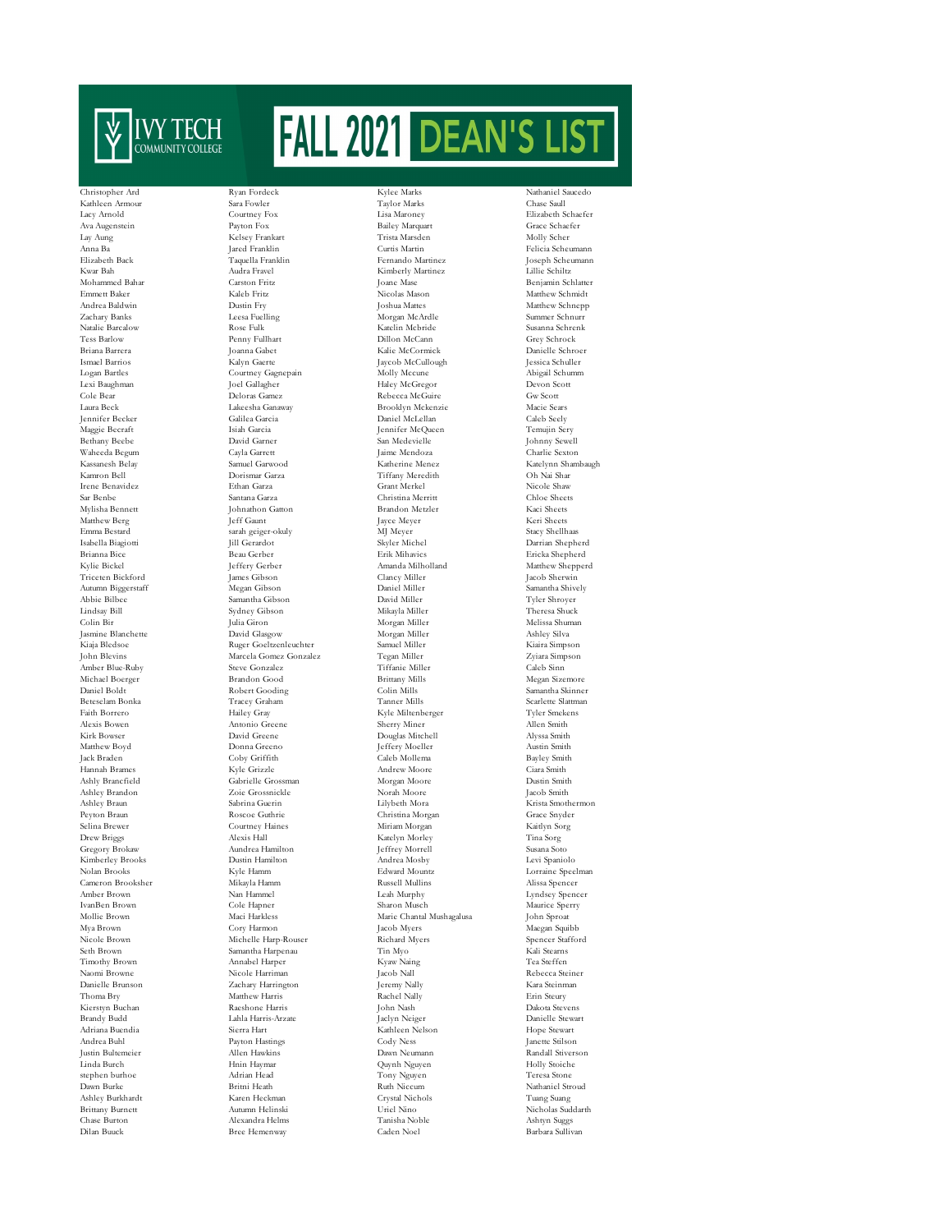# IVY TECH COMMUNITY COLLEGE FALL 2021 DEAN'S LIST

Christopher Ard
Kathleen Armour
Lacy Arnold
Ava Augenstein
Lay Aung
Anna Ba
Elizabeth Back
Kwar Bah
Mohammed Bahar
Emmett Baker
Andrea Baldwin
Zachary Banks
Natalie Barcalow
Tess Barlow
Briana Barrera
Ismael Barrios
Logan Bartles
Lexi Baughman
Cole Bear
Laura Beck
Jennifer Becker
Maggie Becraft
Bethany Beebe
Waheeda Begum
Kassanesh Belay
Kamron Bell
Irene Benavidez
Sar Benbe
Mylisha Bennett
Matthew Berg
Emma Bestard
Isabella Biagiotti
Brianna Bice
Kylie Bickel
Triceten Bickford
Autumn Biggerstaff
Abbie Bilbee
Lindsay Bill
Colin Bir
Jasmine Blanchette
Kiaja Bledsoe
John Blevins
Amber Blue-Ruby
Michael Boerger
Daniel Boldt
Beteselam Bonka
Faith Borrero
Alexis Bowen
Kirk Bowser
Matthew Boyd
Jack Braden
Hannah Brames
Ashly Brancfield
Ashley Brandon
Ashley Braun
Peyton Braun
Selina Brewer
Drew Briggs
Gregory Brokaw
Kimberley Brooks
Nolan Brooks
Cameron Brookshер
Amber Brown
IvanBen Brown
Mollie Brown
Mya Brown
Nicole Brown
Seth Brown
Timothy Brown
Naomi Browne
Danielle Brunson
Thoma Bry
Kierstyn Buchan
Brandy Budd
Adriana Buendia
Andrea Buhl
Justin Bultemeier
Linda Burch
stephen burhoe
Dawn Burke
Ashley Burkhardt
Brittany Burnett
Chase Burton
Dilan Buuck

Ryan Fordeck
Sara Fowler
Courtney Fox
Payton Fox
Kelsey Frankart
Jared Franklin
Taquella Franklin
Audra Fravel
Carston Fritz
Kaleb Fritz
Dustin Fry
Leesa Fuelling
Rose Fulk
Penny Fullhart
Joanna Gabet
Kalyn Gaerte
Courtney Gagnepain
Joel Gallagher
Deloras Gamez
Lakeesha Ganaway
Galilea Garcia
Isiah Garcia
David Garner
Cayla Garrett
Samuel Garwood
Dorismar Garza
Ethan Garza
Santana Garza
Johnathon Gatton
Jeff Gaunt
sarah geiger-okuly
Jill Gerardot
Beau Gerber
Jeffery Gerber
James Gibson
Megan Gibson
Samantha Gibson
Sydney Gibson
Julia Giron
David Glasgow
Ruger Goeltzenleuchter
Marcela Gomez Gonzalez
Steve Gonzalez
Brandon Good
Robert Gooding
Tracey Graham
Hailey Gray
Antonio Greene
David Greene
Donna Greeno
Coby Griffith
Kyle Grizzle
Gabrielle Grossman
Zoie Grossnickle
Sabrina Guerin
Roscoe Guthrie
Courtney Haines
Alexis Hall
Aundrea Hamilton
Dustin Hamilton
Kyle Hamm
Mikayla Hamm
Nan Hammel
Cole Hapner
Maci Harkless
Cory Harmon
Michelle Harp-Rouser
Samantha Harpenau
Annabel Harper
Nicole Harriman
Zachary Harrington
Matthew Harris
Raeshone Harris
Lahla Harris-Arzate
Sierra Hart
Payton Hastings
Allen Hawkins
Hnin Haymar
Adrian Head
Britni Heath
Karen Heckman
Autumn Helinski
Alexandra Helms
Bree Hemenway

Kylee Marks
Taylor Marks
Lisa Maroney
Bailey Marquart
Trista Marsden
Curtis Martin
Fernando Martinez
Kimberly Martinez
Joane Mase
Nicolas Mason
Joshua Mattes
Morgan McArdle
Katelin Mcbride
Dillon McCann
Kalie McCormick
Jaycob McCullough
Molly Mccune
Haley McGregor
Rebecca McGuire
Brooklyn Mckenzie
Daniel McLellan
Jennifer McQueen
San Medevielle
Jaime Mendoza
Katherine Menez
Tiffany Meredith
Grant Merkel
Christina Merritt
Brandon Metzler
Jayce Meyer
MJ Meyer
Skyler Michel
Erik Mihavics
Amanda Milholland
Clancy Miller
Daniel Miller
David Miller
Mikayla Miller
Morgan Miller
Morgan Miller
Samuel Miller
Tegan Miller
Tiffanie Miller
Brittany Mills
Colin Mills
Tanner Mills
Kyle Miltenberger
Sherry Miner
Douglas Mitchell
Jeffery Moeller
Caleb Mollema
Andrew Moore
Morgan Moore
Norah Moore
Lilybeth Mora
Christina Morgan
Miriam Morgan
Katelyn Morley
Jeffrey Morrell
Andrea Mosby
Edward Mountz
Russell Mullins
Leah Murphy
Sharon Musch
Marie Chantal Mushagalusa
Jacob Myers
Richard Myers
Tin Myo
Kyaw Naing
Jacob Nall
Jeremy Nally
Rachel Nally
John Nash
Jaclyn Neiger
Kathleen Nelson
Cody Ness
Dawn Neumann
Quynh Nguyen
Tony Nguyen
Ruth Niccum
Crystal Nichols
Uriel Nino
Tanisha Noble
Caden Noel

Nathaniel Saucedo
Chase Saull
Elizabeth Schaefer
Grace Schaefer
Molly Scher
Felicia Scheumann
Joseph Scheumann
Lillie Schiltz
Benjamin Schlatter
Matthew Schmidt
Matthew Schnepp
Summer Schnurr
Susanna Schrenk
Grey Schrock
Danielle Schroer
Jessica Schuller
Abigail Schumm
Devon Scott
Gw Scott
Macie Sears
Caleb Seely
Temujin Sery
Johnny Sewell
Charlie Sexton
Katelynn Shambaugh
Oh Nai Shar
Nicole Shaw
Chloe Sheets
Kaci Sheets
Keri Sheets
Stacy Shellhaas
Darrian Shepherd
Ericka Shepherd
Matthew Shepperd
Jacob Sherwin
Samantha Shively
Tyler Shroyer
Theresa Shuck
Melissa Shuman
Ashley Silva
Kiaira Simpson
Zyiara Simpson
Caleb Sinn
Megan Sizemore
Samantha Skinner
Scarlette Slattman
Tyler Smekens
Allen Smith
Alyssa Smith
Austin Smith
Bayley Smith
Ciara Smith
Dustin Smith
Jacob Smith
Krista Smothermon
Grace Snyder
Kaitlyn Sorg
Tina Sorg
Susana Soto
Levi Spaniolo
Lorraine Speelman
Alissa Spencer
Lyndsey Spencer
Maurice Sperry
John Sproat
Maegan Squibb
Spencer Stafford
Kali Stearns
Tea Steffen
Rebecca Steiner
Kara Steinman
Erin Steury
Dakota Stevens
Danielle Stewart
Hope Stewart
Janette Stilson
Randall Stiverson
Holly Stoiche
Teresa Stone
Nathaniel Stroud
Tuang Suang
Nicholas Suddarth
Ashtyn Suggs
Barbara Sullivan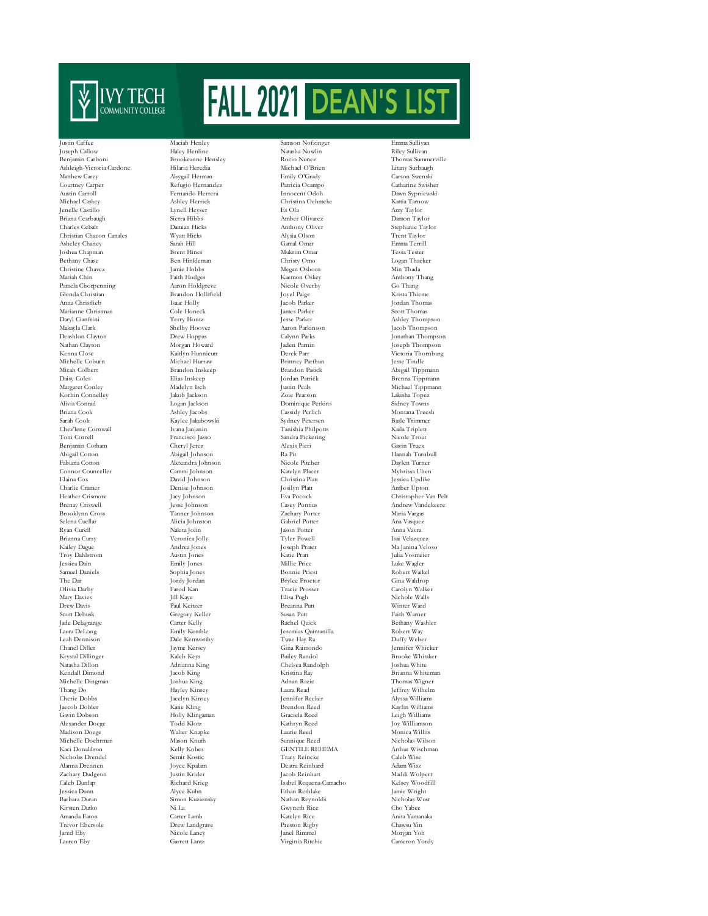# IVY TECH COMMUNITY COLLEGE FALL 2021 DEAN'S LIST

Justin Caffee
Joseph Callow
Benjamin Carboni
Ashleigh-Victoria Cardone
Matthew Carey
Courtney Carper
Austin Carroll
Michael Caskey
Jenelle Castillo
Briana Cearbaugh
Charles Cebalt
Christian Chacon Canales
Asheley Chaney
Joshua Chapman
Bethany Chase
Christine Chavez
Mariah Chin
Pamela Chorpenning
Glenda Christian
Anna Christlieb
Marianne Christman
Daryl Cianfrini
Makayla Clark
Deashlon Clayton
Nathan Clayton
Kenna Close
Michelle Coburn
Micah Colbert
Daisy Coles
Margaret Conley
Korbin Connelley
Alivia Conrad
Briana Cook
Sarah Cook
Chez'lene Cornwall
Toni Correll
Benjamin Cotham
Abigail Cotton
Fabiana Cotton
Connor Counceller
Elaina Cox
Charlie Cramer
Heather Crismore
Brenay Criswell
Brooklynn Cross
Selena Cuellar
Ryan Curell
Brianna Curry
Kailey Dague
Troy Dahlstrom
Jessica Dain
Samuel Daniels
The Dar
Olivia Darby
Mary Davies
Drew Davis
Scott Debusk
Jade Delagrange
Laura DeLong
Leah Dennison
Chanel Diller
Krystal Dillinger
Natasha Dillon
Kendall Dimond
Michelle Dingman
Thang Do
Cherie Dobbs
Jaecob Dobler
Gavin Dobson
Alexander Doege
Madison Doege
Michelle Doehrman
Kaci Donaldson
Nicholas Drendel
Alanna Drennen
Zachary Dudgeon
Caleb Dunlap
Jessica Dunn
Barbara Duran
Kirsten Dutko
Amanda Eaton
Trevor Ebersole
Jared Eby
Lauren Eby

Maciah Henley
Haley Henline
Brookeanne Hensley
Hilaria Heredia
Abygail Herman
Refugio Hernandez
Fernando Herrera
Ashley Herrick
Lynell Heyser
Sierra Hibbs
Damian Hicks
Wyatt Hicks
Sarah Hill
Brent Hines
Ben Hinkleman
Jamie Hobbs
Faith Hodges
Aaron Holdgreve
Brandon Hollifield
Isaac Holly
Cole Honeck
Terry Hontz
Shelby Hoover
Drew Hoppas
Morgan Howard
Kaitlyn Hunnicutt
Michael Hurraw
Brandon Inskeep
Elias Inskeep
Madelyn Isch
Jakob Jackson
Logan Jackson
Ashley Jacobs
Kaylee Jakubowski
Ivana Janjanin
Francisco Jasso
Cheryl Jerez
Abigail Johnson
Alexandra Johnson
Cammi Johnson
David Johnson
Denise Johnson
Jacy Johnson
Jesse Johnson
Tanner Johnson
Alicia Johnston
Nakita Jolin
Veronica Jolly
Andrea Jones
Austin Jones
Emily Jones
Sophia Jones
Jordy Jordan
Farod Kan
Jill Kaye
Paul Keitzer
Gregory Keller
Carter Kelly
Emily Kemble
Dale Kenworthy
Jayme Kersey
Kaleb Keys
Adrianna King
Jacob King
Joshua King
Hayley Kinsey
Jacelyn Kinsey
Katie Kling
Holly Klingaman
Todd Klotz
Walter Knapke
Mason Knuth
Kelly Kobes
Semir Kostic
Joyce Kpalam
Justin Krider
Richard Krieg
Alyce Kuhn
Simon Kuziensky
Ni La
Carter Lamb
Drew Landgrave
Nicole Laney
Garrett Lantz

Samson Nofzinger
Natasha Nowlin
Rocio Nunez
Michael O'Brien
Emily O'Grady
Patricia Ocampo
Innocent Odoh
Christina Oehmcke
Es Ola
Amber Olivarez
Anthony Oliver
Alysia Olson
Gamal Omar
Mukrim Omar
Christy Omo
Megan Osborn
Kaemon Oskey
Nicole Overby
Joyel Paige
Jacob Parker
James Parker
Jesse Parker
Aaron Parkinson
Calynn Parks
Jaden Parnin
Derek Parr
Brittney Parthun
Brandon Pasick
Jordan Patrick
Justin Peals
Zoie Pearson
Dominique Perkins
Cassidy Perlich
Sydney Petersen
Tanishia Philpotts
Sandra Pickering
Alexis Pieri
Ra Pit
Nicole Pitcher
Katelyn Placer
Christina Platt
Josilyn Platt
Eva Pocock
Casey Pontius
Zachary Porter
Gabriel Potter
Jason Potter
Tyler Powell
Joseph Prater
Katie Pratt
Millie Price
Bonnie Priest
Brylee Proctor
Tracie Prosser
Elisa Pugh
Breanna Putt
Susan Putt
Rachel Quick
Jeremias Quintanilla
Twae Hay Ra
Gina Raimondo
Bailey Randol
Chelsea Randolph
Kristina Ray
Adnan Razic
Laura Read
Jennifer Recker
Brendon Reed
Graciela Reed
Kathryn Reed
Laurie Reed
Sunnique Reed
GENTILE REHEMA
Tracy Reincke
Deatra Reinhard
Jacob Reinhart
Isabel Requena-Camacho
Ethan Rethlake
Nathan Reynolds
Gwyneth Rice
Katelyn Rice
Preston Rigby
Janel Rimmel
Virginia Ritchie

Emma Sullivan
Riley Sullivan
Thomas Summerville
Litany Surbaugh
Carson Swenski
Catharine Swisher
Dawn Sypniewski
Kattia Tarnow
Amy Taylor
Damon Taylor
Stephanie Taylor
Trent Taylor
Emma Terrill
Tessa Tester
Logan Thacker
Min Thada
Anthony Thang
Go Thang
Krista Thieme
Jordan Thomas
Scott Thomas
Ashley Thompson
Jacob Thompson
Jonathan Thompson
Joseph Thompson
Victoria Thornburg
Jesse Tindle
Abigail Tippmann
Brenna Tippmann
Michael Tippmann
Lakisha Topez
Sidney Towns
Montana Treesh
Basle Trimmer
Kaila Triplett
Nicole Trout
Gavin Truex
Hannah Turnbull
Daylen Turner
Myhrissa Uhen
Jessica Updike
Amber Upton
Christopher Van Pelt
Andrew Vandekeere
Maria Vargas
Ana Vasquez
Anna Vavra
Isai Velazquez
Ma Janina Veloso
Julia Vosmeier
Luke Wagler
Robert Waikel
Gina Waldrop
Carolyn Walker
Nichole Walls
Winter Ward
Faith Warner
Bethany Washler
Robert Way
Duffy Weber
Jennifer Whicker
Brooke Whitaker
Joshua White
Brianna Whiteman
Thomas Wigner
Jeffrey Wilhelm
Alyssa Williams
Kaylin Williams
Leigh Williams
Joy Williamson
Monica Willits
Nicholas Wilson
Arthur Wischman
Caleb Wise
Adam Wisz
Maddi Wolpert
Kelsey Woodfill
Jamie Wright
Nicholas Wust
Cho Yabee
Anita Yamanaka
Chawsu Yin
Morgan Yoh
Cameron Yordy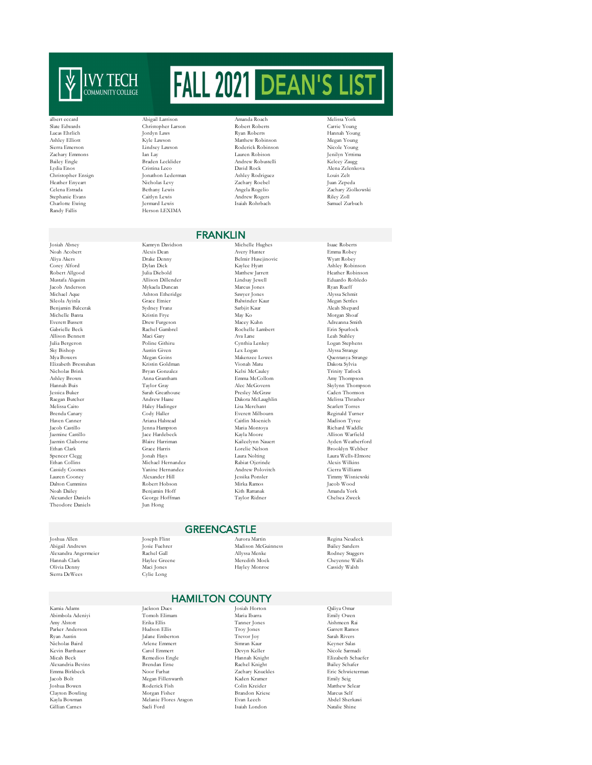# IVY TECH COMMUNITY COLLEGE FALL 2021 DEAN'S LIST

albert eccard
Slate Edwards
Lucas Ehrlich
Ashley Elliott
Sierra Emerson
Zachary Emmons
Bailey Engle
Lydia Enos
Christopher Ensign
Heather Enyeart
Celena Estrada
Stephanie Evans
Charlotte Ewing
Randy Fallis
Abigail Larrison
Christopher Larson
Jordyn Laws
Kyle Lawson
Lindsey Lawson
Ian Lay
Braden Lecklider
Cristina Leco
Jonathon Lederman
Nicholas Levy
Bethany Lewis
Caitlyn Lewis
Jermard Lewis
Herson LEXIMA
Amanda Roach
Robert Roberts
Ryan Roberts
Matthew Robinson
Roderick Robinson
Lauren Robison
Andrew Robustelli
David Rock
Ashley Rodriguez
Zachary Roebel
Angela Rogelio
Andrew Rogers
Isaiah Rohrbach
Melissa York
Carrie Young
Hannah Young
Megan Young
Nicole Young
Jenilyn Yrttima
Kelcey Zaugg
Alena Zelenkova
Louis Zelt
Juan Zepeda
Zachary Ziolkowski
Riley Zoll
Samuel Zurbuch

## FRANKLIN

Josiah Abney
Noah Acobert
Aliya Akers
Corey Alford
Robert Allgood
Mustafa Alqasim
Jacob Anderson
Michael Aque
Sileola Ayinla
Benjamin Balcerak
Michelle Banta
Everett Bassett
Gabrielle Beck
Allison Bennett
Julia Bergeron
Sky Bishop
Mya Bowers
Elizabeth Bresnahan
Nicholas Brink
Ashley Brown
Hannah Buis
Jessica Buker
Raegan Butcher
Melissa Caito
Brenda Canary
Haven Canner
Jacob Castillo
Jazmine Castillo
Jazmin Claiborne
Ethan Clark
Spencer Clegg
Ethan Collins
Cassidy Coomes
Lauren Cooney
Dalton Cummins
Noah Dailey
Alexander Daniels
Theodore Daniels
Kamryn Davidson
Alexis Dean
Drake Denny
Dylan Dick
Julia Diebold
Allison Dillender
Mykaela Duncan
Ashton Etheridge
Grace Etnier
Sydney Franz
Kristin Frye
Drew Furgeson
Rachel Gambrel
Maci Gary
Poline Githiru
Austin Given
Megan Goins
Kristin Goldman
Bryan Gonzalez
Anna Grantham
Taylor Gray
Sarah Greathouse
Andrew Haase
Haley Hadinger
Cody Haller
Ariana Halstead
Jenna Hampton
Jace Hardebeck
Blaire Harriman
Grace Harris
Jonah Hays
Michael Hernandez
Yanine Hernandez
Alexander Hill
Robert Hobson
Benjamin Hoff
George Hoffman
Jun Hong
Michelle Hughes
Avery Hunter
Belmir Husejinovic
Kaylee Hyatt
Matthew Jarrett
Lindsay Jewell
Marcus Jones
Sawyer Jones
Balwinder Kaur
Sarbjit Kaur
May Ko
Macey Kuhn
Rochelle Lambert
Ava Lane
Cynthia Lenkey
Lex Logan
Makenzee Lowes
Vionah Matu
Kelsi McCauley
Emma McCollom
Alec McGovern
Presley McGraw
Dakota McLaughlin
Lisa Merchant
Everett Milbourn
Caitlin Moenich
Maria Montoya
Kayla Moore
Kaileelynn Nauert
Lorelie Nelson
Laura Nolting
Rabiat Ojerinde
Andrew Polovitch
Jessika Ponsler
Mirka Ramos
Kith Rattanak
Taylor Ridner
Isaac Roberts
Emma Robey
Wyatt Robey
Ashley Robinson
Heather Robinson
Eduardo Robledo
Ryan Rueff
Alyssa Schmit
Megan Settles
Aleah Shepard
Morgan Shoaf
Adreanna Smith
Erin Spurlock
Leah Stahley
Logan Stephens
Alyssa Strange
Quentanya Strange
Dakota Sylvia
Trinity Tatlock
Amy Thompson
Skylynn Thompson
Caden Thomson
Melissa Thrasher
Scarlett Torres
Reginald Turner
Madison Tyree
Richard Waddle
Allison Warfield
Ayden Weatherford
Brooklyn Webber
Laura Wells-Elmore
Alexis Wilkins
Cierra Williams
Timmy Wisniewski
Jacob Wood
Amanda York
Chelsea Zweck

## GREENCASTLE

Joshua Allen
Abigail Andrews
Alexandra Angermeier
Hannah Clark
Olivia Denny
Sierra DeWees
Joseph Flint
Josie Fuehrer
Rachel Gall
Haylee Greene
Maci Jones
Cylie Long
Aurora Martin
Madison McGuinness
Allyssa Menke
Meredith Mock
Hayley Monroe
Regina Neudeck
Bailey Sanders
Rodney Staggers
Cheyenne Walls
Cassidy Walsh

## HAMILTON COUNTY

Kamia Adams
Abimbola Adeniyi
Amy Alstott
Parker Anderson
Ryan Austin
Nicholas Baird
Kevin Barthauer
Micah Beck
Alexandria Bevins
Emma Birkbeck
Jacob Bolt
Joshua Bowen
Clayton Bowling
Kayla Bowman
Gillian Carnes
Jackson Dues
Tomoh Elimam
Erika Ellis
Hudson Ellis
Jalane Emberton
Arlene Emmert
Carol Emmert
Remedios Engle
Brendan Erne
Noor Farhat
Megan Fillenwarth
Roderick Fish
Morgan Fisher
Melanie Flores Aragon
Saeli Ford
Josiah Horton
Maria Ibarra
Tanner Jones
Troy Jones
Trevor Joy
Simran Kaur
Devyn Keller
Hannah Knight
Rachel Knight
Zachary Knuckles
Kaden Kramer
Colin Kreider
Brandon Kriese
Evan Leech
Isaiah London
Qaliya Omar
Emily Owen
Aishmeen Rai
Garrett Ramos
Sarah Rivers
Keyner Salas
Nicole Sarmadi
Elizabeth Schaefer
Bailey Schafer
Eric Schwieterman
Emily Seig
Matthew Selear
Marcus Self
Abdel Sherkawi
Natalie Shine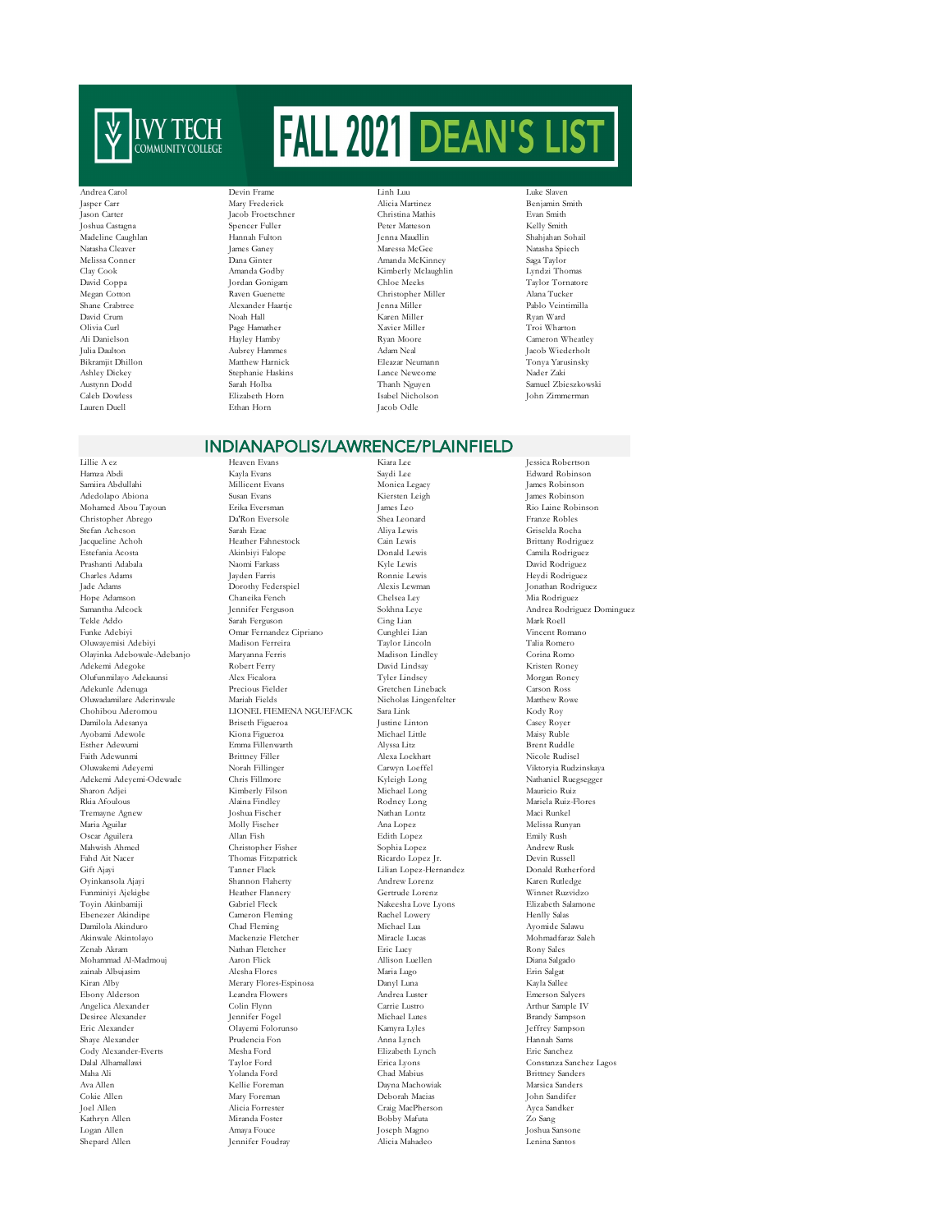# FALL 2021 DEAN'S LIST

Ivy Tech Community College

Andrea Carol
Jasper Carr
Jason Carter
Joshua Castagna
Madeline Caughlan
Natasha Cleaver
Melissa Conner
Clay Cook
David Coppa
Megan Cotton
Shane Crabtree
David Crum
Olivia Curl
Ali Danielson
Julia Daulton
Bikramjit Dhillon
Ashley Dickey
Austynn Dodd
Caleb Dowless
Lauren Duell
Devin Frame
Mary Frederick
Jacob Froetschner
Spencer Fuller
Hannah Fulton
James Ganey
Dana Ginter
Amanda Godby
Jordan Gonigam
Raven Guenette
Alexander Haartje
Noah Hall
Page Hamather
Hayley Hamby
Aubrey Hammes
Matthew Harnick
Stephanie Haskins
Sarah Holba
Elizabeth Horn
Ethan Horn
Linh Luu
Alicia Martinez
Christina Mathis
Peter Matteson
Jenna Maudlin
Maressa McGee
Amanda McKinney
Kimberly Mclaughlin
Chloe Meeks
Christopher Miller
Jenna Miller
Karen Miller
Xavier Miller
Ryan Moore
Adam Neal
Eleazar Neumann
Lance Newcome
Thanh Nguyen
Isabel Nicholson
Jacob Odle
Luke Slaven
Benjamin Smith
Evan Smith
Kelly Smith
Shahjahan Sohail
Natasha Spiech
Saga Taylor
Lyndzi Thomas
Taylor Tornatore
Alana Tucker
Pablo Veintimilla
Ryan Ward
Troi Wharton
Cameron Wheatley
Jacob Wiederholt
Tonya Yarusinsky
Nader Zaki
Samuel Zbieszkowski
John Zimmerman

## INDIANAPOLIS/LAWRENCE/PLAINFIELD

Lillie A ez
Hamza Abdi
Samiira Abdullahi
Adedolapo Abiona
Mohamed Abou Tayoun
Christopher Abrego
Stefan Acheson
Jacqueline Achoh
Estefania Acosta
Prashanti Adabala
Charles Adams
Jade Adams
Hope Adamson
Samantha Adcock
Tekle Addo
Funke Adebiyi
Oluwayemisi Adebiyi
Olayinka Adebowale-Adebanjo
Adekemi Adegoke
Olufunmilayo Adekaunsi
Adekunle Adenuga
Oluwadamilare Aderinwale
Chohibou Aderomou
Damilola Adesanya
Ayobami Adewole
Esther Adewumi
Faith Adewunmi
Oluwakemi Adeyemi
Adekemi Adeyemi-Odewade
Sharon Adjei
Rkia Afoulous
Tremayne Agnew
Maria Aguilar
Oscar Aguilera
Mahwish Ahmed
Fahd Ait Nacer
Gift Ajayi
Oyinkansola Ajayi
Funminiyi Ajekigbe
Toyin Akinbamiji
Ebenezer Akindipe
Damilola Akinduro
Akinwale Akintolayo
Zenab Akram
Mohammad Al-Madmouj
zainab Albujasim
Kiran Alby
Ebony Alderson
Angelica Alexander
Desiree Alexander
Eric Alexander
Shaye Alexander
Cody Alexander-Everts
Dalal Alhamallawi
Maha Ali
Ava Allen
Cokie Allen
Joel Allen
Kathryn Allen
Logan Allen
Shepard Allen
Heaven Evans
Kayla Evans
Millicent Evans
Susan Evans
Erika Eversman
Da'Ron Eversole
Sarah Ezac
Heather Fahnestock
Akinbiyi Falope
Naomi Farkass
Jayden Farris
Dorothy Federspiel
Chaneika Fench
Jennifer Ferguson
Sarah Ferguson
Omar Fernandez Cipriano
Madison Ferreira
Maryanna Ferris
Robert Ferry
Alex Ficalora
Precious Fielder
Mariah Fields
LIONEL FIEMENA NGUEFACK
Briseth Figueroa
Kiona Figueroa
Emma Fillenwarth
Brittney Filler
Norah Fillinger
Chris Fillmore
Kimberly Filson
Alaina Findley
Joshua Fischer
Molly Fischer
Allan Fish
Christopher Fisher
Thomas Fitzpatrick
Tanner Flack
Shannon Flaherty
Heather Flannery
Gabriel Fleck
Cameron Fleming
Chad Fleming
Mackenzie Fletcher
Nathan Fletcher
Aaron Flick
Alesha Flores
Merary Flores-Espinosa
Leandra Flowers
Colin Flynn
Jennifer Fogel
Olayemi Folorunso
Prudencia Fon
Mesha Ford
Taylor Ford
Yolanda Ford
Kellie Foreman
Mary Foreman
Alicia Forrester
Miranda Foster
Amaya Fouce
Jennifer Foudray
Kiara Lee
Saydi Lee
Monica Legacy
Kiersten Leigh
James Leo
Shea Leonard
Aliya Lewis
Cain Lewis
Donald Lewis
Kyle Lewis
Ronnie Lewis
Alexis Lewman
Chelsea Ley
Sokhna Leye
Cing Lian
Cunghlei Lian
Taylor Lincoln
Madison Lindley
David Lindsay
Tyler Lindsey
Gretchen Lineback
Nicholas Lingenfelter
Sara Link
Justine Linton
Michael Little
Alyssa Litz
Alexa Lockhart
Carwyn Loeffel
Kyleigh Long
Michael Long
Rodney Long
Nathan Lontz
Ana Lopez
Edith Lopez
Sophia Lopez
Ricardo Lopez Jr.
Lilian Lopez-Hernandez
Andrew Lorenz
Gertrude Lorenz
Nakeesha Love Lyons
Rachel Lowery
Michael Lua
Miracle Lucas
Eric Lucy
Allison Luellen
Maria Lugo
Danyl Luna
Andrea Luster
Carrie Lustro
Michael Lutes
Kamyra Lyles
Anna Lynch
Elizabeth Lynch
Erica Lyons
Chad Mabius
Dayna Machowiak
Deborah Macias
Craig MacPherson
Bobby Mafuta
Joseph Magno
Alicia Mahadeo
Jessica Robertson
Edward Robinson
James Robinson
James Robinson
Rio Laine Robinson
Franze Robles
Griselda Rocha
Brittany Rodriguez
Camila Rodriguez
David Rodriguez
Heydi Rodriguez
Jonathan Rodriguez
Mia Rodriguez
Andrea Rodriguez Dominguez
Mark Roell
Vincent Romano
Talia Romero
Corina Romo
Kristen Roney
Morgan Roney
Carson Ross
Matthew Rowe
Kody Roy
Casey Royer
Maisy Ruble
Brent Ruddle
Nicole Rudisel
Viktoryia Rudzinskaya
Nathaniel Ruegsegger
Mauricio Ruiz
Mariela Ruiz-Flores
Maci Runkel
Melissa Runyan
Emily Rush
Andrew Rusk
Devin Russell
Donald Rutherford
Karen Rutledge
Winnet Ruzvidzo
Elizabeth Salamone
Henlly Salas
Ayomide Salawu
Mohmadfaraz Saleh
Rony Sales
Diana Salgado
Erin Salgat
Kayla Sallee
Emerson Salyers
Arthur Sample IV
Brandy Sampson
Jeffrey Sampson
Hannah Sams
Eric Sanchez
Constanza Sanchez Lagos
Brittney Sanders
Marsica Sanders
John Sandifer
Ayca Sandker
Zo Sang
Joshua Sansone
Lenina Santos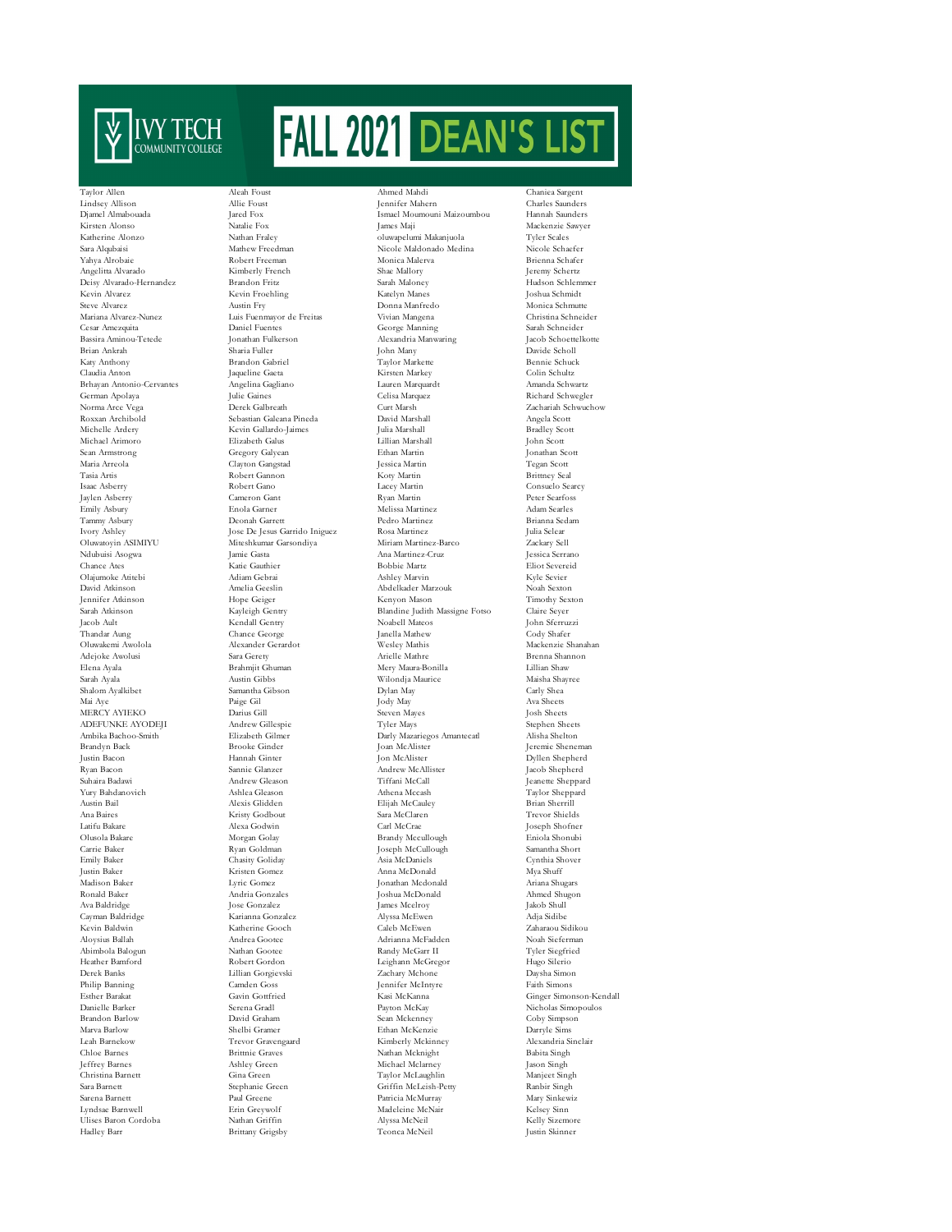# IVY TECH COMMUNITY COLLEGE FALL 2021 DEAN'S LIST

Taylor Allen
Lindsey Allison
Djamel Almabouada
Kirsten Alonso
Katherine Alonzo
Sara Alqubaisi
Yahya Alrobaie
Angelitta Alvarado
Deisy Alvarado-Hernandez
Kevin Alvarez
Steve Alvarez
Mariana Alvarez-Nunez
Cesar Amezquita
Bassira Aminou-Tetede
Brian Ankrah
Katy Anthony
Claudia Anton
Brhayan Antonio-Cervantes
German Apolaya
Norma Arce Vega
Roxxan Archibold
Michelle Ardery
Michael Arimoro
Sean Armstrong
Maria Arreola
Tasia Artis
Isaac Asberry
Jaylen Asberry
Emily Asbury
Tammy Asbury
Ivory Ashley
Oluwatoyin ASIMIYU
Ndubuisi Asogwa
Chance Ates
Olajumoke Atitebi
David Atkinson
Jennifer Atkinson
Sarah Atkinson
Jacob Ault
Thandar Aung
Oluwakemi Awolola
Adejoke Awolusi
Elena Ayala
Sarah Ayala
Shalom Ayalkibet
Mai Aye
MERCY AYIEKO
ADEFUNKE AYODEJI
Ambika Bachoo-Smith
Brandyn Back
Justin Bacon
Ryan Bacon
Suhaira Badawi
Yury Bahdanovich
Austin Bail
Ana Baires
Latifu Bakare
Olusola Bakare
Carrie Baker
Emily Baker
Justin Baker
Madison Baker
Ronald Baker
Ava Baldridge
Cayman Baldridge
Kevin Baldwin
Aloysius Ballah
Abimbola Balogun
Heather Bamford
Derek Banks
Philip Banning
Esther Barakat
Danielle Barker
Brandon Barlow
Marva Barlow
Leah Barnekow
Chloe Barnes
Jeffrey Barnes
Christina Barnett
Sara Barnett
Sarena Barnett
Lyndsae Barnwell
Ulises Baron Cordoba
Hadley Barr
Aleah Foust
Allie Foust
Jared Fox
Natalie Fox
Nathan Fraley
Mathew Freedman
Robert Freeman
Kimberly French
Brandon Fritz
Kevin Froehling
Austin Fry
Luis Fuenmayor de Freitas
Daniel Fuentes
Jonathan Fulkerson
Sharia Fuller
Brandon Gabriel
Jaqueline Gaeta
Angelina Gagliano
Julie Gaines
Derek Galbreath
Sebastian Galeana Pineda
Kevin Gallardo-Jaimes
Elizabeth Galus
Gregory Galyean
Clayton Gangstad
Robert Gannon
Robert Gano
Cameron Gant
Enola Garner
Deonah Garrett
Jose De Jesus Garrido Iniguez
Miteshkumar Garsondiya
Jamie Gasta
Katie Gauthier
Adiam Gebrai
Amelia Geeslin
Hope Geiger
Kayleigh Gentry
Kendall Gentry
Chance George
Alexander Gerardot
Sara Gerety
Brahmjit Ghuman
Austin Gibbs
Samantha Gibson
Paige Gil
Darius Gill
Andrew Gillespie
Elizabeth Gilmer
Brooke Gindler
Hannah Ginter
Sannie Glanzer
Andrew Gleason
Ashlea Gleason
Alexis Glidden
Kristy Godbout
Alexa Godwin
Morgan Golay
Ryan Goldman
Chasity Goliday
Kristen Gomez
Lyric Gomez
Andria Gonzales
Jose Gonzalez
Karianna Gonzalez
Katherine Gooch
Andrea Gootee
Nathan Gootee
Robert Gordon
Lillian Gorgievski
Camden Goss
Gavin Gottfried
Serena Gradl
David Graham
Shelbi Gramer
Trevor Gravengaard
Brittnie Graves
Ashley Green
Gina Green
Stephanie Green
Paul Greene
Erin Greywolf
Nathan Griffin
Brittany Grigsby
Ahmed Mahdi
Jennifer Mahern
Ismael Moumouni Maizoumbou
James Maji
oluwapelumi Makanjuola
Nicole Maldonado Medina
Monica Malerva
Shae Mallory
Sarah Maloney
Katelyn Manes
Donna Manfredo
Vivian Mangena
George Manning
Alexandria Manwaring
John Many
Taylor Markette
Kirsten Markey
Lauren Marquardt
Celisa Marquez
Curt Marsh
David Marshall
Julia Marshall
Lillian Marshall
Ethan Martin
Jessica Martin
Koty Martin
Lacey Martin
Ryan Martin
Melissa Martinez
Pedro Martinez
Rosa Martinez
Miriam Martinez-Barco
Ana Martinez-Cruz
Bobbie Martz
Ashley Marvin
Abdelkader Marzouk
Kenyon Mason
Blandine Judith Massigne Fotso
Noabell Mateos
Janella Mathew
Wesley Mathis
Arielle Mathre
Mery Maura-Bonilla
Wilondja Maurice
Dylan May
Jody May
Steven Mayes
Tyler Mays
Darly Mazariegos Amantecatl
Joan McAlister
Jon McAlister
Andrew McAllister
Tiffani McCall
Athena Mccash
Elijah McCauley
Sara McClaren
Carl McCrae
Brandy Mccullough
Joseph McCullough
Asia McDaniels
Anna McDonald
Jonathan Mcdonald
Joshua McDonald
James Mcelroy
Alyssa McEwen
Caleb McEwen
Adrianna McFadden
Randy McGarr II
Leighann McGregor
Zachary Mchone
Jennifer McIntyre
Kasi McKanna
Payton McKay
Sean Mckenney
Ethan McKenzie
Kimberly Mckinney
Nathan Mcknight
Michael Mclarney
Taylor McLaughlin
Griffin McLeish-Petty
Patricia McMurray
Madeleine McNair
Alyssa McNeil
Teonca McNeil
Chaniea Sargent
Charles Saunders
Hannah Saunders
Mackenzie Sawyer
Tyler Scales
Nicole Schaefer
Brienna Schafer
Jeremy Schertz
Hudson Schlemmer
Joshua Schmidt
Monica Schmutte
Christina Schneider
Sarah Schneider
Jacob Schoettelkotte
Davide Scholl
Bennie Schuck
Colin Schultz
Amanda Schwartz
Richard Schwegler
Zachariah Schwuchow
Angela Scott
Bradley Scott
John Scott
Jonathan Scott
Tegan Scott
Brittney Seal
Consuelo Searcy
Peter Searfoss
Adam Searles
Brianna Sedam
Julia Selear
Zackary Sell
Jessica Serrano
Eliot Severeid
Kyle Sevier
Noah Sexton
Timothy Sexton
Claire Seyer
John Sferruzzi
Cody Shafer
Mackenzie Shanahan
Brenna Shannon
Lillian Shaw
Maisha Shayree
Carly Shea
Ava Sheets
Josh Sheets
Stephen Sheets
Alisha Shelton
Jeremie Sheneman
Dyllen Shepherd
Jacob Shepherd
Jeanette Sheppard
Taylor Sheppard
Brian Sherrill
Trevor Shields
Joseph Shofner
Eniola Shonubi
Samantha Short
Cynthia Shover
Mya Shuff
Ariana Shugars
Ahmed Shugon
Jakob Shull
Adja Sidibe
Zaharaou Sidikou
Noah Sieferman
Tyler Siegfried
Hugo Silerio
Daysha Simon
Faith Simons
Ginger Simonson-Kendall
Nicholas Simopoulos
Coby Simpson
Darryle Sims
Alexandria Sinclair
Babita Singh
Jason Singh
Manjeet Singh
Ranbir Singh
Mary Sinkewiz
Kelsey Sinn
Kelly Sizemore
Justin Skinner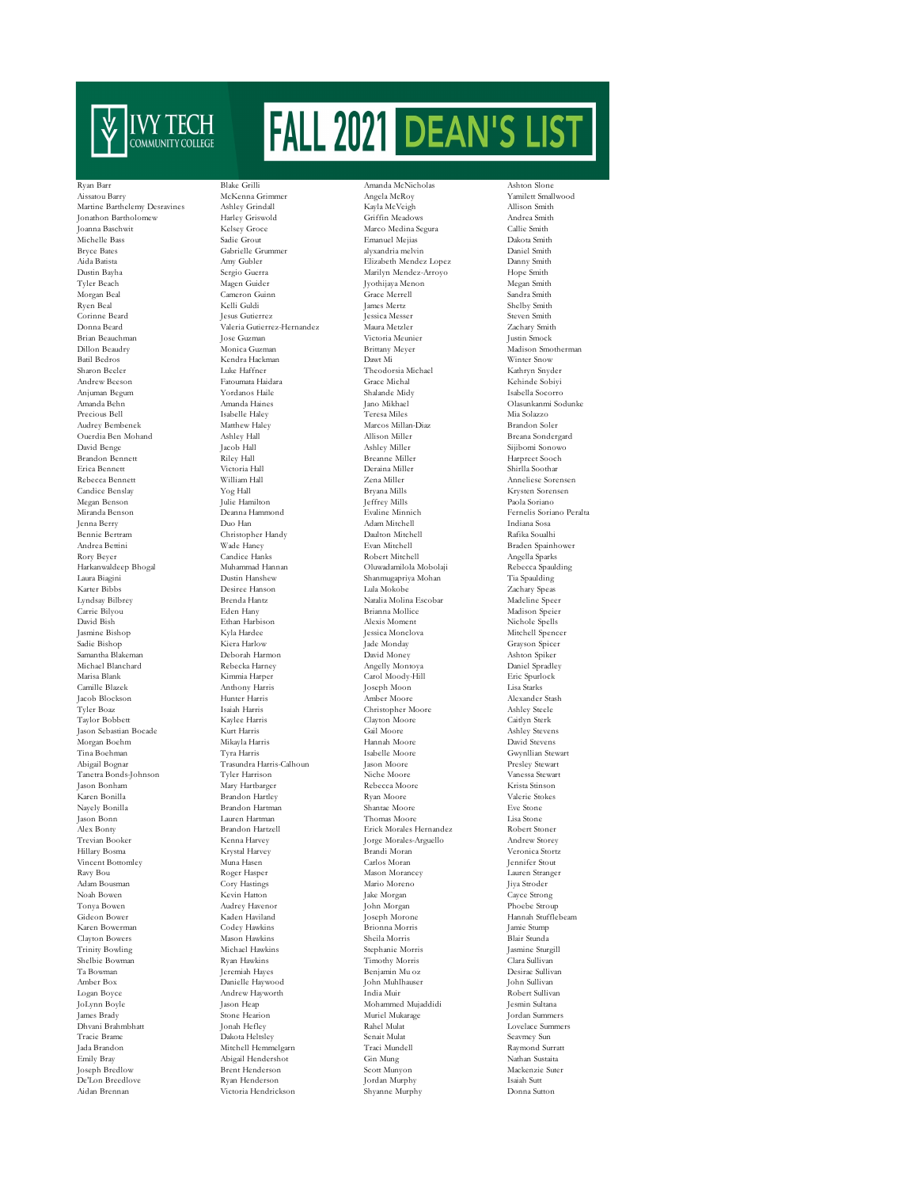# IVY TECH COMMUNITY COLLEGE FALL 2021 DEAN'S LIST

Ryan Barr
Aissatou Barry
Martine Barthelemy Desravines
Jonathon Bartholomew
Joanna Baschwit
Michelle Bass
Bryce Bates
Aida Batista
Dustin Bayha
Tyler Beach
Morgan Beal
Ryen Beal
Corinne Beard
Donna Beard
Brian Beauchman
Dillon Beaudry
Batil Bedros
Sharon Beeler
Andrew Beeson
Anjuman Begum
Amanda Behn
Precious Bell
Audrey Bembenek
Ouerdia Ben Mohand
David Benge
Brandon Bennett
Erica Bennett
Rebecca Bennett
Candice Benslay
Megan Benson
Miranda Benson
Jenna Berry
Bennie Bertram
Andrea Bettini
Rory Beyer
Harkanwaldeep Bhogal
Laura Biagini
Karter Bibbs
Lyndsay Bilbrey
Carrie Bilyou
David Bish
Jasmine Bishop
Sadie Bishop
Samantha Blakeman
Michael Blanchard
Marisa Blank
Camille Blazek
Jacob Blockson
Tyler Boaz
Taylor Bobbett
Jason Sebastian Bocade
Morgan Boehm
Tina Boehman
Abigail Bognar
Tanetra Bonds-Johnson
Jason Bonham
Karen Bonilla
Nayely Bonilla
Jason Bonn
Alex Bonty
Trevian Booker
Hillary Bosma
Vincent Bottomley
Ravy Bou
Adam Bousman
Noah Bowen
Tonya Bowen
Gideon Bower
Karen Bowerman
Clayton Bowers
Trinity Bowling
Shelbie Bowman
Ta Bowman
Amber Box
Logan Boyce
JoLynn Boyle
James Brady
Dhvani Brahmbhatt
Tracie Brame
Jada Brandon
Emily Bray
Joseph Bredlow
De'Lon Breedlove
Aidan Brennan
Blake Grilli
McKenna Grimmer
Ashley Grindall
Harley Griswold
Kelsey Groce
Sadie Grout
Gabrielle Grummer
Amy Gubler
Sergio Guerra
Magen Guider
Cameron Guinn
Kelli Guldi
Jesus Gutierrez
Valeria Gutierrez-Hernandez
Jose Guzman
Monica Guzman
Kendra Hackman
Luke Haffner
Fatoumata Haidara
Yordanos Haile
Amanda Haines
Isabelle Haley
Matthew Haley
Ashley Hall
Jacob Hall
Riley Hall
Victoria Hall
William Hall
Yog Hall
Julie Hamilton
Deanna Hammond
Duo Han
Christopher Handy
Wade Haney
Candice Hanks
Muhammad Hannan
Dustin Hanshew
Desiree Hanson
Brenda Hantz
Eden Hany
Ethan Harbison
Kyla Hardee
Kiera Harlow
Deborah Harmon
Rebecka Harney
Kimmia Harper
Anthony Harris
Hunter Harris
Isaiah Harris
Kaylee Harris
Kurt Harris
Mikayla Harris
Tyra Harris
Trasundra Harris-Calhoun
Tyler Harrison
Mary Hartbarger
Brandon Hartley
Brandon Hartman
Lauren Hartman
Brandon Hartzell
Kenna Harvey
Krystal Harvey
Muna Hasen
Roger Hasper
Cory Hastings
Kevin Hatton
Audrey Havenor
Kaden Haviland
Codey Hawkins
Mason Hawkins
Michael Hawkins
Ryan Hawkins
Jeremiah Hayes
Danielle Haywood
Andrew Hayworth
Jason Heap
Stone Hearion
Jonah Hefley
Dakota Heltsley
Mitchell Hemmelgarn
Abigail Hendershot
Brent Henderson
Ryan Henderson
Victoria Hendrickson
Amanda McNicholas
Angela McRoy
Kayla McVeigh
Griffin Meadows
Marco Medina Segura
Emanuel Mejias
alyxandria melvin
Elizabeth Mendez Lopez
Marilyn Mendez-Arroyo
Jyothijaya Menon
Grace Merrell
James Mertz
Jessica Messer
Maura Metzler
Victoria Meunier
Brittany Meyer
Dawt Mi
Theodorsia Michael
Grace Michal
Shalande Midy
Jano Mikhael
Teresa Miles
Marcos Millan-Diaz
Allison Miller
Ashley Miller
Breanne Miller
Deraina Miller
Zena Miller
Bryana Mills
Jeffrey Mills
Evaline Minnich
Adam Mitchell
Daulton Mitchell
Evan Mitchell
Robert Mitchell
Oluwadamilola Mobolaji
Shanmugapriya Mohan
Lula Mokobe
Natalia Molina Escobar
Brianna Mollice
Alexis Moment
Jessica Monclova
Jade Monday
David Money
Angelly Montoya
Carol Moody-Hill
Joseph Moon
Amber Moore
Christopher Moore
Clayton Moore
Gail Moore
Hannah Moore
Isabelle Moore
Jason Moore
Niche Moore
Rebecca Moore
Ryan Moore
Shantae Moore
Thomas Moore
Erick Morales Hernandez
Jorge Morales-Arguello
Brandi Moran
Carlos Moran
Mason Morancey
Mario Moreno
Jake Morgan
John Morgan
Joseph Morone
Brionna Morris
Sheila Morris
Stephanie Morris
Timothy Morris
Benjamin Mu oz
John Muhlhauser
India Muir
Mohammed Mujaddidi
Muriel Mukarage
Rahel Mulat
Senait Mulat
Traci Mundell
Gin Mung
Scott Munyon
Jordan Murphy
Shyanne Murphy
Ashton Slone
Yamilett Smallwood
Allison Smith
Andrea Smith
Callie Smith
Dakota Smith
Daniel Smith
Danny Smith
Hope Smith
Megan Smith
Sandra Smith
Shelby Smith
Steven Smith
Zachary Smith
Justin Smock
Madison Smotherman
Winter Snow
Kathryn Snyder
Kehinde Sobiyi
Isabella Socorro
Olasunkanmi Sodunke
Mia Solazzo
Brandon Soler
Breana Sondergard
Sijibomi Sonowo
Harpreet Sooch
Shirlla Soothar
Anneliese Sorensen
Krysten Sorensen
Paola Soriano
Fernelis Soriano Peralta
Indiana Sosa
Rafika Soualhi
Braden Spainhower
Angella Sparks
Rebecca Spaulding
Tia Spaulding
Zachary Speas
Madeline Speer
Madison Speier
Nichole Spells
Mitchell Spencer
Grayson Spicer
Ashton Spiker
Daniel Spradley
Eric Spurlock
Lisa Starks
Alexander Stash
Ashley Steele
Caitlyn Sterk
Ashley Stevens
David Stevens
Gwynllian Stewart
Presley Stewart
Vanessa Stewart
Krista Stinson
Valerie Stokes
Eve Stone
Lisa Stone
Robert Stoner
Andrew Storey
Veronica Stortz
Jennifer Stout
Lauren Stranger
Jiya Stroder
Cayce Strong
Phoebe Stroup
Hannah Stufflebeam
Jamie Stump
Blair Stunda
Jasmine Sturgill
Clara Sullivan
Desirae Sullivan
John Sullivan
Robert Sullivan
Jesmin Sultana
Jordan Summers
Lovelace Summers
Seavmey Sun
Raymond Surratt
Nathan Sustaita
Mackenzie Suter
Isaiah Sutt
Donna Sutton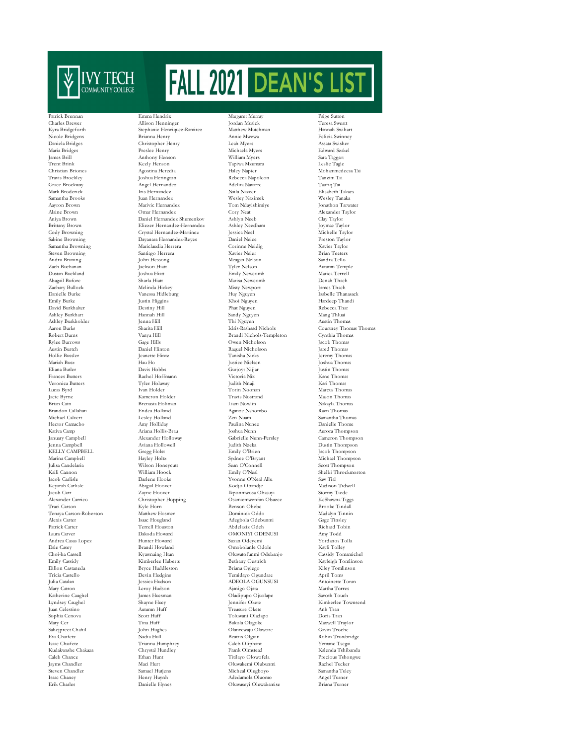# IVY TECH COMMUNITY COLLEGE

# FALL 2021 DEAN'S LIST

Patrick Brennan
Charles Brewer
Kyra Bridgeforth
Nicole Bridgens
Daniela Bridges
Maria Bridges
James Brill
Trent Brink
Christian Briones
Travis Brockley
Grace Brockway
Mark Broderick
Samantha Brooks
Aayron Brown
Alaine Brown
Aniya Brown
Brittany Brown
Cody Browning
Sabine Browning
Samantha Browning
Steven Browning
Andru Bruning
Zach Buchanan
Dustan Buckland
Abagail Bufore
Zachary Bullock
Danielle Burke
Emily Burke
David Burkhalter
Ashley Burkhart
Ashley Burkholder
Aaron Burks
Robert Burns
Rylee Burrows
Austin Burtch
Hollie Bussler
Mariah Busz
Eliana Butler
Frances Butters
Veronica Butters
Lucas Byrd
Jacie Byrne
Brian Cain
Brandon Callahan
Michael Calvert
Hector Camacho
Kativa Camp
January Campbell
Jenna Campbell
KELLY CAMPBELL
Marina Campbell
Julisa Candelaria
Kaili Cannon
Jacob Carlisle
Keyarah Carlisle
Jacob Carr
Alexander Carrico
Traci Carson
Tenaya Carson-Roberson
Alexis Carter
Patrick Carter
Laura Carver
Andrea Casas Lopez
Dale Casey
Choi-ha Cassell
Emily Cassidy
Dillon Castaneda
Tricia Castello
Julia Catalan
Mary Catron
Katherine Caughel
Lyndsey Caughel
Juan Celestino
Sophia Cenova
Mary Cer
Sahejpreet Chahil
Eva Chaifetz
Isaac Chaifetz
Kudakwashe Chakaza
Caleb Chance
Jayms Chandler
Steven Chandler
Isaac Chaney
Erik Charles
Emma Hendrix
Allison Henninger
Stephanie Henriquez-Ramirez
Brianna Henry
Christopher Henry
Preslee Henry
Anthony Henson
Keely Henson
Agostina Heredia
Joshua Herington
Angel Hernandez
Iris Hernandez
Juan Hernandez
Marivic Hernandez
Omar Hernandez
Daniel Hernandez Shumenkov
Eliezer Hernandez-Hernandez
Crystal Hernandez-Martinez
Dayanara Hernandez-Reyes
Mariclaudia Herrera
Santiago Herrera
John Hessong
Jackson Hiatt
Joshua Hiatt
Sharla Hiatt
Melinda Hickey
Vanessa Hidleburg
Justin Higgins
Destiny Hill
Hannah Hill
Jenna Hill
Sharita Hill
Vanya Hill
Gage Hills
Daniel Hinton
Jeanette Hintz
Hau Ho
Davis Hobbs
Rachel Hoffmann
Tyler Holaway
Ivan Holder
Kameron Holder
Brenasia Holiman
Endea Holland
Lesley Holland
Amy Holliday
Ariana Hollis-Brau
Alexander Holloway
Aviana Hollowell
Gregg Holst
Hayley Holtz
Wilson Honeycutt
William Hoock
Darlene Hooks
Abigail Hoover
Zayne Hoover
Christopher Hopping
Kyle Horn
Matthew Hosmer
Isaac Hougland
Terrell Houston
Dakoda Howard
Hunter Howard
Brandi Howland
Kyawnaing Htun
Kimberlee Huberts
Bryce Huddleston
Devin Hudgins
Jessica Hudson
Leroy Hudson
James Huesman
Shayne Huey
Autumn Huff
Scott Huff
Tina Huff
John Hughes
Nadia Hull
Trianna Humphrey
Chrystal Hundley
Ethan Hunt
Maci Hurt
Samuel Hutjens
Henry Huynh
Danielle Hynes
Margaret Murray
Jordan Musick
Matthew Mutchman
Annie Mwewa
Leah Myers
Michaela Myers
William Myers
Tapiwa Mzumara
Haley Napier
Rebecca Napoleon
Adelita Navarre
Naila Nazeer
Wesley Nazimek
Tom Ndayishimiye
Cory Neat
Ashlyn Neeb
Ashley Needham
Jessica Neel
Daniel Neice
Corinne Neidig
Xavier Neier
Meagan Nelson
Tyler Nelson
Emily Newcomb
Marisa Newcomb
Misty Newport
Huy Nguyen
Khoi Nguyen
Phat Nguyen
Sandy Nguyen
Thi Nguyen
Idris-Rashaad Nichols
Brandi Nichols-Templeton
Owen Nicholson
Raquel Nicholson
Tanisha Nicks
Justice Nielsen
Gurjoyt Nijjar
Victoria Nix
Judith Nnaji
Torin Noonan
Travis Nostrand
Liam Nowlin
Aganze Nshombo
Zen Nuam
Paulina Nunez
Joshua Nunn
Gabrielle Nunn-Persley
Judith Nzeka
Emily O'Brien
Sydnee O'Bryant
Sean O'Connell
Emily O'Neal
Yvonne O'Neal Allu
Kodjo Obandje
Ikponmwosa Obasuyi
Osamiemwenfan Obazee
Benson Obebe
Dominick Oddo
Adegbola Odebunmi
Abdelaziz Odeh
OMONIYI ODENUSI
Suzan Odeyemi
Omobolanle Odole
Oluwatofunmi Odubanjo
Bethany Oestrich
Briana Ogiego
Temidayo Ogundare
ADEOLA OGUNSUSI
Ajanigo Ojata
Oladipupo Ojuolape
Jennifer Okete
Treasure Okete
Toluwani Oladapo
Bukola Olagoke
Olanrewaju Olawore
Beatris Olguin
Caleb Oliphant
Frank Olmstead
Titilayo Olowofela
Oluwakemi Olubunmi
Micheal Olugboyo
Adedamola Oluomo
Oluwaseyi Oluwabamise
Paige Sutton
Teresa Sweatt
Hannah Swihart
Felicia Swinney
Assata Swisher
Edward Szakel
Sara Taggart
Leslie Tagle
Mohammedeesa Tai
Tanzim Tai
Taufiq Tai
Elisabeth Takacs
Wesley Tanaka
Jonathon Tarwater
Alexander Taylor
Clay Taylor
Joymae Taylor
Michelle Taylor
Preston Taylor
Xavier Taylor
Brian Teeters
Sandra Tello
Autumn Temple
Mariea Terrell
Denah Thach
James Thach
Isabelle Thanasack
Hardeep Thandi
Rebecca Thar
Mang Thluai
Austin Thomas
Courtney Thomas Thomas
Cynthia Thomas
Jacob Thomas
Jared Thomas
Jeremy Thomas
Joshua Thomas
Justin Thomas
Kari Thomas
Kane Thomas
Marcus Thomas
Mason Thomas
Nakayla Thomas
Ravn Thomas
Samantha Thomas
Danielle Thome
Aurora Thompson
Cameron Thompson
Dustin Thompson
Jacob Thompson
Michael Thompson
Scott Thompson
Shelbi Throckmorton
Saw Tial
Madison Tidwell
Stormy Tiede
KeShawna Tiggs
Brooke Tindall
Madalyn Tinnin
Gage Tinsley
Richard Tobin
Amy Todd
Yordanos Tolla
Kayli Tolley
Cassidy Tomamichel
Kayleigh Tomlinson
Kiley Tomlinson
April Toms
Antoinette Toran
Martha Torres
Savoth Touch
Kimberlee Townsend
Anh Tran
Doris Tran
Maxwell Traylor
Gavin Troche
Robin Trowbridge
Yemane Tsegai
Kalenda Tshibanda
Precious Tshongwe
Rachel Tucker
Samantha Tuley
Angel Turner
Briana Turner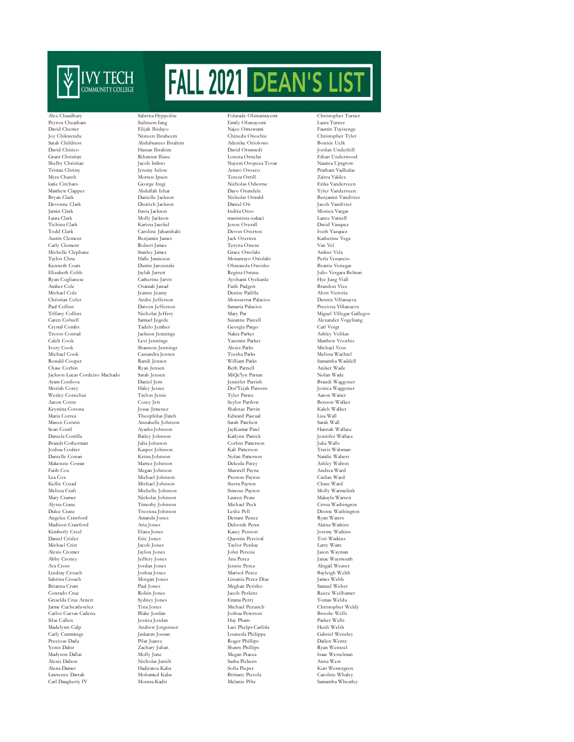# IVY TECH COMMUNITY COLLEGE FALL 2021 DEAN'S LIST

Alex Chaudhary
Peyton Cheatham
David Chester
Joy Chikwendu
Sarah Childress
David Chirico
Grant Christian
Shelby Christian
Tristan Christy
Myra Church
katie Circharo
Matthew Clapper
Bryan Clark
Devonne Clark
Jamin Clark
Laura Clark
Tichina Clark
Todd Clark
Austin Clement
Carly Clement
Michelle Clephane
Taylor Cline
Kenneth Coats
Elizabeth Cobb
Ryan Coglianese
Amber Cole
Michael Cole
Christian Coler
Paul Collins
Tiffany Collins
Caren Colwell
Crystal Combs
Trevor Conrad
Caleb Cook
Ivory Cook
Michael Cook
Ronald Cooper
Chase Corbin
Jackson Lucas Cordeiro Machado
Aram Cordova
Moriah Corey
Wesley Cornelius
Aaron Corns
Krystina Corona
Maria Correa
Mason Corwin
Sean Costil
Daniela Costilla
Brandt Cotherman
Joshua Coulter
Danielle Cowan
Makenzie Cowan
Faith Cox
Lea Cox
Kellie Cozad
Melissa Craft
Mary Cramer
Alyssa Crane
Dulce Crane
Angelee Crawford
Madison Crawford
Kimberly Creel
Daniel Crisler
Michael Crist
Alexis Cromer
Abby Croney
Ava Cross
Lindsay Crouch
Sabrina Crouch
Brianna Crum
Conrado Cruz
Griselda Cruz Arnett
Jaime Cuchcatla-telez
Carlos Cuevas Cadena
Silas Cullen
Madelynn Culp
Carly Cummings
Precious Dada
Yonis Dahir
Madyson Dallas
Alexis Dalton
Alena Damer
Lawrence Darrah
Carl Daugherty IV

Sabrina Hyppolite
Suihnem Iang
Elijah Ibidayo
Nisreen Ibraheem
Abdulwarees Ibrahim
Hassan Ibrahim
Rihannat Iliasu
Jacob Imbro
Jeremy Inlow
Morten Ipsen
George Iregi
Abdullah Izhar
Danielle Jackson
Dietrich Jackson
Itavia Jackson
Molly Jackson
Karissa Jaeckel
Caroline Jahanshahi
Benjamin James
Robert James
Stanley James
Halle Jamieson
Dustin Jarosinski
Jaylah Jarrett
Catherine Jarvis
Osamah Jawad
Jeanne Jeanty
Andre Jefferson
Daivon Jefferson
Nicholas Jeffery
Samuel Jegede
Tadelo Jember
Jackson Jennings
Levi Jennings
Shannon Jennings
Cassandra Jensen
Randi Jensen
Ryan Jensen
Sarah Jensen
Daniel Jent
Haley Jessee
Taylon Jessie
Corey Jett
Josue Jimenez
Theophilus Jlateh
Annabelle Johnson
Ayasha Johnson
Bailey Johnson
Julia Johnson
Kasper Johnson
Krista Johnson
Martez Johnson
Megan Johnson
Michael Johnson
Michael Johnson
Michelle Johnson
Nickolas Johnson
Timothy Johnson
Treonna Johnson
Amanda Jones
Aria Jones
Elana Jones
Eric Jones
Jacob Jones
Jaylon Jones
Jeffery Jones
Jordan Jones
Joshua Jones
Morgan Jones
Paul Jones
Robin Jones
Sydney Jones
Tina Jones
Blake Jordan
Jessica Jordan
Andrew Jorgensen
Jaskaran Jossan
Pilar Juarez
Zachary Julian
Molly June
Nicholas Jurich
Hadjratou Kaba
Mohamed Kaba
Moussa Kadir

Folasade Oluwamuyemi
Emily Oluwayomi
Najee Omowumi
Chinedu Onochie
Adenike Oriolowo
David Ormstedt
Lorena Ornelas
Nuyem Oropeza Tovar
Arturo Orozco
Teresa Orrill
Nicholas Osborne
Dayo Osundele
Nickolas Oswald
Daniel Oti
Indira Otoo
massinissa oukaci
Jeron Overall
Devon Overton
Jack Overton
Teryna Owens
Grace Owolabi
Motunrayo Owolabi
Oluwasola Owosho
Regina Owusu
Ayobami Oyekunle
Faith Padgett
Denise Padilla
Monsserrat Palacios
Samaria Palacios
Mary Par
Suzanne Parcell
Georgia Pargo
Nakia Parker
Yasemin Parker
Alexis Parks
Tyesha Parks
William Parks
Beth Parnell
MiQe'lyn Parran
Jennifer Parrish
Dor'Tejah Parsons
Tyler Partee
Seylor Partlow
Shahnaz Parvin
Edward Pascual
Sarah Patchett
JayKumar Patel
Katlynn Patrick
Corbin Patterson
Kali Patterson
Nolan Patterson
Dekoda Pavey
Maxwell Payne
Preston Payton
Sierra Payton
Simone Payton
Lauren Pease
Michael Peck
Leslie Pell
Destani Pence
Deborah Penn
Kasey Penson
Quentin Percival
Taylor Perdue
John Peresie
Ana Perez
Jennie Perez
Marisol Perez
Lissania Perez Diaz
Meghan Perisho
Jacob Perkins
Emma Perry
Michael Perusich
Joshua Peterson
Huy Pham
Laci Phelps-Carlisle
Louneda Philippe
Roger Phillips
Shawn Phillips
Megan Piazza
Sasha Pickens
Sofia Pieper
Brittany Pierola
Melanie Piltz

Christopher Turner
Laura Turner
Faustin Tuyisenge
Christopher Tyler
Bonnie Uelk
Jordan Underhill
Ethan Underwood
Nautica Uptgrow
Pratham Vadhulas
Zaírra Valdez
Erika Vanderveen
Tyler Vanderveen
Benjamin Vandivier
Jacob Vandivier
Monica Vargas
Lance Varnell
David Vazquez
Iveth Vazquez
Katherine Vega
Van Vel
Amber Vela
Perla Venancio
Beatriz Venegas
Julio Vergara Beltran
Hye Jung Viall
Brandon Vice
Alvin Victoria
Dennis Villanueva
Preciosa Villanueva
Miguel Villegas Gallegos
Alexander Vogelsang
Carl Voigt
Ashley Volikas
Matthew Voorhis
Michael Voss
Melissa Wachtel
Samantha Waddell
Aniker Wade
Nolan Wade
Brandi Waggoner
Jessica Waggoner
Aaron Waiter
Benson Walker
Kaleb Walker
Lisa Wall
Sarah Wall
Hannah Wallace
Jennifer Wallace
Julia Walls
Travis Walsman
Natalie Walters
Ashley Walton
Andrea Ward
Caitlan Ward
Chase Ward
Molly Warmelink
Makayla Warren
Crissa Washington
Dionte Washington
Ryan Waters
Alaina Watkins
Jeremy Watkins
Tori Watkins
Larry Watts
Jason Wayman
Janae Waymouth
Abigail Weaver
Bayleigh Webb
James Webb
Samuel Weber
Reece Weilhamer
Tomas Weldu
Christopher Weldy
Brooke Wells
Parker Wells
Heidi Welsh
Gabriel Wensley
Dailen Wentz
Ryan Wentzel
Isaac Wesselman
Anna West
Kurt Westergren
Caroline Whaley
Samantha Wheatley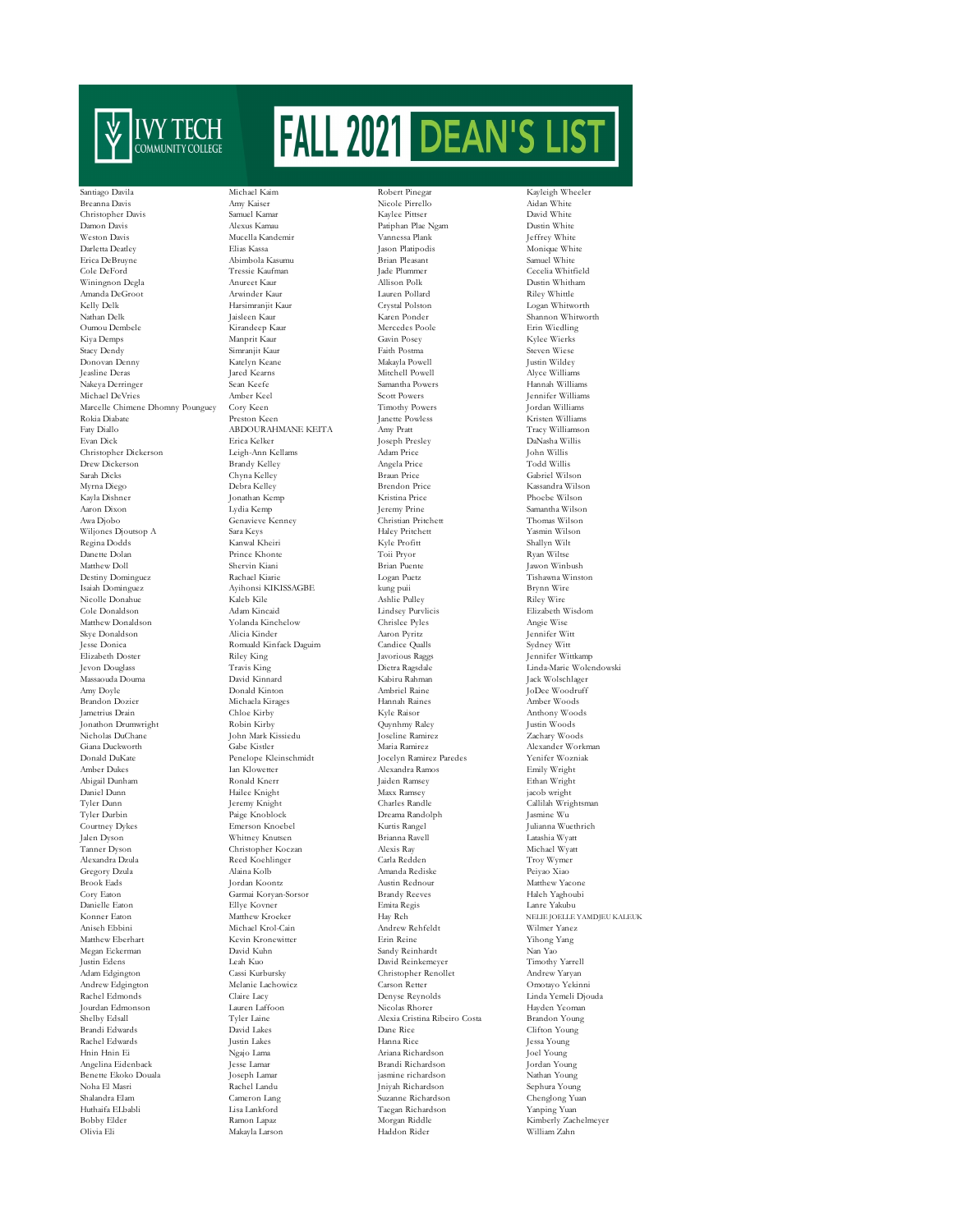# IVY TECH COMMUNITY COLLEGE — FALL 2021 DEAN'S LIST

Santiago Davila
Breanna Davis
Christopher Davis
Damon Davis
Weston Davis
Darletta Deatley
Erica DeBruyne
Cole DeFord
Winingnon Degla
Amanda DeGroot
Kelly Delk
Nathan Delk
Oumou Dembele
Kiya Demps
Stacy Dendy
Donovan Denny
Jeasline Deras
Nakeya Derringer
Michael DeVries
Marcelle Chimene Dhomny Pounguey
Rokia Diabate
Fay Diallo
Evan Dick
Christopher Dickerson
Drew Dickerson
Sarah Dicks
Myrna Diego
Kayla Dishner
Aaron Dixon
Awa Djobo
Wiljones Djoutsop A
Regina Dodds
Danette Dolan
Matthew Doll
Destiny Dominguez
Isaiah Dominguez
Nicolle Donahue
Cole Donaldson
Matthew Donaldson
Skye Donaldson
Jesse Donica
Elizabeth Doster
Jevon Douglass
Massaouda Douma
Amy Doyle
Brandon Dozier
Jametrius Drain
Jonathon Drumwright
Nicholas DuChane
Giana Duckworth
Donald DuKate
Amber Dukes
Abigail Dunham
Daniel Dunn
Tyler Dunn
Tyler Durbin
Courtney Dykes
Jalen Dyson
Tanner Dyson
Alexandra Dzula
Gregory Dzula
Brook Eads
Cory Eaton
Danielle Eaton
Konner Eaton
Aniseh Ebbini
Matthew Eberhart
Megan Eckerman
Justin Edens
Adam Edgington
Andrew Edgington
Rachel Edmonds
Jourdan Edmonson
Shelby Edsall
Brandi Edwards
Rachel Edwards
Hnin Hnin Ei
Angelina Eidenback
Benette Ekoko Douala
Noha El Masri
Shalandra Elam
Huthaifa ELbabli
Bobby Elder
Olivia Eli
Michael Kaim
Amy Kaiser
Samuel Kamar
Alexus Kamau
Mucella Kandemir
Elias Kassa
Abimbola Kasumu
Tressie Kaufman
Anureet Kaur
Arwinder Kaur
Harsimranjit Kaur
Jaisleen Kaur
Kirandeep Kaur
Manprit Kaur
Simranjit Kaur
Katelyn Keane
Jared Kearns
Sean Keefe
Amber Keel
Cory Keen
Preston Keen
ABDOURAHMANE KEITA
Erica Kelker
Leigh-Ann Kellams
Brandy Kelley
Chyna Kelley
Debra Kelley
Jonathan Kemp
Lydia Kemp
Genavieve Kenney
Sara Keys
Kanwal Kheiri
Prince Khonte
Shervin Kiani
Rachael Kiarie
Ayihonsi KIKISSAGBE
Kaleb Kile
Adam Kincaid
Yolanda Kinchelow
Alicia Kinder
Romuald Kinfack Daguim
Riley King
Travis King
David Kinnard
Donald Kinton
Michaela Kirages
Chloe Kirby
Robin Kirby
John Mark Kissiedu
Gabe Kistler
Penelope Kleinschmidt
Ian Klowetter
Ronald Knerr
Hailee Knight
Jeremy Knight
Paige Knoblock
Emerson Knoebel
Whitney Knutsen
Christopher Koczan
Reed Koehlinger
Alaina Kolb
Jordan Koontz
Garmai Koryan-Sorsor
Ellye Kovner
Matthew Kroeker
Michael Krol-Cain
Kevin Kronewitter
David Kuhn
Leah Kuo
Cassi Kurbursky
Melanie Lachowicz
Claire Lacy
Lauren Laffoon
Tyler Laine
David Lakes
Justin Lakes
Ngajo Lama
Jesse Lamar
Joseph Lamar
Rachel Landu
Cameron Lang
Lisa Lankford
Ramon Lapaz
Makayla Larson
Robert Pinegar
Nicole Pirrello
Kaylee Pittser
Patiphan Plae Ngam
Vannessa Plank
Jason Platipodis
Brian Pleasant
Jade Plummer
Allison Polk
Lauren Pollard
Crystal Polston
Karen Ponder
Mercedes Poole
Gavin Posey
Faith Postma
Makayla Powell
Mitchell Powell
Samantha Powers
Scott Powers
Timothy Powers
Janette Powless
Amy Pratt
Joseph Presley
Adam Price
Angela Price
Braun Price
Brendon Price
Kristina Price
Jeremy Prine
Christian Pritchett
Haley Pritchett
Kyle Profitt
Toii Pryor
Brian Puente
Logan Puetz
kung puii
Ashlie Pulley
Lindsey Purvlicis
Chrislee Pyles
Aaron Pyritz
Candice Qualls
Javorious Raggs
Dietra Ragsdale
Kabiru Rahman
Ambriel Raine
Hannah Raines
Kyle Raisor
Quynhmy Raley
Joseline Ramirez
Maria Ramirez
Jocelyn Ramirez Paredes
Alexandra Ramos
Jaiden Ramsey
Maxx Ramsey
Charles Randle
Dreama Randolph
Kurtis Rangel
Brianna Ravell
Alexis Ray
Carla Redden
Amanda Rediske
Austin Rednour
Brandy Reeves
Emita Regis
Hay Reh
Andrew Rehfeldt
Erin Reine
Sandy Reinhardt
David Reinkemeyer
Christopher Renollet
Carson Retter
Denyse Reynolds
Nicolas Rhorer
Alexia Cristina Ribeiro Costa
Dane Rice
Hanna Rice
Ariana Richardson
Brandi Richardson
jasmine richardson
Jniyah Richardson
Suzanne Richardson
Taegan Richardson
Morgan Riddle
Haddon Rider
Kayleigh Wheeler
Aidan White
David White
Dustin White
Jeffrey White
Monique White
Samuel White
Cecelia Whitfield
Dustin Whitham
Riley Whittle
Logan Whitworth
Shannon Whitworth
Erin Wiedling
Kylee Wierks
Steven Wiese
Justin Wildey
Alyce Williams
Hannah Williams
Jennifer Williams
Jordan Williams
Kristen Williams
Tracy Williamson
DaNasha Willis
John Willis
Todd Willis
Gabriel Wilson
Kassandra Wilson
Phoebe Wilson
Samantha Wilson
Thomas Wilson
Yasmin Wilson
Shallyn Wilt
Ryan Wiltse
Jawon Winbush
Tishawna Winston
Brynn Wire
Riley Wire
Elizabeth Wisdom
Angie Wise
Jennifer Witt
Sydney Witt
Jennifer Wittkamp
Linda-Marie Wolendowski
Jack Wolschlager
JoDee Woodruff
Amber Woods
Anthony Woods
Justin Woods
Zachary Woods
Alexander Workman
Yenifer Wozniak
Emily Wright
Ethan Wright
jacob wright
Callilah Wrightsman
Jasmine Wu
Julianna Wuethrich
Latashia Wyatt
Michael Wyatt
Troy Wymer
Peiyao Xiao
Matthew Yacone
Haleh Yaghoubi
Lanre Yakubu
NELIE JOELLE YAMDJEU KALEUK
Wilmer Yanez
Yihong Yang
Nan Yao
Timothy Yarrell
Andrew Yaryan
Omotayo Yekinni
Linda Yemeli Djouda
Hayden Yeoman
Brandon Young
Clifton Young
Jessa Young
Joel Young
Jordan Young
Nathan Young
Sephura Young
Chenglong Yuan
Yanping Yuan
Kimberly Zachelmeyer
William Zahn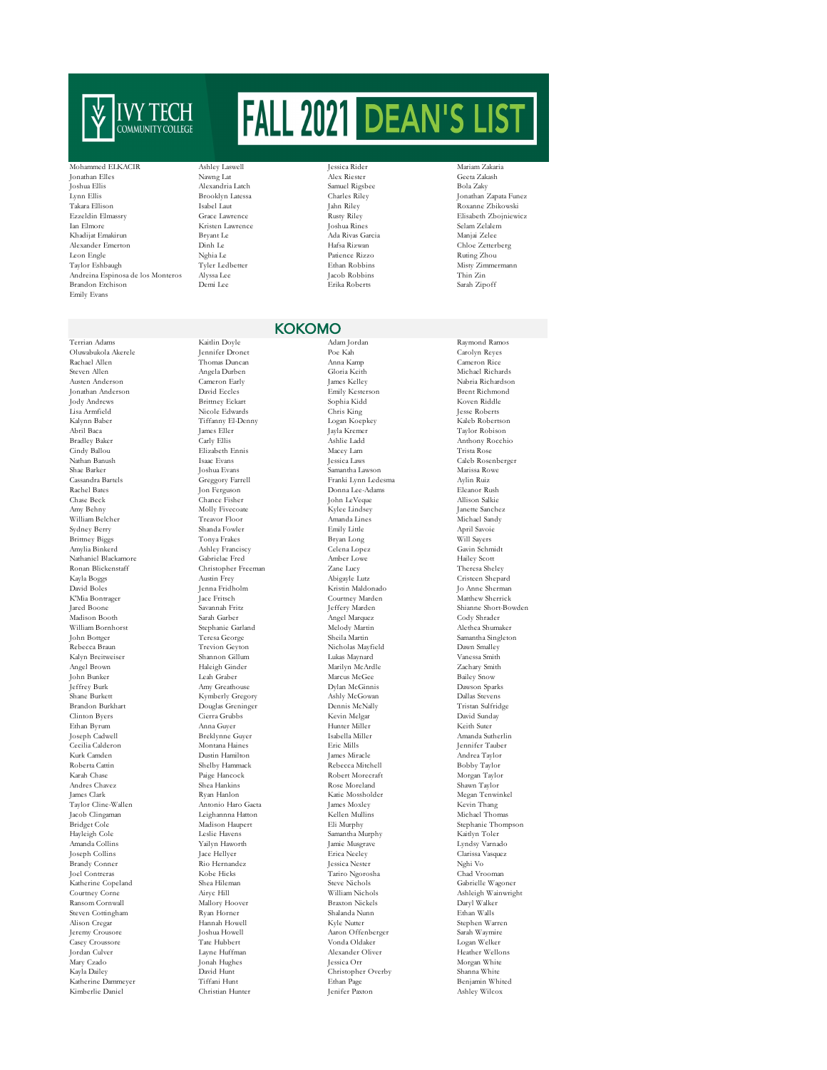# IVY TECH COMMUNITY COLLEGE FALL 2021 DEAN'S LIST

Mohammed ELKACIR
Jonathan Elles
Joshua Ellis
Lynn Ellis
Takara Ellison
Ezzeldin Elmassry
Ian Elmore
Khadijat Emakirun
Alexander Emerton
Leon Engle
Taylor Eshbaugh
Andreina Espinosa de los Monteros
Brandon Etchison
Emily Evans
Ashley Laswell
Nawng Lat
Alexandria Latch
Brooklyn Latessa
Isabel Laut
Grace Lawrence
Kristen Lawrence
Bryant Le
Dinh Le
Nghia Le
Tyler Ledbetter
Alyssa Lee
Demi Lee
Jessica Rider
Alex Riester
Samuel Rigsbee
Charles Riley
Jahn Riley
Rusty Riley
Joshua Rines
Ada Rivas Garcia
Hafsa Rizwan
Patience Rizzo
Ethan Robbins
Jacob Robbins
Erika Roberts
Mariam Zakaria
Geeta Zakash
Bola Zaky
Jonathan Zapata Funez
Roxanne Zbikowski
Elisabeth Zbojniewicz
Selam Zelalem
Manjai Zelee
Chloe Zetterberg
Ruting Zhou
Misty Zimmermann
Thin Zin
Sarah Zipoff

## KOKOMO

Terrian Adams
Oluwabukola Akerele
Rachael Allen
Steven Allen
Austen Anderson
Jonathan Anderson
Jody Andrews
Lisa Armfield
Kalynn Baber
Abril Baca
Bradley Baker
Cindy Ballou
Nathan Banush
Shae Barker
Cassandra Bartels
Rachel Bates
Chase Beck
Amy Behny
William Belcher
Sydney Berry
Brittney Biggs
Amylia Binkerd
Nathaniel Blackamore
Ronan Blickenstaff
Kayla Boggs
David Boles
K'Mia Bontrager
Jared Boone
Madison Booth
William Bornhorst
John Bottger
Rebecca Braun
Kalyn Breitweiser
Angel Brown
John Bunker
Jeffrey Burk
Shane Burkett
Brandon Burkhart
Clinton Byers
Ethan Byrum
Joseph Cadwell
Cecilia Calderon
Kurk Camden
Roberta Cattin
Karah Chase
Andres Chavez
James Clark
Taylor Cline-Wallen
Jacob Clingaman
Bridget Cole
Hayleigh Cole
Amanda Collins
Joseph Collins
Brandy Conner
Joel Contreras
Katherine Copeland
Courtney Corne
Ransom Cornwall
Steven Cottingham
Alison Cregar
Jeremy Crousore
Casey Croussore
Jordan Culver
Mary Czado
Kayla Dailey
Katherine Dammeyer
Kimberlie Daniel
Kaitlin Doyle
Jennifer Dronet
Thomas Duncan
Angela Durben
Cameron Early
David Eccles
Brittney Eckart
Nicole Edwards
Tiffanny El-Denny
James Eller
Carly Ellis
Elizabeth Ennis
Isaac Evans
Joshua Evans
Greggory Farrell
Jon Ferguson
Chance Fisher
Molly Fivecoate
Treavor Floor
Shanda Fowler
Tonya Frakes
Ashley Franciscy
Gabrielae Fred
Christopher Freeman
Austin Frey
Jenna Fridholm
Jace Fritsch
Savannah Fritz
Sarah Garber
Stephanie Garland
Teresa George
Trevion Geyton
Shannon Gillum
Haleigh Ginder
Leah Graber
Amy Greathouse
Kymberly Gregory
Douglas Greninger
Cierra Grubbs
Anna Guyer
Breklynne Guyer
Montana Haines
Dustin Hamilton
Shelby Hammack
Paige Hancock
Shea Hankins
Ryan Hanlon
Antonio Haro Gaeta
Leighannna Hatton
Madison Haupert
Leslie Havens
Yailyn Haworth
Jace Hellyer
Rio Hernandez
Kobe Hicks
Shea Hileman
Airyc Hill
Mallory Hoover
Ryan Horner
Hannah Howell
Joshua Howell
Tate Hubbert
Layne Huffman
Jonah Hughes
David Hunt
Tiffani Hunt
Christian Hunter
Adam Jordan
Poe Kah
Anna Kamp
Gloria Keith
James Kelley
Emily Kesterson
Sophia Kidd
Chris King
Logan Koepkey
Jayla Kremer
Ashlie Ladd
Macey Lam
Jessica Laws
Samantha Lawson
Franki Lynn Ledesma
Donna Lee-Adams
John LeVeque
Kylee Lindsey
Amanda Lines
Emily Little
Bryan Long
Celena Lopez
Amber Lowe
Zane Lucy
Abigayle Lutz
Kristin Maldonado
Courtney Marden
Jeffery Marden
Angel Marquez
Melody Martin
Sheila Martin
Nicholas Mayfield
Lukas Maynard
Marilyn McArdle
Marcus McGee
Dylan McGinnis
Ashly McGowan
Dennis McNally
Kevin Melgar
Hunter Miller
Isabella Miller
Eric Mills
James Miracle
Rebecca Mitchell
Robert Morecraft
Rose Moreland
Katie Mossholder
James Moxley
Kellen Mullins
Eli Murphy
Samantha Murphy
Jamie Musgrave
Erica Neeley
Jessica Nester
Tariro Ngorosha
Steve Nichols
William Nichols
Braxton Nickels
Shalanda Nunn
Kyle Nutter
Aaron Offenberger
Vonda Oldaker
Alexander Oliver
Jessica Orr
Christopher Overby
Ethan Page
Jenifer Paxton
Raymond Ramos
Carolyn Reyes
Cameron Rice
Michael Richards
Nabria Richardson
Brent Richmond
Koven Riddle
Jesse Roberts
Kaleb Robertson
Taylor Robison
Anthony Rocchio
Trista Rose
Caleb Rosenberger
Marissa Rowe
Aylin Ruiz
Eleanor Rush
Allison Salkie
Janette Sanchez
Michael Sandy
April Savoie
Will Sayers
Gavin Schmidt
Hailey Scott
Theresa Sheley
Cristeen Shepard
Jo Anne Sherman
Matthew Sherrick
Shianne Short-Bowden
Cody Shrader
Alethea Shumaker
Samantha Singleton
Dawn Smalley
Vanessa Smith
Zachary Smith
Bailey Snow
Dawson Sparks
Dallas Stevens
Tristan Sulfridge
David Sunday
Keith Suter
Amanda Sutherlin
Jennifer Tauber
Andrea Taylor
Bobby Taylor
Morgan Taylor
Shawn Taylor
Megan Tenwinkel
Kevin Thang
Michael Thomas
Stephanie Thompson
Kaitlyn Toler
Lyndsy Varnado
Clarissa Vasquez
Nghi Vo
Chad Vrooman
Gabrielle Wagoner
Ashleigh Wainwright
Daryl Walker
Ethan Walls
Stephen Warren
Sarah Waymire
Logan Welker
Heather Wellons
Morgan White
Shanna White
Benjamin Whited
Ashley Wilcox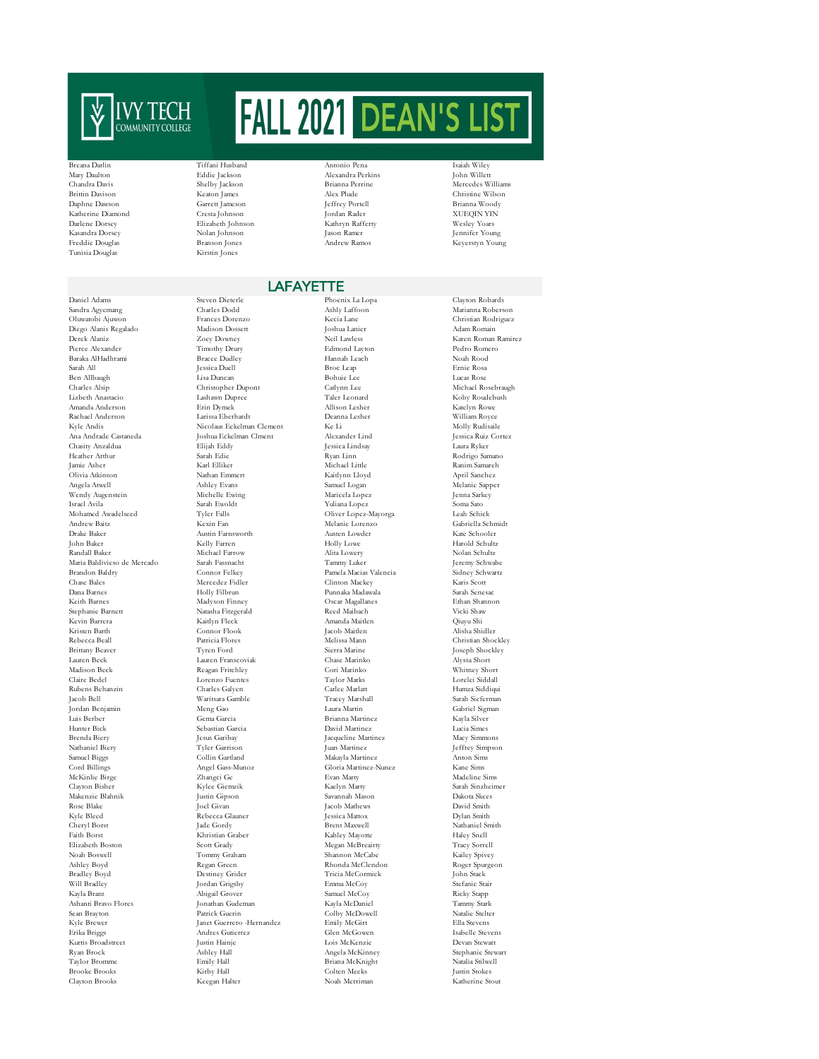# IVY TECH COMMUNITY COLLEGE FALL 2021 DEAN'S LIST

Breana Darlin
Mary Daulton
Chandra Davis
Brittin Davison
Daphne Dawson
Katherine Diamond
Darlene Dorsey
Kasandra Dorsey
Freddie Douglas
Tunisia Douglas
Tiffani Husband
Eddie Jackson
Shelby Jackson
Keaton James
Garrett Jameson
Cresta Johnson
Elizabeth Johnson
Nolan Johnson
Branson Jones
Kirstin Jones
Antonio Pena
Alexandra Perkins
Brianna Perrine
Alex Plude
Jeffrey Portell
Jordan Rader
Kathryn Rafferty
Jason Ramer
Andrew Ramos
Isaiah Wiley
John Willett
Mercedes Williams
Christine Wilson
Brianna Woody
XUEQIN YIN
Wesley Yoars
Jennifer Young
Keyerstyn Young

## LAFAYETTE

Daniel Adams
Sandra Agyemang
Oluwatobi Ajuwon
Diego Alanis Regalado
Derek Alaniz
Pierce Alexander
Baraka AlHadhrami
Sarah All
Ben Allbaugh
Charles Alsip
Lizbeth Anastacio
Amanda Anderson
Rachael Anderson
Kyle Andis
Ana Andrade Castaneda
Chasity Anzaldua
Heather Arthur
Jamie Asher
Olivia Atkinson
Angela Atwell
Wendy Augenstein
Israel Avila
Mohamed Awadelseed
Andrew Baitz
Drake Baker
John Baker
Randall Baker
Maria Baldivieso de Mercado
Brandon Baldry
Chase Bales
Dana Barnes
Keith Barnes
Stephanie Barnett
Kevin Barrera
Kristen Barth
Rebecca Beall
Brittany Beaver
Lauren Beck
Madison Beck
Claire Bedel
Rubens Behanzin
Jacob Bell
Jordan Benjamin
Luis Berber
Hunter Bick
Brenda Biery
Nathaniel Biery
Samuel Biggs
Cord Billings
McKinlie Birge
Clayton Bisher
Makenzie Blahnik
Rose Blake
Kyle Bleed
Cheryl Borst
Faith Borst
Elizabeth Boston
Noah Boswell
Ashley Boyd
Bradley Boyd
Will Bradley
Kayla Brant
Ashanti Bravo Flores
Sean Brayton
Kyle Brewer
Erika Briggs
Kurtis Broadstreet
Ryan Brock
Taylor Bromme
Brooke Brooks
Clayton Brooks
Steven Dieterle
Charles Dodd
Frances Dorenzo
Madison Dossett
Zoey Downey
Timothy Drury
Bracee Dudley
Jessica Duell
Lisa Duncan
Christopher Dupont
Lashawn Dupree
Erin Dymek
Larissa Eberhardt
Nicolaus Eckelman Clement
Joshua Eckelman Clment
Elijah Eddy
Sarah Edie
Karl Elliker
Nathan Emmert
Ashley Evans
Michelle Ewing
Sarah Ewoldt
Tyler Falls
Kexin Fan
Austin Farnsworth
Kelly Farren
Michael Farrow
Sarah Fassnacht
Connor Felkey
Mercedez Fidler
Holly Filbrun
Madyson Finney
Natasha Fitzgerald
Kaitlyn Fleck
Connor Flook
Patricia Flores
Tyren Ford
Lauren Franscoviak
Reagan Fritchley
Lorenzo Fuentes
Charles Galyen
Waritsara Gamble
Meng Gao
Gema Garcia
Sebastian Garcia
Jesus Garibay
Tyler Garrison
Collin Gartland
Angel Gass-Munoz
Zhangei Ge
Kylee Giemzik
Justin Gipson
Joel Givan
Rebecca Glauner
Jade Gordy
Khristian Graber
Scott Grady
Tommy Graham
Regan Green
Destiney Grider
Jordan Grigsby
Abigail Grover
Jonathan Gudeman
Patrick Guerin
Janet Guerrero -Hernandez
Andres Gutierrez
Justin Hainje
Ashley Hall
Emily Hall
Kirby Hall
Keegan Halter
Phoenix La Lopa
Ashly Laffoon
Kecia Lane
Joshua Lanier
Neil Lawless
Edmond Layton
Hannah Leach
Broc Leap
Bohuie Lee
Catlynn Lee
Taler Leonard
Allison Lesher
Deanna Lesher
Ke Li
Alexander Lind
Jessica Lindsay
Ryan Linn
Michael Little
Kaitlynn Lloyd
Samuel Logan
Maricela Lopez
Yuliana Lopez
Oliver Lopez-Mayorga
Melanie Lorenzo
Austen Lowder
Holly Lowe
Alita Lowery
Tammy Luker
Pamela Macias Valencia
Clinton Mackey
Punnaka Madawala
Oscar Magallanes
Reed Maibach
Amanda Maitlen
Jacob Maitlen
Melissa Mann
Sierra Marine
Chase Marinko
Cori Marinko
Taylor Marks
Carlee Marlatt
Tracey Marshall
Laura Martin
Brianna Martinez
David Martinez
Jacqueline Martinez
Juan Martinez
Makayla Martinez
Gloria Martinez-Nunez
Evan Marty
Kaelyn Marty
Savannah Mason
Jacob Mathews
Jessica Mattox
Brent Maxwell
Kahley Mayotte
Megan McBreairty
Shannon McCabe
Rhonda McClendon
Tricia McCormick
Emma McCoy
Samuel McCoy
Kayla McDaniel
Colby McDowell
Emily McGirt
Glen McGowen
Lois McKenzie
Angela McKinney
Briana McKnight
Colten Meeks
Noah Merriman
Clayton Robards
Marianna Roberson
Christian Rodriguez
Adam Romain
Karen Roman Ramirez
Pedro Romero
Noah Rood
Ernie Rosa
Lucas Rose
Michael Rosebraugh
Koby Roudebush
Katelyn Rowe
William Royce
Molly Rudisaile
Jessica Ruiz Cortez
Laura Ryker
Rodrigo Samano
Ranim Samareh
April Sanchez
Melanie Sapper
Jenna Sarkey
Soma Sato
Leah Schick
Gabriella Schmidt
Kate Schooler
Harold Schultz
Nolan Schultz
Jeremy Schwabe
Sidney Schwartz
Karis Scott
Sarah Senesac
Ethan Shannon
Vicki Shaw
Qiuyu Shi
Alisha Shidler
Christian Shockley
Joseph Shockley
Alyssa Short
Whitney Short
Lorelei Siddall
Humza Siddiqui
Sarah Sieferman
Gabriel Sigman
Kayla Silver
Lucia Simes
Macy Simmons
Jeffrey Simpson
Anton Sims
Kane Sims
Madeline Sims
Sarah Sinzheimer
Dakota Skees
David Smith
Dylan Smith
Nathaniel Smith
Haley Snell
Tracy Sorrell
Kailey Spivey
Roger Spurgeon
John Stack
Stefanie Stair
Ricky Stapp
Tammy Stark
Natalie Stelter
Ella Stevens
Isabelle Stevens
Devan Stewart
Stephanie Stewart
Natalia Stilwell
Justin Stokes
Katherine Stout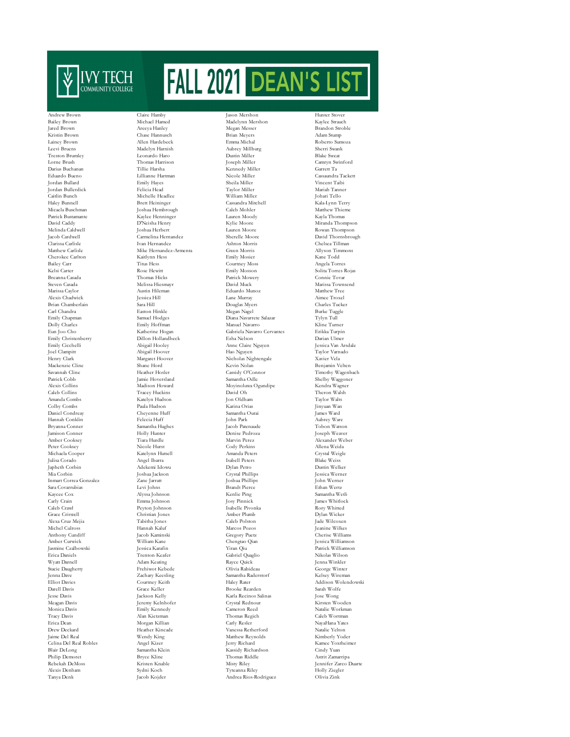# IVY TECH COMMUNITY COLLEGE FALL 2021 DEAN'S LIST

Andrew Brown
Bailey Brown
Jared Brown
Kristin Brown
Lainey Brown
Leevi Bruens
Treston Brumley
Lorne Brush
Darius Buchanan
Eduardo Bueno
Jordan Bullard
Jordan Bullerdick
Caitlin Bunch
Haley Bunnell
Micaela Buschman
Patrick Bustamante
David Caddy
Melinda Caldwell
Jacob Cardwell
Clarissa Carlisle
Matthew Carlisle
Cherokee Carlton
Bailey Carr
Kelsi Carter
Breanna Casada
Steven Casada
Marissa Caylor
Alexis Chadwick
Brian Chamberlain
Carl Chandra
Emily Chapman
Dolly Charles
Eun Joo Cho
Emily Christenberry
Emily Cicchelli
Joel Clampitt
Henry Clark
Mackenzie Cline
Savannah Cline
Patrick Cobb
Alexis Collins
Caleb Collins
Amanda Combs
Colby Combs
Daniel Condreay
Hannah Conklin
Bryanna Conner
Jamison Conner
Amber Cooksey
Peter Cooksey
Michaela Cooper
Julisa Corado
Japheth Corbin
Mia Corbin
Inmart Correa Gonzalez
Sara Covarrubias
Kaycee Cox
Carly Crain
Caleb Crawl
Grace Criswell
Alexa Cruz Mejia
Michel Culross
Anthony Cundiff
Amber Curwick
Jasmine Czalbowski
Erica Daniels
Wyatt Darnell
Stacie Daugherty
Jenna Dave
Elliot Davies
Darell Davis
Jesse Davis
Meagan Davis
Monica Davis
Tracy Davis
Erica Dean
Drew Deckard
Jaime Del Real
Celina Del Real Robles
Blair DeLong
Philip Demoret
Rebekah DeMoss
Alexis Denham
Tanya Denk

Claire Hamby
Michael Hamed
Areeya Hanley
Chase Hannusch
Allen Hardebeck
Madelyn Harnish
Leonardo Haro
Thomas Harrison
Tillie Harsha
Lillianne Hartman
Emily Hayes
Felicia Head
Michelle Headlee
Brett Heininger
Joshua Hembrough
Kaylee Henninger
D'Neisha Henry
Joshua Herbert
Carmelina Hernandez
Ivan Hernandez
Mike Hernandez-Armenta
Kaitlynn Hess
Titus Hess
Rose Hewitt
Thomas Hicks
Melissa Hiesmayr
Austin Hileman
Jessica Hill
Sara Hill
Easton Hinkle
Samuel Hodges
Emily Hoffman
Katherine Hogan
Dillon Hollandbeck
Abigail Hooley
Abigail Hoover
Margaret Hoover
Shane Hord
Heather Hosler
Jamie Hoversland
Madison Howard
Tracey Huckins
Katelyn Hudson
Paula Hudson
Cheyenne Huff
Felecia Huff
Samantha Hughes
Holly Hunter
Tiara Hurdle
Nicole Hurst
Katelynn Hutsell
Angel Ibarra
Adekemi Idowu
Joshua Jackson
Zane Jarratt
Levi Johns
Alyssa Johnson
Emma Johnson
Peyton Johnson
Christian Jones
Tabitha Jones
Hannah Kaluf
Jacob Kaminski
William Kane
Jessica Karafin
Trenton Keafer
Adam Keating
Frehiwot Kebede
Zachary Keesling
Courtney Keith
Grace Keller
Jackson Kelly
Jeremy Kelnhofer
Emily Kennedy
Alan Kietzman
Morgan Killian
Heather Kincade
Wendy King
Angel Kizer
Samantha Klein
Bryce Kline
Kristen Knable
Sydni Koch
Jacob Kojder

Jason Mershon
Madelynn Mershon
Megan Messer
Brian Meyers
Emma Michal
Aubrey Millburg
Dustin Miller
Joseph Miller
Kennedy Miller
Nicole Miller
Sheila Miller
Taylor Miller
William Miller
Cassandra Mitchell
Caleb Mohler
Lauren Moody
Kylie Moore
Lauren Moore
Sherelle Moore
Ashton Morris
Gwen Morris
Emily Mosier
Courtney Moss
Emily Mosson
Patrick Mowery
David Muck
Eduardo Munoz
Lane Murray
Douglas Myers
Megan Nagel
Diana Navarrete Salazar
Manuel Navarro
Gabriela Navarro Cervantes
Esha Nelson
Anne Claire Nguyen
Hao Nguyen
Nicholas Nightengale
Kevin Nolan
Cassidy O'Connor
Samantha Odle
Moyinoluwa Ogundipe
David Oh
Jon Oldham
Karina Orias
Samantha Ourai
John Park
Jacob Patenaude
Denise Pedroza
Marvin Perez
Cody Perkins
Amanda Peters
Isabell Peters
Dylan Petro
Crystal Phillips
Joshua Phillips
Brandt Pierce
Kenlie Ping
Josy Pinnick
Isabelle Pivonka
Amber Plumb
Caleb Polston
Marcos Pozos
Gregory Puetz
Chengtao Qian
Yiran Qiu
Gabriel Quaglio
Rayce Quick
Olivia Rabideau
Samantha Raderstorf
Haley Rater
Brooke Rearden
Karla Recinos Salinas
Crystal Rednour
Cameron Reed
Thomas Regich
Carly Resler
Vanessa Retherford
Matthew Reynolds
Jerry Richard
Kassidy Richardson
Thomas Riddle
Misty Riley
Tyteanna Riley
Andrea Rios-Rodriguez

Hunter Stover
Kaylee Strauch
Brandon Stroble
Adam Stump
Roberto Sumoza
Sherri Swank
Blake Sweat
Camryn Swinford
Garrett Ta
Cassaundra Tackett
Vincent Taibi
Mariah Tanner
Johari Tello
Kala-Lynn Terry
Matthew Thieme
Kayla Thomas
Miranda Thompson
Rowan Thompson
David Thornsbrough
Chelsea Tillman
Allyson Timmons
Kane Todd
Angela Torres
Solita Torres Rojas
Connie Tovar
Marissa Townsend
Matthew Tree
Aimee Troxel
Charles Tucker
Burke Tuggle
Tylyn Tull
Kline Turner
Erikka Turpin
Darian Ulmer
Jessica Van Arsdale
Taylor Varnado
Xavier Vela
Benjamin Velten
Timothy Wagenbach
Shelby Waggoner
Kendra Wagner
Theron Walsh
Taylor Walts
Jinyuan Wan
James Ward
Aubrey Ware
Tobon Watson
Joseph Weaver
Alexander Weber
Allena Weida
Crystal Weigle
Blake Weiss
Dustin Welker
Jessica Werner
John Werner
Ethan Wertz
Samantha Wetli
James Whitlock
Rory Whitted
Dylan Wicker
Jade Wilcoxen
Jeanine Wilkes
Cherise Williams
Jessica Williamson
Patrick Williamson
Nikolas Wilson
Jenna Winkler
George Winter
Kelsey Wireman
Addison Wolendowski
Sarah Wolfe
Jose Wong
Kirsten Wooden
Natalie Workman
Caleb Wortman
NayaHana Yates
Natalie Yelton
Kimberly Yoder
Kamee Yoxtheimer
Cindy Yuan
Astrit Zamarripa
Jennifer Zarco Duarte
Holly Ziegler
Olivia Zink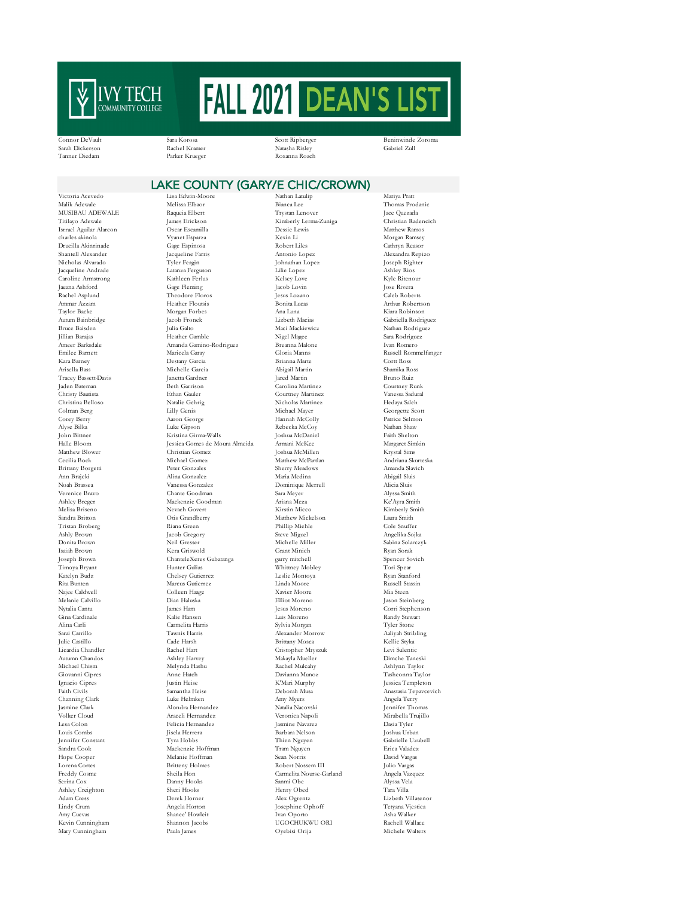# FALL 2021 DEAN'S LIST

Connor DeVault
Sarah Dickerson
Tanner Diedam
Sara Korosa
Rachel Kramer
Parker Krueger
Scott Ripberger
Natasha Risley
Roxanna Roach
Beninwinde Zoroma
Gabriel Zull

## LAKE COUNTY (GARY/E CHIC/CROWN)

Victoria Acevedo
Malik Adewale
MUSIBAU ADEWALE
Titilayo Adewale
Israel Aguilar Alarcon
charles akinola
Drucilla Akinrinade
Shantell Alexander
Nicholas Alvarado
Jacqueline Andrade
Caroline Armstrong
Jaeana Ashford
Rachel Asplund
Ammar Azzam
Taylor Backe
Autum Bainbridge
Bruce Baisden
Jillian Barajas
Ameer Barksdale
Emilee Barnett
Kara Barney
Arisella Bass
Tracey Bassett-Davis
Jaden Bateman
Christy Bautista
Christina Belloso
Colman Berg
Corey Berry
Alyse Bilka
John Bittner
Halle Bloom
Matthew Blower
Cecilia Bock
Brittany Borgetti
Ann Brajcki
Noah Brassea
Verenice Bravo
Ashley Breger
Melisa Briseno
Sandra Britton
Tristan Broberg
Ashly Brown
Donita Brown
Isaiah Brown
Joseph Brown
Timoya Bryant
Katelyn Budz
Rita Bunten
Najee Caldwell
Melanie Calvillo
Nytalia Cantu
Gina Cardinale
Alina Carli
Sarai Carrillo
Julie Castillo
Licardia Chandler
Autumn Chandos
Michael Chism
Giovanni Cipres
Ignacio Cipres
Faith Civils
Channing Clark
Jasmine Clark
Volker Cloud
Lesa Colon
Louis Combs
Jennifer Constant
Sandra Cook
Hope Cooper
Lorena Cortes
Freddy Cosme
Serina Cox
Ashley Creighton
Adam Cress
Lindy Crum
Amy Cuevas
Kevin Cunningham
Mary Cunningham
Lisa Edwin-Moore
Melissa Elbaor
Raqueia Elbert
James Erickson
Oscar Escamilla
Vyanet Esparza
Gage Espinosa
Jacqueline Farris
Tyler Feagin
Latanza Ferguson
Kathleen Ferlus
Gage Fleming
Theodore Floros
Heather Floutsis
Morgan Forbes
Jacob Fronek
Julia Galto
Heather Gamble
Amanda Gamino-Rodriguez
Maricela Garay
Destany Garcia
Michelle Garcia
Janetta Gardner
Beth Garrison
Ethan Gauler
Natalie Gehrig
Lilly Genis
Aaron George
Luke Gipson
Kristina Girma-Walls
Jessica Gomes de Moura Almeida
Christian Gomez
Michael Gomez
Peter Gonzales
Alina Gonzalez
Vanessa Gonzalez
Chante Goodman
Mackenzie Goodman
Nevaeh Govert
Otis Grandberry
Riana Green
Jacob Gregory
Neil Gresser
Kera Griswold
ChanteleXeres Gubatanga
Hunter Gulias
Chelsey Gutierrez
Marcus Gutierrez
Colleen Haage
Dian Haluska
James Ham
Kalie Hansen
Carmelita Harris
Tawnis Harris
Cade Harsh
Rachel Hart
Ashley Harvey
Melynda Hashu
Anne Hatch
Justin Heise
Samantha Heise
Luke Helmken
Alondra Hernandez
Araceli Hernandez
Felicia Hernandez
Jisela Herrera
Tyra Hobbs
Mackenzie Hoffman
Melanie Hoffman
Britteny Holmes
Sheila Hon
Danny Hooks
Sheri Hooks
Derek Horner
Angela Horton
Shanee' Howleit
Shannon Jacobs
Paula James
Nathan Latulip
Bianca Lee
Trystan Lenover
Kimberly Lerma-Zuniga
Dessie Lewis
Kexin Li
Robert Liles
Antonio Lopez
Johnathan Lopez
Lilie Lopez
Kelsey Love
Jacob Lovin
Jesus Lozano
Bonita Lucas
Ana Luna
Lizbeth Macias
Maci Mackiewicz
Nigel Magee
Breanna Malone
Gloria Manns
Brianna Marte
Abigail Martin
Jared Martin
Carolina Martinez
Courtney Martinez
Nicholas Martinez
Michael Mayer
Hannah McColly
Rebecka McCoy
Joshua McDaniel
Armani McKee
Joshua McMillen
Matthew McPartlan
Sherry Meadows
Maria Medina
Dominique Merrell
Sara Meyer
Ariana Meza
Kirstin Micco
Matthew Mickelson
Phillip Miehle
Steve Miguel
Michelle Miller
Grant Minich
garry mitchell
Whitney Mobley
Leslie Montoya
Linda Moore
Xavier Moore
Elliot Moreno
Jesus Moreno
Luis Moreno
Sylvia Morgan
Alexander Morrow
Brittany Mosca
Cristopher Mryszuk
Makayla Mueller
Rachel Mulcahy
Davianna Munoz
K'Mari Murphy
Deborah Musa
Amy Myers
Natalia Nacovski
Veronica Napoli
Jasmine Navarez
Barbara Nelson
Thien Nguyen
Tram Nguyen
Sean Norris
Robert Nossem III
Carmelita Nourse-Garland
Sanmi Obe
Henry Obed
Alex Ogrentz
Josephine Ophoff
Ivan Oporto
UGOCHUKWU ORI
Oyebisi Orija
Mariya Pratt
Thomas Prodanic
Jace Quezada
Christian Radencich
Matthew Ramos
Morgan Ramsey
Cathryn Reasor
Alexandra Repizo
Joseph Righter
Ashley Rios
Kyle Ritenour
Jose Rivera
Caleb Roberts
Arthur Robertson
Kiara Robinson
Gabriella Rodriguez
Nathan Rodriguez
Sara Rodriguez
Ivan Romero
Russell Rommelfanger
Cortt Ross
Shamika Ross
Bruno Ruiz
Courtney Runk
Vanessa Sadural
Hedaya Saleh
Georgette Scott
Patrice Selmon
Nathan Shaw
Faith Shelton
Margaret Simkin
Krystal Sims
Andriana Skurteska
Amanda Slavich
Abigail Sluis
Alicia Sluis
Alyssa Smith
Ke'Ayra Smith
Kimberly Smith
Laura Smith
Cole Snuffer
Angelika Sojka
Sabina Solarczyk
Ryan Sorak
Spencer Sovich
Tori Spear
Ryan Stanford
Russell Stassin
Mia Steen
Jason Steinberg
Corri Stephenson
Randy Stewart
Tyler Stone
Aaliyah Stribling
Kellie Styka
Levi Sulentic
Dimche Taneski
Ashlynn Taylor
Tasheonna Taylor
Jessica Templeton
Anastasia Tepavcevich
Angela Terry
Jennifer Thomas
Mirabella Trujillo
Dasia Tyler
Joshua Urban
Gabrielle Uzubell
Erica Valadez
David Vargas
Julio Vargas
Angela Vazquez
Alyssa Vela
Tara Villa
Lizbeth Villasenor
Tetyana Vjestica
Asha Walker
Rachell Wallace
Michele Walters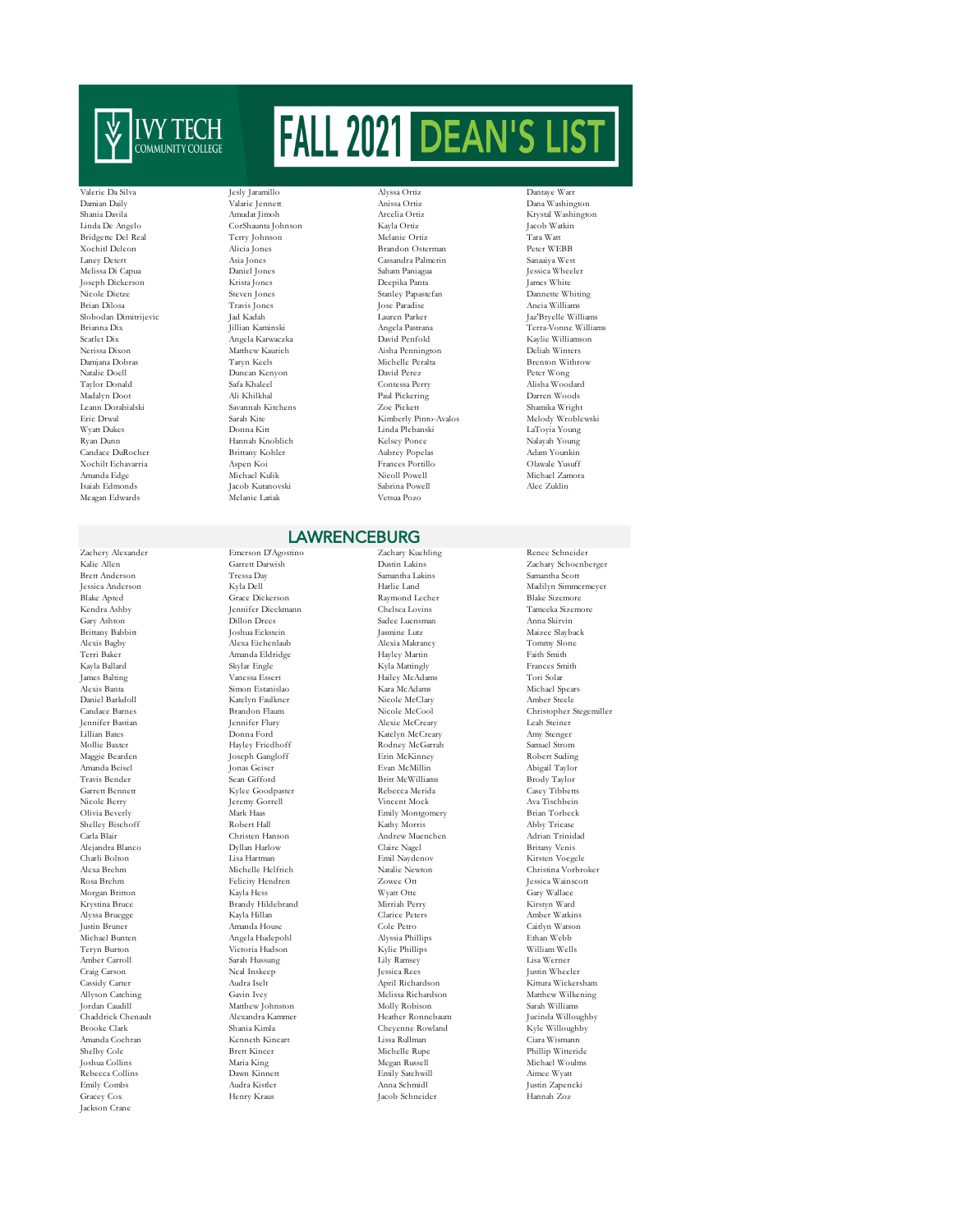# IVY TECH COMMUNITY COLLEGE FALL 2021 DEAN'S LIST

Valerie Da Silva
Damian Daily
Shania Davila
Linda De Angelo
Bridgette Del Real
Xochitl Deleon
Laney Detert
Melissa Di Capua
Joseph Dickerson
Nicole Dietze
Brian Dilosa
Slobodan Dimitrijevic
Brianna Dix
Scarlet Dix
Nerissa Dixon
Damjana Dobras
Natalie Doell
Taylor Donald
Madalyn Doot
Leann Dorabialski
Eric Drwal
Wyatt Dukes
Ryan Dunn
Candace DuRocher
Xochilt Echavarria
Amanda Edge
Isaiah Edmonds
Meagan Edwards
Jesly Jaramillo
Valarie Jennett
Amudat Jimoh
CorShaunta Johnson
Terry Johnson
Alicia Jones
Asia Jones
Daniel Jones
Krista Jones
Steven Jones
Travis Jones
Jad Kadah
Jillian Kaminski
Angela Karwaczka
Matthew Kaurich
Taryn Keels
Duncan Kenyon
Safa Khaleel
Ali Khilkhal
Savannah Kitchens
Sarah Kite
Donna Kitt
Hannah Knoblich
Brittany Kohler
Aspen Koi
Michael Kulik
Jacob Kutanovski
Melanie Latiak
Alyssa Ortiz
Anissa Ortiz
Arcelia Ortiz
Kayla Ortiz
Melanie Ortiz
Brandon Osterman
Cassandra Palmerin
Saham Paniagua
Deepika Panta
Stanley Papastefan
Jose Paradise
Lauren Parker
Angela Pastrana
David Penfold
Aisha Pennington
Michelle Peralta
David Perez
Contessa Perry
Paul Pickering
Zoe Pickett
Kimberly Pinto-Avalos
Linda Plebanski
Kelsey Ponce
Aubrey Popelas
Frances Portillo
Nicoll Powell
Sabrina Powell
Vetsua Pozo
Dantaye Warr
Dana Washington
Krystal Washington
Jacob Watkin
Tara Watt
Peter WEBB
Sanaaiya West
Jessica Wheeler
James White
Dannette Whiting
Aneia Williams
Jaz'Bryelle Williams
Terra-Vonne Williams
Kaylie Williamson
Deliah Winters
Brenton Withrow
Peter Wong
Alisha Woodard
Darren Woods
Shamika Wright
Melody Wroblewski
LaToyia Young
Nalayah Young
Adam Younkin
Olawale Yusuff
Michael Zamora
Alec Zuklin

## LAWRENCEBURG

Zachery Alexander
Kalie Allen
Brett Anderson
Jessica Anderson
Blake Apted
Kendra Ashby
Gary Ashton
Brittany Babbitt
Alexis Bagby
Terri Baker
Kayla Ballard
James Balting
Alexis Banta
Daniel Barkdoll
Candace Barnes
Jennifer Bastian
Lillian Bates
Mollie Baxter
Maggie Bearden
Amanda Beisel
Travis Bender
Garrett Bennett
Nicole Berry
Olivia Beverly
Shelley Bischoff
Carla Blair
Alejandra Blanco
Charli Bolton
Alexa Brehm
Rosa Brehm
Morgan Britton
Krystina Bruce
Alyssa Bruegge
Justin Bruner
Michael Bunten
Teryn Burton
Amber Carroll
Craig Carson
Cassidy Carter
Allyson Catching
Jordan Caudill
Chaddrick Chenault
Brooke Clark
Amanda Cochran
Shelby Cole
Joshua Collins
Rebecca Collins
Emily Combs
Gracey Cox
Jackson Crane
Emerson D'Agostino
Garrett Darwish
Tressa Day
Kyla Dell
Grace Dickerson
Jennifer Dieckmann
Dillon Drees
Joshua Eckstein
Alexa Eichenlaub
Amanda Eldridge
Skylar Engle
Vanessa Essert
Simon Estanislao
Katelyn Faulkner
Brandon Flaum
Jennifer Flury
Donna Ford
Hayley Friedhoff
Joseph Gangloff
Jonas Geiser
Sean Gifford
Kylee Goodpaster
Jeremy Gorrell
Mark Haas
Robert Hall
Christen Hanson
Dyllan Harlow
Lisa Hartman
Michelle Helfrich
Felicity Hendren
Kayla Hess
Brandy Hildebrand
Kayla Hillan
Amanda House
Angela Hudepohl
Victoria Hudson
Sarah Hussung
Neal Inskeep
Audra Iselt
Gavin Ivey
Matthew Johnston
Alexandra Kammer
Shania Kimla
Kenneth Kincart
Brett Kincer
Maria King
Dawn Kinnett
Audra Kistler
Henry Kraus
Zachary Kuehling
Dustin Lakins
Samantha Lakins
Harlie Land
Raymond Lecher
Chelsea Lovins
Sadee Luensman
Jasmine Lutz
Alexia Makrancy
Hayley Martin
Kyla Mattingly
Hailey McAdams
Kara McAdams
Nicole McClary
Nicole McCool
Alexie McCreary
Katelyn McCreary
Rodney McGarrah
Erin McKinney
Evan McMillin
Britt McWilliams
Rebecca Merida
Vincent Mock
Emily Montgomery
Kathy Morris
Andrew Muenchen
Claire Nagel
Emil Naydenov
Natalie Newton
Zowee Ott
Wyatt Otte
Mirriah Perry
Clarice Peters
Cole Petro
Alyssia Phillips
Kylie Phillips
Lily Ramsey
Jessica Rees
April Richardson
Melissa Richardson
Molly Robison
Heather Ronnebaum
Cheyenne Rowland
Lissa Rullman
Michelle Rupe
Megan Russell
Emily Satchwill
Anna Schmidl
Jacob Schneider
Renee Schneider
Zachary Schoenberger
Samantha Scott
Madilyn Simmermeyer
Blake Sizemore
Tameeka Sizemore
Anna Skirvin
Maizee Slayback
Tommy Slone
Faith Smith
Frances Smith
Tori Solar
Michael Spears
Amber Steele
Christopher Stegemiller
Leah Steiner
Amy Stenger
Samuel Strom
Robert Suding
Abigail Taylor
Brody Taylor
Casey Tibbetts
Ava Tischbein
Brian Torbeck
Abby Tricase
Adrian Trinidad
Britany Venis
Kirsten Voegele
Christina Vorbroker
Jessica Wainscott
Gary Wallace
Kirstyn Ward
Amber Watkins
Caitlyn Watson
Ethan Webb
William Wells
Lisa Werner
Justin Wheeler
Kittura Wickersham
Matthew Wilkening
Sarah Williams
Jucinda Willoughby
Kyle Willoughby
Ciara Wismann
Phillip Witteride
Michael Woulms
Aimee Wyatt
Justin Zapencki
Hannah Zoz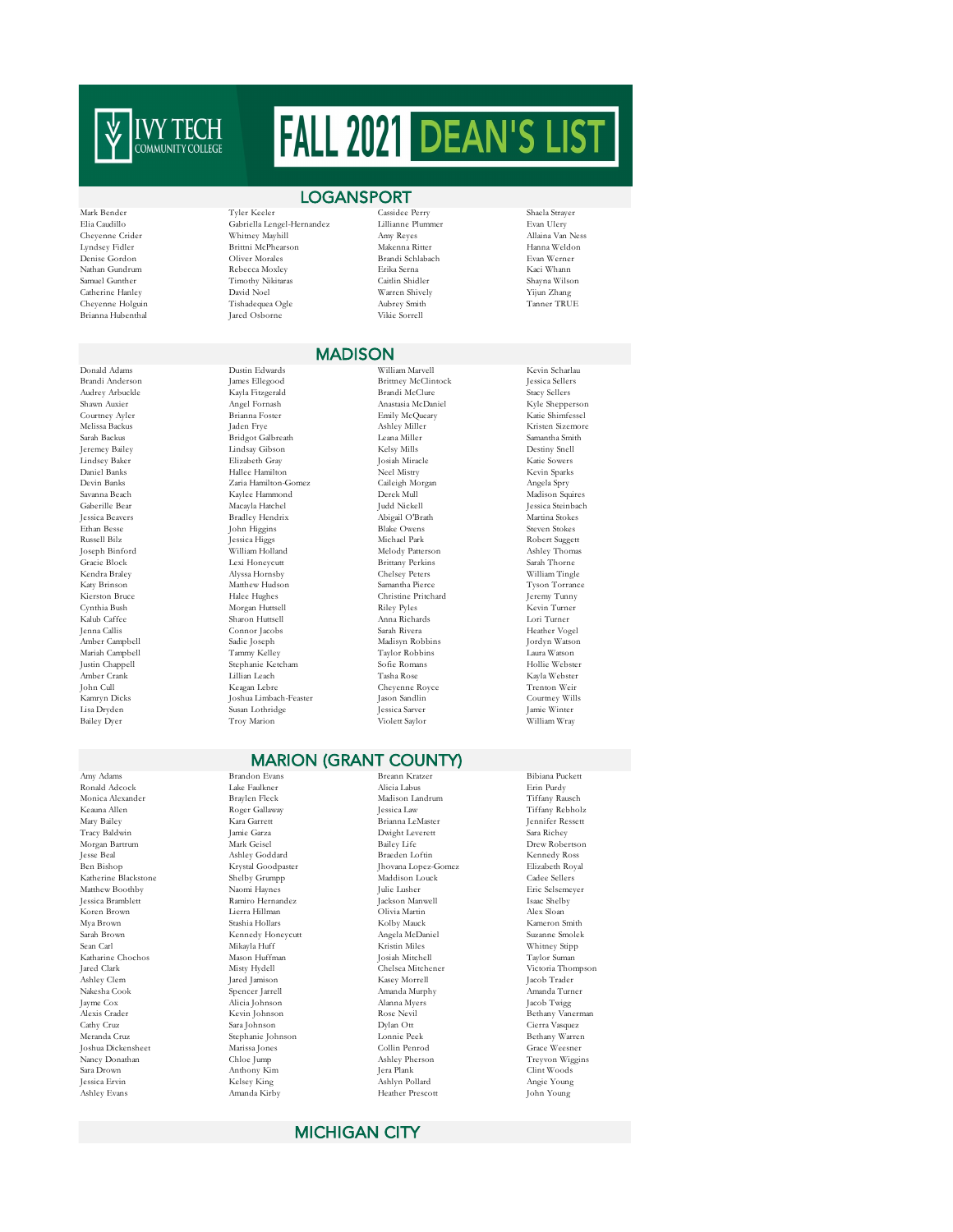# IVY TECH COMMUNITY COLLEGE

# FALL 2021 DEAN'S LIST

## LOGANSPORT

Mark Bender
Elia Caudillo
Cheyenne Crider
Lyndsey Fidler
Denise Gordon
Nathan Gundrum
Samuel Gunther
Catherine Hanley
Cheyenne Holguin
Brianna Hubenthal
Tyler Keeler
Gabriella Lengel-Hernandez
Whitney Mayhill
Brittni McPhearson
Oliver Morales
Rebecca Moxley
Timothy Nikitaras
David Noel
Tishadequea Ogle
Jared Osborne
Cassidee Perry
Lillianne Plummer
Amy Reyes
Makenna Ritter
Brandi Schlabach
Erika Serna
Caitlin Shidler
Warren Shively
Aubrey Smith
Vikie Sorrell
Shaela Strayer
Evan Ulery
Allaina Van Ness
Hanna Weldon
Evan Werner
Kaci Whann
Shayna Wilson
Yijun Zhang
Tanner TRUE

## MADISON

Donald Adams
Brandi Anderson
Audrey Arbuckle
Shawn Auxier
Courtney Ayler
Melissa Backus
Sarah Backus
Jeremey Bailey
Lindsey Baker
Daniel Banks
Devin Banks
Savanna Beach
Gaberille Bear
Jessica Beavers
Ethan Besse
Russell Bilz
Joseph Binford
Gracie Block
Kendra Braley
Katy Brinson
Kierston Bruce
Cynthia Bush
Kalub Caffee
Jenna Callis
Amber Campbell
Mariah Campbell
Justin Chappell
Amber Crank
John Cull
Kamryn Dicks
Lisa Dryden
Bailey Dyer
Dustin Edwards
James Ellegood
Kayla Fitzgerald
Angel Fornash
Brianna Foster
Jaden Frye
Bridgot Galbreath
Lindsay Gibson
Elizabeth Gray
Hallee Hamilton
Zaria Hamilton-Gomez
Kaylee Hammond
Macayla Hatchel
Bradley Hendrix
John Higgins
Jessica Higgs
William Holland
Lexi Honeycutt
Alyssa Hornsby
Matthew Hudson
Halee Hughes
Morgan Huttsell
Sharon Huttsell
Connor Jacobs
Sadie Joseph
Tammy Kelley
Stephanie Ketcham
Lillian Leach
Keagan Lebre
Joshua Limbach-Feaster
Susan Lothridge
Troy Marion
William Marvell
Brittney McClintock
Brandi McClure
Anastasia McDaniel
Emily McQueary
Ashley Miller
Leana Miller
Kelsy Mills
Josiah Miracle
Neel Mistry
Caileigh Morgan
Derek Mull
Judd Nickell
Abigail O'Brath
Blake Owens
Michael Park
Melody Patterson
Brittany Perkins
Chelsey Peters
Samantha Pierce
Christine Pritchard
Riley Pyles
Anna Richards
Sarah Rivera
Madisyn Robbins
Taylor Robbins
Sofie Romans
Tasha Rose
Cheyenne Royce
Jason Sandlin
Jessica Sarver
Violett Saylor
Kevin Scharlau
Jessica Sellers
Stacy Sellers
Kyle Shepperson
Katie Shimfessel
Kristen Sizemore
Samantha Smith
Destiny Snell
Katie Sowers
Kevin Sparks
Angela Spry
Madison Squires
Jessica Steinbach
Martina Stokes
Steven Stokes
Robert Suggett
Ashley Thomas
Sarah Thorne
William Tingle
Tyson Torrance
Jeremy Tunny
Kevin Turner
Lori Turner
Heather Vogel
Jordyn Watson
Laura Watson
Hollie Webster
Kayla Webster
Trenton Weir
Courtney Wills
Jamie Winter
William Wray

## MARION (GRANT COUNTY)

Amy Adams
Ronald Adcock
Monica Alexander
Keauna Allen
Mary Bailey
Tracy Baldwin
Morgan Bartrum
Jesse Beal
Ben Bishop
Katherine Blackstone
Matthew Boothby
Jessica Bramblett
Koren Brown
Mya Brown
Sarah Brown
Sean Carl
Katharine Chochos
Jared Clark
Ashley Clem
Nakesha Cook
Jayme Cox
Alexis Crader
Cathy Cruz
Meranda Cruz
Joshua Dickensheet
Nancy Donathan
Sara Drown
Jessica Ervin
Ashley Evans
Brandon Evans
Lake Faulkner
Braylen Fleck
Roger Gallaway
Kara Garrett
Jamie Garza
Mark Geisel
Ashley Goddard
Krystal Goodpaster
Shelby Grumpp
Naomi Haynes
Ramiro Hernandez
Lierra Hillman
Stashia Hollars
Kennedy Honeycutt
Mikayla Huff
Mason Huffman
Misty Hydell
Jared Jamison
Spencer Jarrell
Alicia Johnson
Kevin Johnson
Sara Johnson
Stephanie Johnson
Marissa Jones
Chloe Jump
Anthony Kim
Kelsey King
Amanda Kirby
Breann Kratzer
Alicia Labus
Madison Landrum
Jessica Law
Brianna LeMaster
Dwight Leverett
Bailey Life
Braeden Loftin
Jhovana Lopez-Gomez
Maddison Louck
Julie Lusher
Jackson Manwell
Olivia Martin
Kolby Mauck
Angela McDaniel
Kristin Miles
Josiah Mitchell
Chelsea Mitchener
Kasey Morrell
Amanda Murphy
Alanna Myers
Rose Nevil
Dylan Ott
Lonnie Peek
Collin Penrod
Ashley Pherson
Jera Plank
Ashlyn Pollard
Heather Prescott
Bibiana Puckett
Erin Purdy
Tiffany Rausch
Tiffany Rebholz
Jennifer Ressett
Sara Richey
Drew Robertson
Kennedy Ross
Elizabeth Royal
Cadee Sellers
Eric Selsemeyer
Isaac Shelby
Alex Sloan
Kameron Smith
Suzanne Smolek
Whitney Stipp
Taylor Suman
Victoria Thompson
Jacob Trader
Amanda Turner
Jacob Twigg
Bethany Vanerman
Cierra Vasquez
Bethany Warren
Grace Weesner
Treyvon Wiggins
Clint Woods
Angie Young
John Young

## MICHIGAN CITY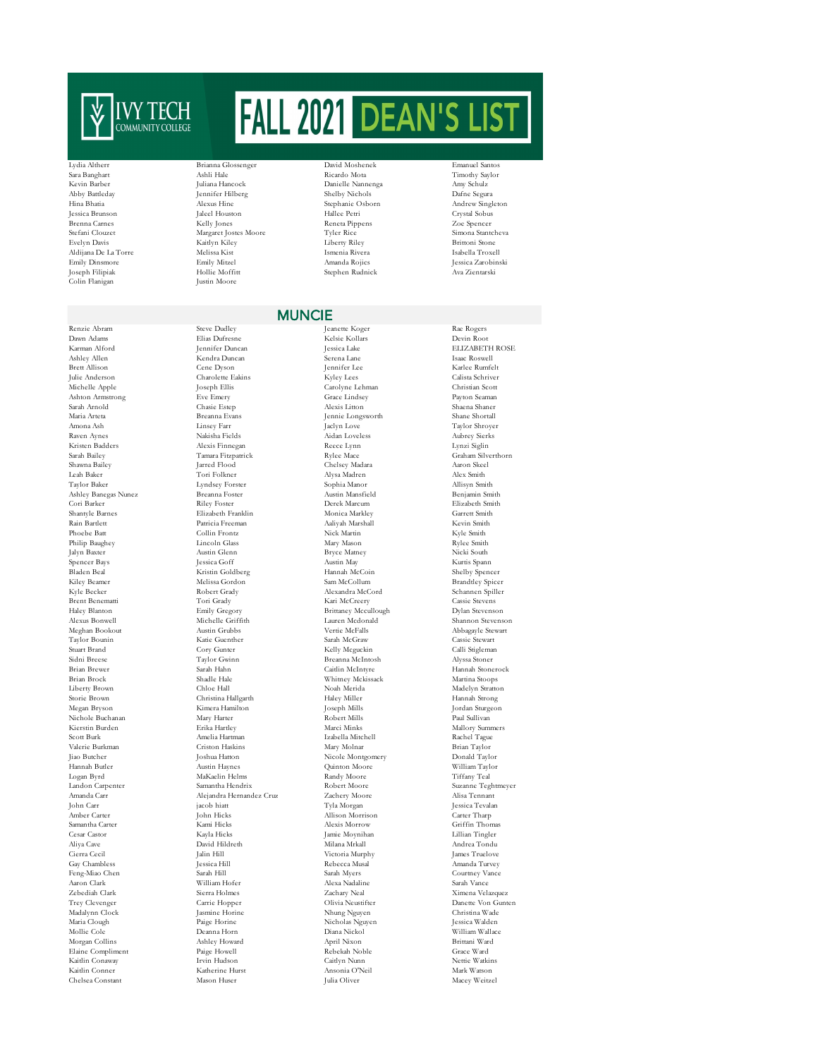# FALL 2021 DEAN'S LIST

Lydia Altherr
Sara Banghart
Kevin Barber
Abby Battleday
Hina Bhatia
Jessica Brunson
Brenna Carnes
Stefani Clouzet
Evelyn Davis
Aldijana De La Torre
Emily Dinsmore
Joseph Filipiak
Colin Flanigan
Brianna Glossenger
Ashli Hale
Juliana Hancock
Jennifer Hilberg
Alexus Hine
Jaleel Houston
Kelly Jones
Margaret Jostes Moore
Kaitlyn Kiley
Melissa Kist
Emily Mitzel
Hollie Moffitt
Justin Moore
David Moshenek
Ricardo Mota
Danielle Nannenga
Shelby Nichols
Stephanie Osborn
Hallee Petri
Reneta Pippens
Tyler Rice
Liberty Riley
Ismenia Rivera
Amanda Rojics
Stephen Rudnick
Emanuel Santos
Timothy Saylor
Amy Schulz
Dafne Segura
Andrew Singleton
Crystal Sobus
Zoe Spencer
Simona Stantcheva
Brittoni Stone
Isabella Troxell
Jessica Zarobinski
Ava Zientarski

## MUNCIE

Renzie Abram
Dawn Adams
Karman Alford
Ashley Allen
Brett Allison
Julie Anderson
Michelle Apple
Ashton Armstrong
Sarah Arnold
Maria Arteta
Amona Ash
Raven Aynes
Kristen Badders
Sarah Bailey
Shawna Bailey
Leah Baker
Taylor Baker
Ashley Banegas Nunez
Cori Barker
Shantyle Barnes
Rain Bartlett
Phoebe Batt
Philip Baughey
Jalyn Baxter
Spencer Bays
Bladen Beal
Kiley Beamer
Kyle Becker
Brent Benematti
Haley Blanton
Alexus Bonwell
Meghan Bookout
Taylor Bounin
Stuart Brand
Sidni Breese
Brian Brewer
Brian Brock
Liberty Brown
Storie Brown
Megan Bryson
Nichole Buchanan
Kierstin Burden
Scott Burk
Valerie Burkman
Jiao Butcher
Hannah Butler
Logan Byrd
Landon Carpenter
Amanda Carr
John Carr
Amber Carter
Samantha Carter
Cesar Castor
Aliya Cave
Cierra Cecil
Gay Chambless
Feng-Miao Chen
Aaron Clark
Zebediah Clark
Trey Clevenger
Madalynn Clock
Maria Clough
Mollie Cole
Morgan Collins
Elaine Compliment
Kaitlin Conaway
Kaitlin Conner
Chelsea Constant
Steve Dudley
Elias Dufresne
Jennifer Duncan
Kendra Duncan
Cene Dyson
Charolette Eakins
Joseph Ellis
Eve Emery
Chasie Estep
Breanna Evans
Linsey Farr
Nakisha Fields
Alexis Finnegan
Tamara Fitzpatrick
Jarred Flood
Tori Folkner
Lyndsey Forster
Breanna Foster
Riley Foster
Elizabeth Franklin
Patricia Freeman
Collin Frontz
Lincoln Glass
Austin Glenn
Jessica Goff
Kristin Goldberg
Melissa Gordon
Robert Grady
Tori Grady
Emily Gregory
Michelle Griffith
Austin Grubbs
Katie Guenther
Cory Gunter
Taylor Gwinn
Sarah Hahn
Shadle Hale
Chloe Hall
Christina Hallgarth
Kimera Hamilton
Mary Harter
Erika Hartley
Amelia Hartman
Criston Haskins
Joshua Hatton
Austin Haynes
MaKaelin Helms
Samantha Hendrix
Alejandra Hernandez Cruz
jacob hiatt
John Hicks
Kami Hicks
Kayla Hicks
David Hildreth
Jalin Hill
Jessica Hill
Sarah Hill
William Hofer
Sierra Holmes
Carrie Hopper
Jasmine Horine
Paige Horine
Deanna Horn
Ashley Howard
Paige Howell
Irvin Hudson
Katherine Hurst
Mason Huser
Jeanette Koger
Kelsie Kollars
Jessica Lake
Serena Lane
Jennifer Lee
Kyley Lees
Carolyne Lehman
Grace Lindsey
Alexis Litton
Jennie Longsworth
Jaclyn Love
Aidan Loveless
Reece Lynn
Rylee Mace
Chelsey Madara
Alysa Madren
Sophia Manor
Austin Mansfield
Derek Marcum
Monica Markley
Aaliyah Marshall
Nick Martin
Mary Mason
Bryce Matney
Austin May
Hannah McCoin
Sam McCollum
Alexandra McCord
Kari McCreery
Brittaney Mccullough
Lauren Mcdonald
Vertie McFalls
Sarah McGraw
Kelly Mcguckin
Breanna McIntosh
Caitlin McIntyre
Whitney Mckissack
Noah Merida
Haley Miller
Joseph Mills
Robert Mills
Marci Minks
Izabella Mitchell
Mary Molnar
Nicole Montgomery
Quinton Moore
Randy Moore
Robert Moore
Zachery Moore
Tyla Morgan
Allison Morrison
Alexis Morrow
Jamie Moynihan
Milana Mrkall
Victoria Murphy
Rebecca Musal
Sarah Myers
Alexa Nadaline
Zachary Neal
Olivia Neustifter
Nhung Nguyen
Nicholas Nguyen
Diana Nickol
April Nixon
Rebekah Noble
Caitlyn Nunn
Ansonia O'Neil
Julia Oliver
Rae Rogers
Devin Root
ELIZABETH ROSE
Isaac Roswell
Karlee Rumfelt
Calista Schriver
Christian Scott
Payton Seaman
Shaena Shaner
Shane Shortall
Taylor Shroyer
Aubrey Sierks
Lynzi Siglin
Graham Silverthorn
Aaron Skeel
Alex Smith
Allisyn Smith
Benjamin Smith
Elizabeth Smith
Garrett Smith
Kevin Smith
Kyle Smith
Rylee Smith
Nicki South
Kurtis Spann
Shelby Spencer
Brandtley Spicer
Schannen Spiller
Cassie Stevens
Dylan Stevenson
Shannon Stevenson
Abbagayle Stewart
Cassie Stewart
Calli Stigleman
Alyssa Stoner
Hannah Stonerock
Martina Stoops
Madelyn Stratton
Hannah Strong
Jordan Sturgeon
Paul Sullivan
Mallory Summers
Rachel Tague
Brian Taylor
Donald Taylor
William Taylor
Tiffany Teal
Suzanne Teghtmeyer
Alisa Tennant
Jessica Tevalan
Carter Tharp
Griffin Thomas
Lillian Tingler
Andrea Tondu
James Truelove
Amanda Turvey
Courtney Vance
Sarah Vance
Ximena Velazquez
Danette Von Gunten
Christina Wade
Jessica Walden
William Wallace
Brittani Ward
Grace Ward
Nettie Watkins
Mark Watson
Macey Weitzel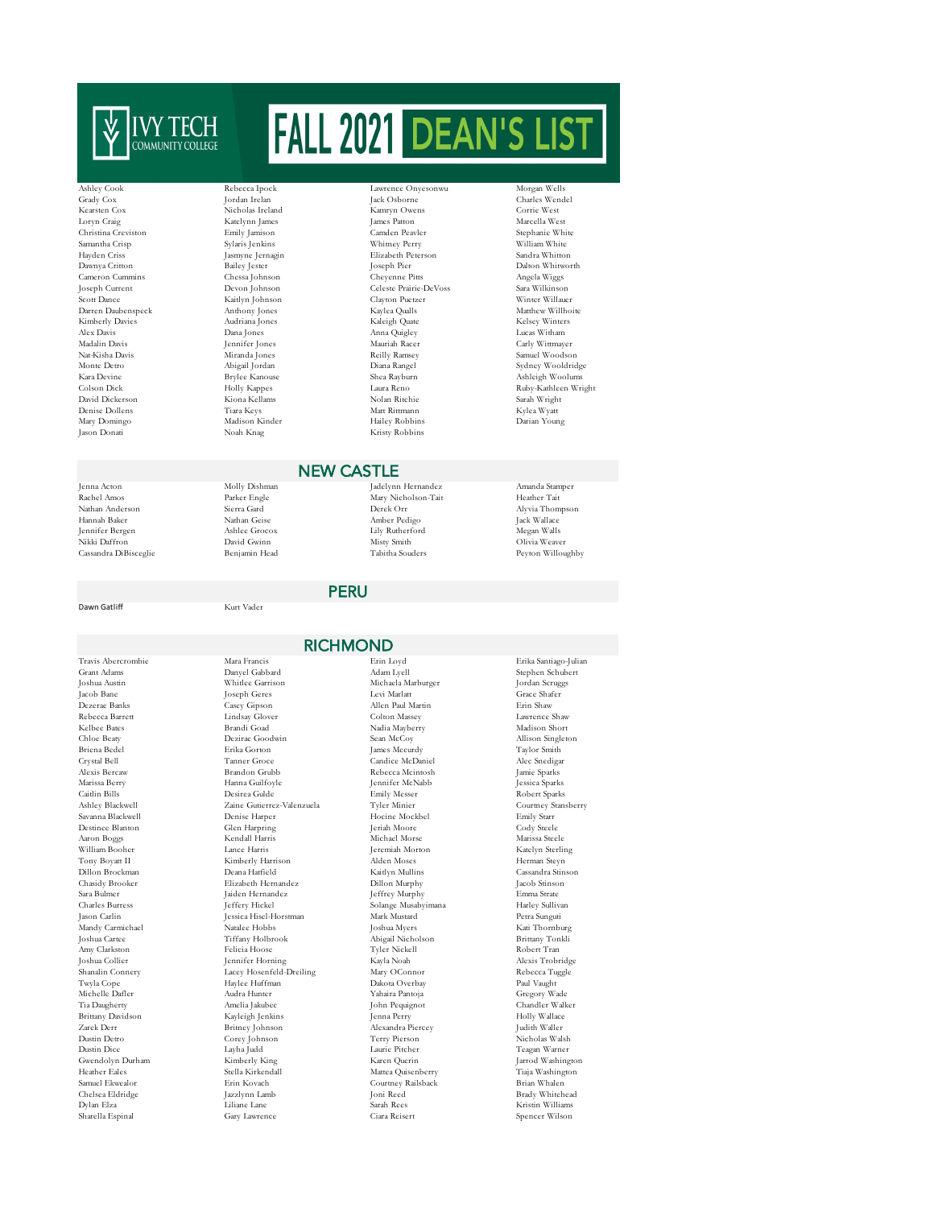# FALL 2021 DEAN'S LIST

Ivy Tech Community College

Ashley Cook
Grady Cox
Kearsten Cox
Loryn Craig
Christina Creviston
Samantha Crisp
Hayden Criss
Dawnya Critton
Cameron Cummins
Joseph Current
Scott Dance
Darren Daubenspeck
Kimberly Davies
Alex Davis
Madalin Davis
Nat-Kisha Davis
Monte Detro
Kara Devine
Colson Dick
David Dickerson
Denise Dollens
Mary Domingo
Jason Donati
Rebecca Ipock
Jordan Irelan
Nicholas Ireland
Katelynn James
Emily Jamison
Sylaris Jenkins
Jasmyne Jernagin
Bailey Jester
Chessa Johnson
Devon Johnson
Kaitlyn Johnson
Anthony Jones
Audriana Jones
Dana Jones
Jennifer Jones
Miranda Jones
Abigail Jordan
Brylee Kanouse
Holly Kappes
Kiona Kellams
Tiara Keys
Madison Kinder
Noah Knag
Lawrence Onyesonwu
Jack Osborne
Kamryn Owens
James Patton
Camden Peavler
Whitney Perry
Elizabeth Peterson
Joseph Pier
Cheyenne Pitts
Celeste Prairie-DeVoss
Clayton Puetzer
Kaylea Qualls
Kaleigh Quate
Anna Quigley
Mauriah Racer
Reilly Ramsey
Diana Rangel
Shea Rayburn
Laura Reno
Nolan Ritchie
Matt Rittmann
Hailey Robbins
Kristy Robbins
Morgan Wells
Charles Wendel
Corrie West
Marcella West
Stephanie White
William White
Sandra Whitton
Dalton Whitworth
Angela Wiggs
Sara Wilkinson
Winter Willauer
Matthew Willhoite
Kelsey Winters
Lucas Witham
Carly Wittmayer
Samuel Woodson
Sydney Wooldridge
Ashleigh Woolums
Ruby-Kathleen Wright
Sarah Wright
Kylea Wyatt
Darian Young

## NEW CASTLE

Jenna Acton
Rachel Amos
Nathan Anderson
Hannah Baker
Jennifer Bergen
Nikki Daffron
Cassandra DiBisceglie
Molly Dishman
Parker Engle
Sierra Gard
Nathan Geise
Ashlee Grocox
David Gwinn
Benjamin Head
Jadelynn Hernandez
Mary Nicholson-Tait
Derek Orr
Amber Pedigo
Lily Rutherford
Misty Smith
Tabitha Souders
Amanda Stamper
Heather Tait
Alyvia Thompson
Jack Wallace
Megan Walls
Olivia Weaver
Peyton Willoughby

## PERU

Dawn Gatliff
Kurt Vader

## RICHMOND

Travis Abercrombie
Grant Adams
Joshua Austin
Jacob Bane
Dezerae Banks
Rebecca Barrett
Kelbee Bates
Chloe Beaty
Briena Bedel
Crystal Bell
Alexis Bercaw
Marissa Berry
Caitlin Bills
Ashley Blackwell
Savanna Blackwell
Destinee Blanton
Aaron Boggs
William Booher
Tony Boyatt II
Dillon Brockman
Chasidy Brooker
Sara Bulmer
Charles Burress
Jason Carlin
Mandy Carmichael
Joshua Cartee
Amy Clarkston
Joshua Collier
Shanalin Connery
Twyla Cope
Michelle Dafler
Tia Daugherty
Brittany Davidson
Zarek Derr
Dustin Detro
Dustin Dice
Gwendolyn Durham
Heather Eales
Samuel Ekwealor
Chelsea Eldridge
Dylan Elza
Sharella Espinal
Mara Francis
Danyel Gabbard
Whitlee Garrison
Joseph Geres
Casey Gipson
Lindsay Glover
Brandi Goad
Dezirae Goodwin
Erika Gorton
Tanner Groce
Brandon Grubb
Hanna Guilfoyle
Desirea Gulde
Zaine Gutierrez-Valenzuela
Denise Harper
Glen Harpring
Kendall Harris
Lance Harris
Kimberly Harrison
Deana Hatfield
Elizabeth Hernandez
Jaiden Hernandez
Jeffery Hickel
Jessica Hisel-Horstman
Natalee Hobbs
Tiffany Holbrook
Felicia Hoose
Jennifer Horning
Lacey Hosenfeld-Dreiling
Haylee Huffman
Audra Hunter
Amelia Jakubec
Kayleigh Jenkins
Britney Johnson
Corey Johnson
Layha Judd
Kimberly King
Stella Kirkendall
Erin Kovach
Jazzlynn Lamb
Liliane Lane
Gary Lawrence
Erin Loyd
Adam Lyell
Michaela Marburger
Levi Marlatt
Allen Paul Martin
Colton Massey
Nadia Mayberry
Sean McCoy
James Mccurdy
Candice McDaniel
Rebecca Mcintosh
Jennifer McNabb
Emily Messer
Tyler Minier
Hocine Mockbel
Jeriah Moore
Michael Morse
Jeremiah Morton
Alden Moses
Kaitlyn Mullins
Dillon Murphy
Jeffrey Murphy
Solange Musabyimana
Mark Mustard
Joshua Myers
Abigail Nicholson
Tyler Nickell
Kayla Noah
Mary OConnor
Dakota Overbay
Yahaira Pantoja
John Pequignot
Jenna Perry
Alexandra Piercey
Terry Pierson
Laurie Pitcher
Karen Querin
Mattea Quisenberry
Courtney Railsback
Joni Reed
Sarah Rees
Ciara Reisert
Erika Santiago-Julian
Stephen Schubert
Jordan Scruggs
Grace Shafer
Erin Shaw
Lawrence Shaw
Madison Short
Allison Singleton
Taylor Smith
Alec Snedigar
Jamie Sparks
Jessica Sparks
Robert Sparks
Courtney Stansberry
Emily Starr
Cody Steele
Marissa Steele
Katelyn Sterling
Herman Steyn
Cassandra Stinson
Jacob Stinson
Emma Strate
Harley Sullivan
Petra Sunguti
Kati Thornburg
Brittany Tonkli
Robert Tran
Alexis Trobridge
Rebecca Tuggle
Paul Vaught
Gregory Wade
Chandler Walker
Holly Wallace
Judith Waller
Nicholas Walsh
Teagan Warner
Jarrod Washington
Tiaja Washington
Brian Whalen
Brady Whitehead
Kristin Williams
Spencer Wilson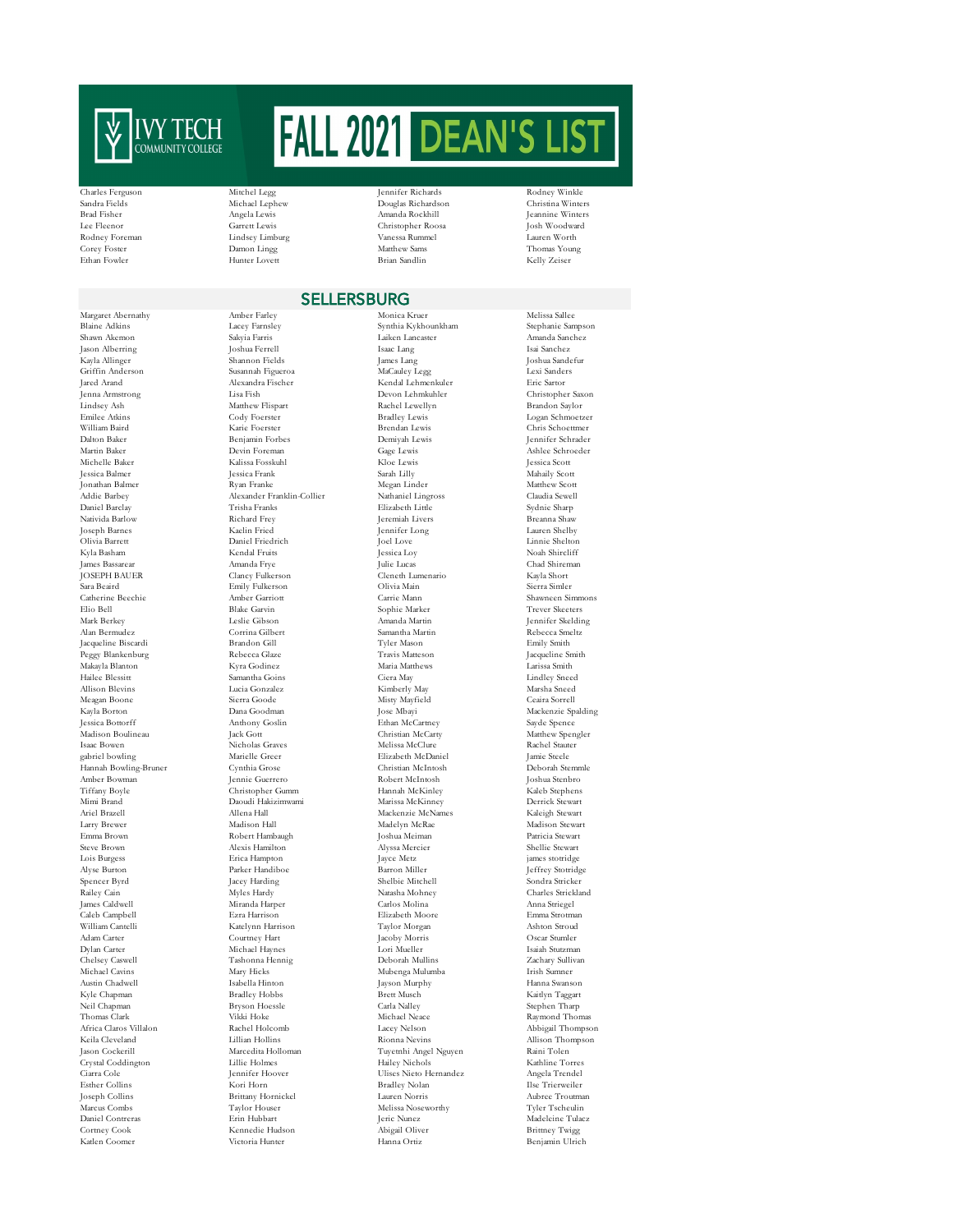# IVY TECH COMMUNITY COLLEGE FALL 2021 DEAN'S LIST

Charles Ferguson
Sandra Fields
Brad Fisher
Lee Fleenor
Rodney Foreman
Corey Foster
Ethan Fowler
Mitchel Legg
Michael Lephew
Angela Lewis
Garrett Lewis
Lindsey Limburg
Damon Lingg
Hunter Lovett
Jennifer Richards
Douglas Richardson
Amanda Rockhill
Christopher Roosa
Vanessa Rummel
Matthew Sams
Brian Sandlin
Rodney Winkle
Christina Winters
Jeannine Winters
Josh Woodward
Lauren Worth
Thomas Young
Kelly Zeiser

## SELLERSBURG

Margaret Abernathy
Blaine Adkins
Shawn Akemon
Jason Alberring
Kayla Allinger
Griffin Anderson
Jared Arand
Jenna Armstrong
Lindsey Ash
Emilee Atkins
William Baird
Dalton Baker
Martin Baker
Michelle Baker
Jessica Balmer
Jonathan Balmer
Addie Barbey
Daniel Barclay
Natividad Barlow
Joseph Barnes
Olivia Barrett
Kyla Basham
James Bassarear
JOSEPH BAUER
Sara Beaird
Catherine Becchie
Elio Bell
Mark Berkey
Alan Bermudez
Jacqueline Biscardi
Peggy Blankenburg
Makayla Blanton
Hailee Blessitt
Allison Blevins
Meagan Boone
Kayla Borton
Jessica Bottorff
Madison Boulineau
Isaac Bowen
gabriel bowling
Hannah Bowling-Bruner
Amber Bowman
Tiffany Boyle
Mimi Brand
Ariel Brazell
Larry Brewer
Emma Brown
Steve Brown
Lois Burgess
Alyse Burton
Spencer Byrd
Railey Cain
James Caldwell
Caleb Campbell
William Cantelli
Adam Carter
Dylan Carter
Chelsey Caswell
Michael Cavins
Austin Chadwell
Kyle Chapman
Neil Chapman
Thomas Clark
Africa Claros Villalon
Keila Cleveland
Jason Cockerill
Crystal Coddington
Ciarra Cole
Esther Collins
Joseph Collins
Marcus Combs
Daniel Contreras
Cortney Cook
Katlen Coomer
Amber Farley
Lacey Farnsley
Sakyia Farris
Joshua Ferrell
Shannon Fields
Susannah Figueroa
Alexandra Fischer
Lisa Fish
Matthew Flispart
Cody Foerster
Karie Foerster
Benjamin Forbes
Devin Foreman
Kalissa Fosskuhl
Jessica Frank
Ryan Franke
Alexander Franklin-Collier
Trisha Franks
Richard Frey
Kaelin Fried
Daniel Friedrich
Kendal Fruits
Amanda Frye
Clancy Fulkerson
Emily Fulkerson
Amber Garriott
Blake Garvin
Leslie Gibson
Corrina Gilbert
Brandon Gill
Rebecca Glaze
Kyra Godinez
Samantha Goins
Lucia Gonzalez
Sierra Goode
Dana Goodman
Anthony Goslin
Jack Gott
Nicholas Graves
Marielle Greer
Cynthia Grose
Jennie Guerrero
Christopher Gumm
Daoudi Hakizimwami
Allena Hall
Madison Hall
Robert Hambaugh
Alexis Hamilton
Erica Hampton
Parker Handiboe
Jacey Harding
Myles Hardy
Miranda Harper
Ezra Harrison
Katelynn Harrison
Courtney Hart
Michael Haynes
Tashonna Hennig
Mary Hicks
Isabella Hinton
Bradley Hobbs
Bryson Hoessle
Vikki Hoke
Rachel Holcomb
Lillian Hollins
Marcedita Holloman
Lillie Holmes
Jennifer Hoover
Kori Horn
Brittany Hornickel
Taylor Houser
Erin Hubbart
Kennedie Hudson
Victoria Hunter
Monica Kruer
Synthia Kykhounkham
Laiken Lancaster
Isaac Lang
James Lang
MaCauley Legg
Kendal Lehmenkuler
Devon Lehmkuhler
Rachel Lewellyn
Bradley Lewis
Brendan Lewis
Demiyah Lewis
Gage Lewis
Kloe Lewis
Sarah Lilly
Megan Linder
Nathaniel Lingross
Elizabeth Little
Jeremiah Livers
Jennifer Long
Joel Love
Jessica Loy
Julie Lucas
Cleneth Lumenario
Olivia Main
Carrie Mann
Sophie Marker
Amanda Martin
Samantha Martin
Tyler Mason
Travis Matteson
Maria Matthews
Ciera May
Kimberly May
Misty Mayfield
Jose Mbayi
Ethan McCartney
Christian McCarty
Melissa McClure
Elizabeth McDaniel
Christian McIntosh
Robert McIntosh
Hannah McKinley
Marissa McKinney
Mackenzie McNames
Madelyn McRae
Joshua Meiman
Alyssa Mercier
Jayce Metz
Barron Miller
Shelbie Mitchell
Natasha Mohney
Carlos Molina
Elizabeth Moore
Taylor Morgan
Jacoby Morris
Lori Mueller
Deborah Mullins
Mubenga Mulumba
Jayson Murphy
Brett Musch
Carla Nalley
Michael Neace
Lacey Nelson
Rionna Nevins
Tuyetnhi Angel Nguyen
Hailey Nichols
Ulises Nieto Hernandez
Bradley Nolan
Lauren Norris
Melissa Noseworthy
Jeric Nunez
Abigail Oliver
Hanna Ortiz
Melissa Sallee
Stephanie Sampson
Amanda Sanchez
Isai Sanchez
Joshua Sandefur
Lexi Sanders
Eric Sartor
Christopher Saxon
Brandon Saylor
Logan Schmoetzer
Chris Schoettmer
Jennifer Schrader
Ashlee Schroeder
Jessica Scott
Mahaily Scott
Matthew Scott
Claudia Sewell
Sydnie Sharp
Breanna Shaw
Lauren Shelby
Linnie Shelton
Noah Shircliff
Chad Shireman
Kayla Short
Sierra Simler
Shawneen Simmons
Trever Skeeters
Jennifer Skelding
Rebecca Smeltz
Emily Smith
Jacqueline Smith
Larissa Smith
Lindley Sneed
Marsha Sneed
Ceaira Sorrell
Mackenzie Spalding
Sayde Spence
Matthew Spengler
Rachel Stauter
Jamie Steele
Deborah Stemmle
Joshua Stenbro
Kaleb Stephens
Derrick Stewart
Kaleigh Stewart
Madison Stewart
Patricia Stewart
Shellie Stewart
james stottridge
Jeffrey Stottridge
Sondra Stricker
Charles Strickland
Anna Striegel
Emma Strotman
Ashton Stroud
Oscar Stumler
Isaiah Stutzman
Zachary Sullivan
Irish Sumner
Hanna Swanson
Kaitlyn Taggart
Stephen Tharp
Raymond Thomas
Abbigail Thompson
Allison Thompson
Raini Tolen
Kathline Torres
Angela Trendel
Ilse Trierweiler
Aubree Troutman
Tyler Tscheulin
Madeleine Tulacz
Brittney Twigg
Benjamin Ulrich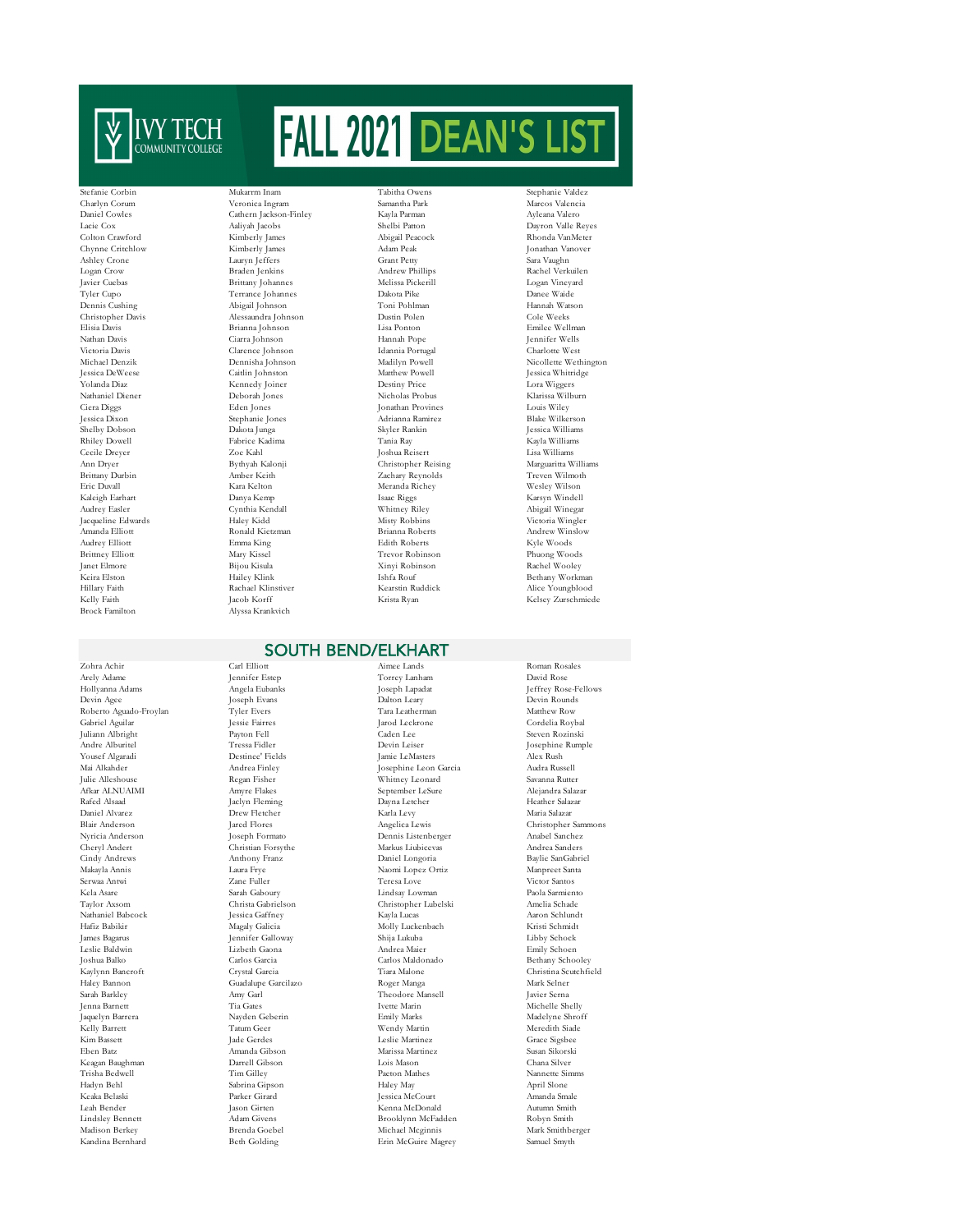# IVY TECH COMMUNITY COLLEGE FALL 2021 DEAN'S LIST

Stefanie Corbin
Charlyn Corum
Daniel Cowles
Lacie Cox
Colton Crawford
Chynne Critchlow
Ashley Crone
Logan Crow
Javier Cuebas
Tyler Cupo
Dennis Cushing
Christopher Davis
Elisia Davis
Nathan Davis
Victoria Davis
Michael Denzik
Jessica DeWeese
Yolanda Diaz
Nathaniel Diener
Ciera Diggs
Jessica Dixon
Shelby Dobson
Rhiley Dowell
Cecile Dreyer
Ann Dryer
Brittany Durbin
Eric Duvall
Kaleigh Earhart
Audrey Easler
Jacqueline Edwards
Amanda Elliott
Audrey Elliott
Brittney Elliott
Janet Elmore
Keira Elston
Hillary Faith
Kelly Faith
Brock Familton

Mukarrm Inam
Veronica Ingram
Cathern Jackson-Finley
Aaliyah Jacobs
Kimberly James
Kimberly James
Lauryn Jeffers
Braden Jenkins
Brittany Johannes
Terrance Johannes
Abigail Johnson
Alessaundra Johnson
Brianna Johnson
Ciarra Johnson
Clarence Johnson
Dennisha Johnson
Caitlin Johnston
Kennedy Joiner
Deborah Jones
Eden Jones
Stephanie Jones
Dakota Junga
Fabrice Kadima
Zoe Kahl
Bythyah Kalonji
Amber Keith
Kara Kelton
Danya Kemp
Cynthia Kendall
Haley Kidd
Ronald Kietzman
Emma King
Mary Kissel
Bijou Kisula
Hailey Klink
Rachael Klinstiver
Jacob Korff
Alyssa Krankvich

Tabitha Owens
Samantha Park
Kayla Parman
Shelbi Patton
Abigail Peacock
Adam Peak
Grant Petty
Andrew Phillips
Melissa Pickerill
Dakota Pike
Toni Pohlman
Dustin Polen
Lisa Ponton
Hannah Pope
Idannia Portugal
Madilyn Powell
Matthew Powell
Destiny Price
Nicholas Probus
Jonathan Provines
Adrianna Ramirez
Skyler Rankin
Tania Ray
Joshua Reisert
Christopher Reising
Zachary Reynolds
Meranda Richey
Isaac Riggs
Whitney Riley
Misty Robbins
Brianna Roberts
Edith Roberts
Trevor Robinson
Xinyi Robinson
Ishfa Rouf
Kearstin Ruddick
Krista Ryan

Stephanie Valdez
Marcos Valencia
Ayleana Valero
Dayron Valle Reyes
Rhonda VanMeter
Jonathan Vanover
Sara Vaughn
Rachel Verkuilen
Logan Vineyard
Danee Waide
Hannah Watson
Cole Weeks
Emilee Wellman
Jennifer Wells
Charlotte West
Nicollette Wethington
Jessica Whitridge
Lora Wiggers
Klarissa Wilburn
Louis Wiley
Blake Wilkerson
Jessica Williams
Kayla Williams
Lisa Williams
Marguaritta Williams
Treven Wilmoth
Wesley Wilson
Karsyn Windell
Abigail Winegar
Victoria Wingler
Andrew Winslow
Kyle Woods
Phuong Woods
Rachel Wooley
Bethany Workman
Alice Youngblood
Kelsey Zurschmiede

## SOUTH BEND/ELKHART

Zohra Achir
Arely Adame
Hollyanna Adams
Devin Agee
Roberto Aguado-Froylan
Gabriel Aguilar
Juliann Albright
Andre Alburitel
Yousef Algaradi
Mai Alkahder
Julie Alleshouse
Afkar ALNUAIMI
Rafed Alsaad
Daniel Alvarez
Blair Anderson
Nyricia Anderson
Cheryl Andert
Cindy Andrews
Makayla Annis
Serwaa Antwi
Kela Asare
Taylor Axsom
Nathaniel Babcock
Hafiz Babikir
James Bagarus
Leslie Baldwin
Joshua Balko
Kaylynn Bancroft
Haley Bannon
Sarah Barkley
Jenna Barnett
Jaquelyn Barrera
Kelly Barrett
Kim Bassett
Eben Batz
Keagan Baughman
Trisha Bedwell
Hadyn Behl
Keaka Belaski
Leah Bender
Lindsley Bennett
Madison Berkey
Kandina Bernhard

Carl Elliott
Jennifer Estep
Angela Eubanks
Joseph Evans
Tyler Evers
Jessie Fairres
Payton Fell
Tressa Fidler
Destinee' Fields
Andrea Finley
Regan Fisher
Amyre Flakes
Jaclyn Fleming
Drew Fletcher
Jared Flores
Joseph Formato
Christian Forsythe
Anthony Franz
Laura Frye
Zane Fuller
Sarah Gaboury
Christa Gabrielson
Jessica Gaffney
Magaly Galicia
Jennifer Galloway
Lizbeth Gaona
Carlos Garcia
Crystal Garcia
Guadalupe Garcilazo
Amy Garl
Tia Gates
Nayden Geberin
Tatum Geer
Jade Gerdes
Amanda Gibson
Darrell Gibson
Tim Gilley
Sabrina Gipson
Parker Girard
Jason Girten
Adam Givens
Brenda Goebel
Beth Golding

Aimee Lands
Torrey Lanham
Joseph Lapadat
Dalton Leary
Tara Leatherman
Jarod Leckrone
Caden Lee
Devin Leiser
Jamie LeMasters
Josephine Leon Garcia
Whitney Leonard
September LeSure
Dayna Letcher
Karla Levy
Angelica Lewis
Dennis Listenberger
Markus Liubicevas
Daniel Longoria
Naomi Lopez Ortiz
Teresa Love
Lindsay Lowman
Christopher Lubelski
Kayla Lucas
Molly Luckenbach
Shija Lukuba
Andrea Maier
Carlos Maldonado
Tiara Malone
Roger Manga
Theodore Mansell
Ivette Marin
Emily Marks
Wendy Martin
Leslie Martinez
Marissa Martinez
Lois Mason
Paeton Mathes
Haley May
Jessica McCourt
Kenna McDonald
Brooklynn McFadden
Michael Meginnis
Erin McGuire Magrey

Roman Rosales
David Rose
Jeffrey Rose-Fellows
Devin Rounds
Matthew Row
Cordelia Roybal
Steven Rozinski
Josephine Rumple
Alex Rush
Audra Russell
Savanna Rutter
Alejandra Salazar
Heather Salazar
Maria Salazar
Christopher Sammons
Anabel Sanchez
Andrea Sanders
Baylie SanGabriel
Manpreet Santa
Victor Santos
Paola Sarmiento
Amelia Schade
Aaron Schlundt
Kristi Schmidt
Libby Schock
Emily Schoen
Bethany Schooley
Christina Scutchfield
Mark Selner
Javier Serna
Michelle Shelly
Madelyne Shroff
Meredith Siade
Grace Sigsbee
Susan Sikorski
Chana Silver
Nannette Simms
April Slone
Amanda Smale
Autumn Smith
Robyn Smith
Mark Smithberger
Samuel Smyth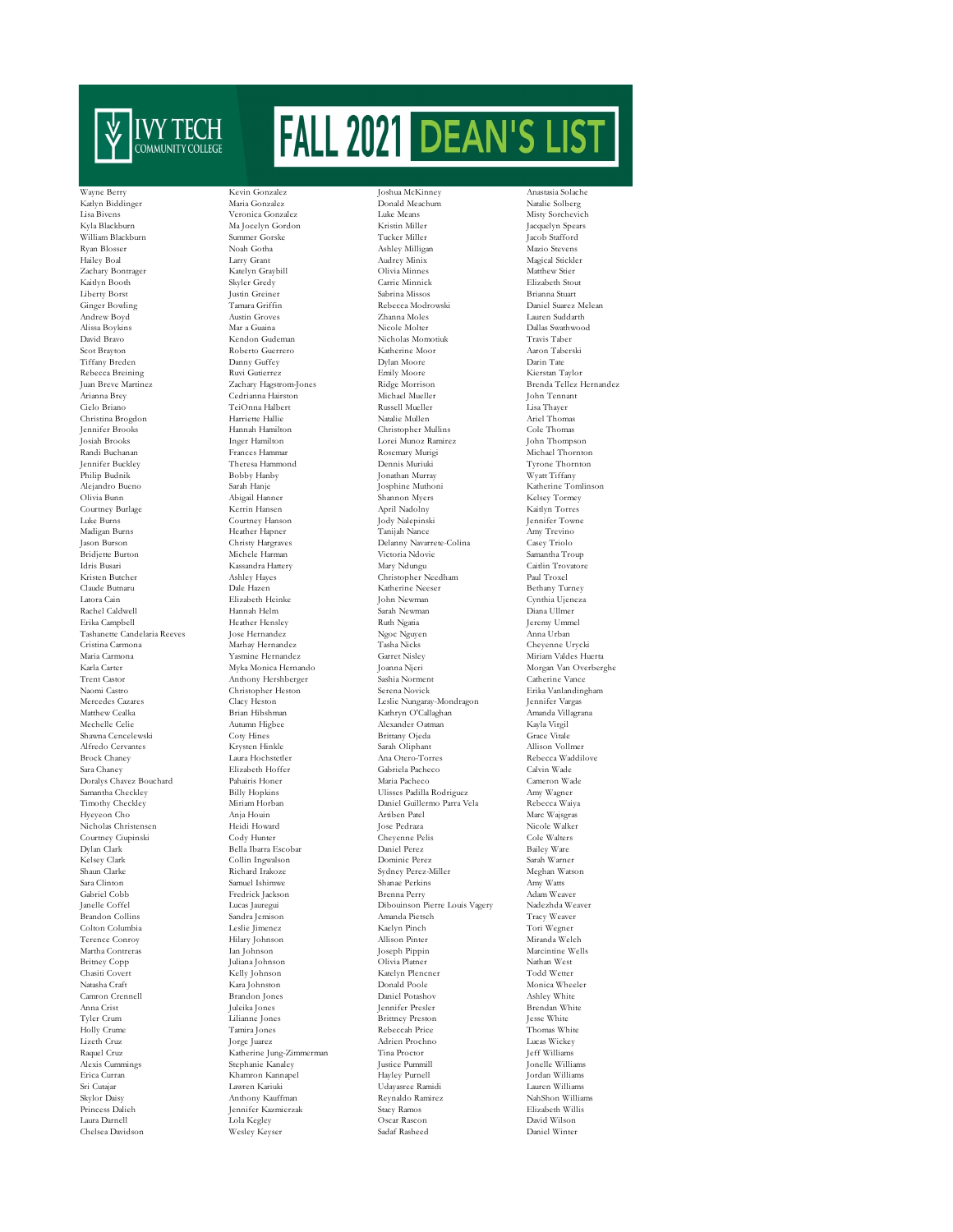# IVY TECH COMMUNITY COLLEGE FALL 2021 DEAN'S LIST

Wayne Berry
Katlyn Biddinger
Lisa Bivens
Kyla Blackburn
William Blackburn
Ryan Blosser
Hailey Boal
Zachary Bontrager
Kaitlyn Booth
Liberty Borst
Ginger Bowling
Andrew Boyd
Alissa Boykins
David Bravo
Scot Brayton
Tiffany Breden
Rebecca Breining
Juan Breve Martinez
Arianna Brey
Cielo Briano
Christina Brogdon
Jennifer Brooks
Josiah Brooks
Randi Buchanan
Jennifer Buckley
Philip Budnik
Alejandro Bueno
Olivia Bunn
Courtney Burlage
Luke Burns
Madigan Burns
Jason Burson
Bridjette Burton
Idris Busari
Kristen Butcher
Claude Butnaru
Latora Cain
Rachel Caldwell
Erika Campbell
Tashanette Candelaria Reeves
Cristina Carmona
Maria Carmona
Karla Carter
Trent Castor
Naomi Castro
Mercedes Cazares
Matthew Cealka
Mechelle Celie
Shawna Cencelewski
Alfredo Cervantes
Brock Chaney
Sara Chaney
Doralys Chavez Bouchard
Samantha Checkley
Timothy Checkley
Hyeyeon Cho
Nicholas Christensen
Courtney Ciupinski
Dylan Clark
Kelsey Clark
Shaun Clarke
Sara Clinton
Gabriel Cobb
Janelle Coffel
Brandon Collins
Colton Columbia
Terence Conroy
Martha Contreras
Britney Copp
Chasiti Covert
Natasha Craft
Camron Crennell
Anna Crist
Tyler Crum
Holly Crume
Lizeth Cruz
Raquel Cruz
Alexis Cummings
Erica Curran
Sri Cutajar
Skylor Daisy
Princess Dalieh
Laura Darnell
Chelsea Davidson

Kevin Gonzalez
Maria Gonzalez
Veronica Gonzalez
Ma Jocelyn Gordon
Summer Gorske
Noah Gotha
Larry Grant
Katelyn Graybill
Skyler Gredy
Justin Greiner
Tamara Griffin
Austin Groves
Mar a Guaina
Kendon Gudeman
Roberto Guerrero
Danny Guffey
Ruvi Gutierrez
Zachary Hagstrom-Jones
Cedrianna Hairston
TeiOnna Halbert
Harriette Hallie
Hannah Hamilton
Inger Hamilton
Frances Hammar
Theresa Hammond
Bobby Hanby
Sarah Hanje
Abigail Hanner
Kerrin Hansen
Courtney Hanson
Heather Hapner
Christy Hargraves
Michele Harman
Kassandra Hattery
Ashley Hayes
Dale Hazen
Elizabeth Heinke
Hannah Helm
Heather Hensley
Jose Hernandez
Marhay Hernandez
Yasmine Hernandez
Myka Monica Hernando
Anthony Hershberger
Christopher Heston
Clacy Heston
Brian Hibshman
Autumn Higbee
Coty Hines
Krysten Hinkle
Laura Hochstetler
Elizabeth Hoffer
Pahairis Honer
Billy Hopkins
Miriam Horban
Anja Houin
Heidi Howard
Cody Hunter
Bella Ibarra Escobar
Collin Ingwalson
Richard Irakoze
Samuel Ishimwe
Fredrick Jackson
Lucas Jauregui
Sandra Jemison
Leslie Jimenez
Hilary Johnson
Ian Johnson
Juliana Johnson
Kelly Johnson
Kara Johnston
Brandon Jones
Juleika Jones
Lilianne Jones
Tamira Jones
Jorge Juarez
Katherine Jung-Zimmerman
Stephanie Kanaley
Khamron Kannapel
Lawren Kariuki
Anthony Kauffman
Jennifer Kazmierzak
Lola Kegley
Wesley Keyser

Joshua McKinney
Donald Meachum
Luke Means
Kristin Miller
Tucker Miller
Ashley Milligan
Audrey Minix
Olivia Minnes
Carrie Minnick
Sabrina Missos
Rebecca Modrowski
Zhanna Moles
Nicole Molter
Nicholas Momotiuk
Katherine Moor
Dylan Moore
Emily Moore
Ridge Morrison
Michael Mueller
Russell Mueller
Natalie Mullen
Christopher Mullins
Lorei Munoz Ramirez
Rosemary Murigi
Dennis Muriuki
Jonathan Murray
Josphine Muthoni
Shannon Myers
April Nadolny
Jody Nalepinski
Tanijah Nance
Delanny Navarrete-Colina
Victoria Ndovie
Mary Ndungu
Christopher Needham
Katherine Neeser
John Newman
Sarah Newman
Ruth Ngatia
Ngoc Nguyen
Tasha Nicks
Garret Nisley
Joanna Njeri
Sashia Norment
Serena Novick
Leslie Nungaray-Mondragon
Kathryn O'Callaghan
Alexander Oatman
Brittany Ojeda
Sarah Oliphant
Ana Otero-Torres
Gabriela Pacheco
Maria Pacheco
Ulisses Padilla Rodriguez
Daniel Guillermo Parra Vela
Artiben Patel
Jose Pedraza
Cheyenne Pelis
Daniel Perez
Dominic Perez
Sydney Perez-Miller
Shanae Perkins
Brenna Perry
Dibouinson Pierre Louis Vagery
Amanda Pietsch
Kaelyn Pinch
Allison Pinter
Joseph Pippin
Olivia Platner
Katelyn Plencner
Donald Poole
Daniel Potashov
Jennifer Presler
Brittney Preston
Rebeccah Price
Adrien Prochno
Tina Proctor
Justice Pummill
Hayley Purnell
Udayasree Ramidi
Reynaldo Ramirez
Stacy Ramos
Oscar Rascon
Sadaf Rasheed

Anastasia Solache
Natalie Solberg
Misty Sorchevich
Jacquelyn Spears
Jacob Stafford
Mazio Stevens
Magical Stickler
Matthew Stier
Elizabeth Stout
Brianna Stuart
Daniel Suarez Melean
Lauren Suddarth
Dallas Swathwood
Travis Taber
Aaron Taberski
Darin Tate
Kierstan Taylor
Brenda Tellez Hernandez
John Tennant
Lisa Thayer
Ariel Thomas
Cole Thomas
John Thompson
Michael Thornton
Tyrone Thornton
Wyatt Tiffany
Katherine Tomlinson
Kelsey Tormey
Kaitlyn Torres
Jennifer Towne
Amy Trevino
Casey Triolo
Samantha Troup
Caitlin Trovatore
Paul Troxel
Bethany Turney
Cynthia Ujeneza
Diana Ullmer
Jeremy Ummel
Anna Urban
Cheyenne Urycki
Miriam Valdes Huerta
Morgan Van Overberghe
Catherine Vance
Erika Vanlandingham
Jennifer Vargas
Amanda Villagrana
Kayla Virgil
Grace Vitale
Allison Vollmer
Rebecca Waddilove
Calvin Wade
Cameron Wade
Amy Wagner
Rebecca Waiya
Marc Wajsgras
Nicole Walker
Cole Walters
Bailey Ware
Sarah Warner
Meghan Watson
Amy Watts
Adam Weaver
Nadezhda Weaver
Tracy Weaver
Tori Wegner
Miranda Welch
Marcintine Wells
Nathan West
Todd Wetter
Monica Wheeler
Ashley White
Brendan White
Jesse White
Thomas White
Lucas Wickey
Jeff Williams
Jonelle Williams
Jordan Williams
Lauren Williams
NahShon Williams
Elizabeth Willis
David Wilson
Daniel Winter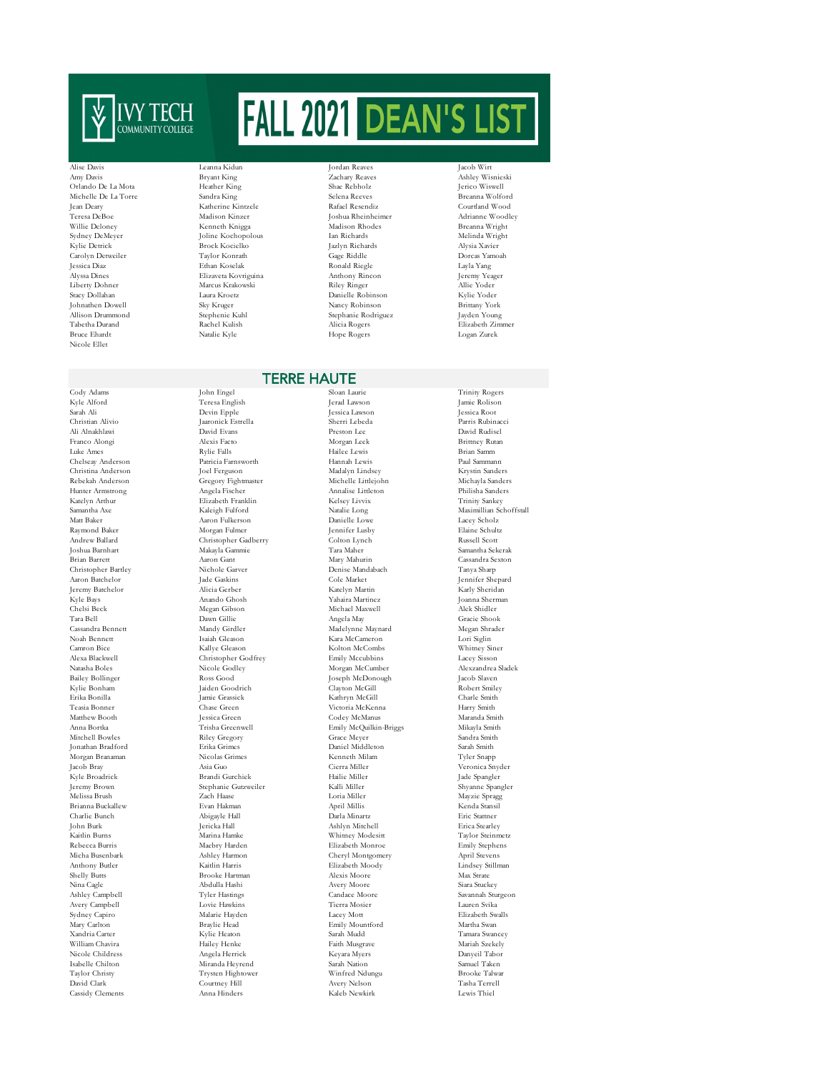# FALL 2021 DEAN'S LIST

Alise Davis
Amy Davis
Orlando De La Mota
Michelle De La Torre
Jean Deary
Teresa DeBoe
Willie Deloney
Sydney DeMeyer
Kylie Detrick
Carolyn Detweiler
Jessica Diaz
Alyssa Dines
Liberty Dohner
Stacy Dollahan
Johnathen Dowell
Allison Drummond
Tabetha Durand
Bruce Ehardt
Nicole Ellet
Leanna Kidun
Bryant King
Heather King
Sandra King
Katherine Kintzele
Madison Kinzer
Kenneth Knigga
Joline Kochopolous
Brock Kocielko
Taylor Konrath
Ethan Koselak
Elizaveta Kovriguina
Marcus Krakowski
Laura Kroetz
Sky Kruger
Stephenie Kuhl
Rachel Kulish
Natalie Kyle
Jordan Reaves
Zachary Reaves
Shae Rebholz
Selena Reeves
Rafael Resendiz
Joshua Rheinheimer
Madison Rhodes
Ian Richards
Jazlyn Richards
Gage Riddle
Ronald Riegle
Anthony Rincon
Riley Ringer
Danielle Robinson
Nancy Robinson
Stephanie Rodriguez
Alicia Rogers
Hope Rogers
Jacob Wirt
Ashley Wisnieski
Jerico Wiswell
Breanna Wolford
Courtland Wood
Adrianne Woodley
Breanna Wright
Melinda Wright
Alysia Xavier
Dorcas Yamoah
Layla Yang
Jeremy Yeager
Allie Yoder
Kylie Yoder
Brittany York
Jayden Young
Elizabeth Zimmer
Logan Zurek

## TERRE HAUTE

Cody Adams
Kyle Alford
Sarah Ali
Christian Alivio
Ali Alnakhlawi
Franco Alongi
Luke Ames
Chelseay Anderson
Christina Anderson
Rebekah Anderson
Hunter Armstrong
Katelyn Arthur
Samantha Axe
Matt Baker
Raymond Baker
Andrew Ballard
Joshua Barnhart
Brian Barrett
Christopher Bartley
Aaron Batchelor
Jeremy Batchelor
Kyle Bays
Chelsi Beck
Tara Bell
Cassandra Bennett
Noah Bennett
Camron Bice
Alexa Blackwell
Natasha Boles
Bailey Bollinger
Kylie Bonham
Erika Bonilla
Teasia Bonner
Matthew Booth
Anna Bortka
Mitchell Bowles
Jonathan Bradford
Morgan Branaman
Jacob Bray
Kyle Broadrick
Jeremy Brown
Melissa Brush
Brianna Buckallew
Charlie Bunch
John Burk
Kaitlin Burns
Rebecca Burris
Micha Busenbark
Anthony Butler
Shelly Butts
Nina Cagle
Ashley Campbell
Avery Campbell
Sydney Capiro
Mary Carlton
Xandria Carter
William Chavira
Nicole Childress
Isabelle Chilton
Taylor Christy
David Clark
Cassidy Clements
John Engel
Teresa English
Devin Epple
Jaaronick Estrella
David Evans
Alexis Facto
Rylie Falls
Patricia Farnsworth
Joel Ferguson
Gregory Fightmaster
Angela Fischer
Elizabeth Franklin
Kaleigh Fulford
Aaron Fulkerson
Morgan Fulmer
Christopher Gadberry
Makayla Gammie
Aaron Gant
Nichole Garver
Jade Gaskins
Alicia Gerber
Anando Ghosh
Megan Gibson
Dawn Gillie
Mandy Girdler
Isaiah Gleason
Kallye Gleason
Christopher Godfrey
Nicole Godley
Ross Good
Jaiden Goodrich
Jamie Grassick
Chase Green
Jessica Green
Trisha Greenwell
Riley Gregory
Erika Grimes
Nicolas Grimes
Asia Guo
Brandi Gurchiek
Stephanie Gutzweiler
Zach Haase
Evan Hakman
Abigayle Hall
Jericka Hall
Marina Hamke
Maebry Harden
Ashley Harmon
Kaitlin Harris
Brooke Hartman
Abdulla Hashi
Tyler Hastings
Lovie Hawkins
Malarie Hayden
Braylie Head
Kylie Heaton
Hailey Henke
Angela Herrick
Miranda Heyrend
Trysten Hightower
Courtney Hill
Anna Hinders
Sloan Laurie
Jerad Lawson
Jessica Lawson
Sherri Lebeda
Preston Lee
Morgan Leek
Hailee Lewis
Hannah Lewis
Madalyn Lindsey
Michelle Littlejohn
Annalise Littleton
Kelsey Livvix
Natalie Long
Danielle Lowe
Jennifer Lusby
Colton Lynch
Tara Maher
Mary Mahurin
Denise Mandabach
Cole Market
Katelyn Martin
Yahaira Martinez
Michael Maxwell
Angela May
Madelynne Maynard
Kara McCameron
Kolton McCombs
Emily Mccubbins
Morgan McCumber
Joseph McDonough
Clayton McGill
Kathryn McGill
Victoria McKenna
Codey McManus
Emily McQuilkin-Briggs
Grace Meyer
Daniel Middleton
Kenneth Milam
Cierra Miller
Hailie Miller
Kalli Miller
Loria Miller
April Millis
Darla Minartz
Ashlyn Mitchell
Whitney Modesitt
Elizabeth Monroe
Cheryl Montgomery
Elizabeth Moody
Alexis Moore
Avery Moore
Candace Moore
Tierra Mosier
Lacey Mott
Emily Mountford
Sarah Mudd
Faith Musgrave
Keyara Myers
Sarah Nation
Winfred Ndungu
Avery Nelson
Kaleb Newkirk
Trinity Rogers
Jamie Rolison
Jessica Root
Parris Rubinacci
David Rudisel
Brittney Rutan
Brian Samm
Paul Sammann
Krystin Sanders
Michayla Sanders
Philisha Sanders
Trinity Sankey
Maximillian Schoffstall
Lacey Scholz
Elaine Schultz
Russell Scott
Samantha Sekerak
Cassandra Sexton
Tanya Sharp
Jennifer Shepard
Karly Sheridan
Joanna Sherman
Alek Shidler
Gracie Shook
Megan Shrader
Lori Siglin
Whitney Siner
Lacey Sisson
Alexzandrea Sladek
Jacob Slaven
Robert Smiley
Charle Smith
Harry Smith
Maranda Smith
Mikayla Smith
Sandra Smith
Sarah Smith
Tyler Snapp
Veronica Snyder
Jade Spangler
Shyanne Spangler
Mayzie Spragg
Kenda Stansil
Eric Stattner
Erica Stearley
Taylor Steinmetz
Emily Stephens
April Stevens
Lindsey Stillman
Max Strate
Siara Stuckey
Savannah Sturgeon
Lauren Svika
Elizabeth Swalls
Martha Swan
Tamara Swaney
Mariah Szekely
Danyeil Tabor
Samuel Taken
Brooke Talwar
Tasha Terrell
Lewis Thiel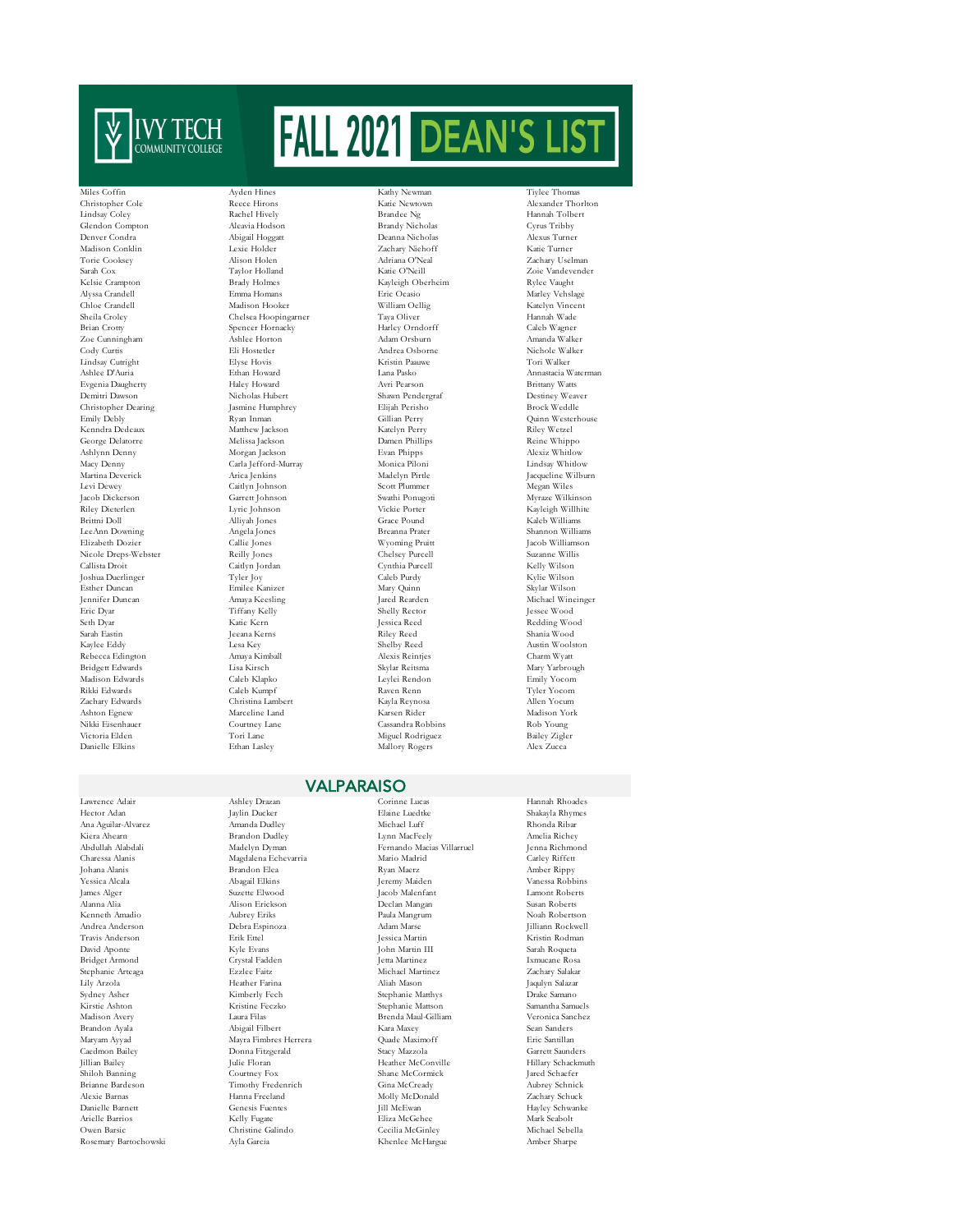# IVY TECH COMMUNITY COLLEGE — FALL 2021 DEAN'S LIST

Miles Coffin
Christopher Cole
Lindsay Coley
Glendon Compton
Denver Condra
Madison Conklin
Torie Cooksey
Sarah Cox
Kelsie Crampton
Alyssa Crandell
Chloe Crandell
Sheila Croley
Brian Crotty
Zoe Cunningham
Cody Curtis
Lindsay Cutright
Ashlee D'Auria
Evgenia Daugherty
Demitri Dawson
Christopher Dearing
Emily Debly
Kenndra Dedeaux
George Delatorre
Ashlynn Denny
Macy Denny
Martina Deverick
Levi Dewey
Jacob Dickerson
Riley Dieterlen
Brittni Doll
LeeAnn Downing
Elizabeth Dozier
Nicole Dreps-Webster
Callista Droit
Joshua Duerlinger
Esther Duncan
Jennifer Duncan
Eric Dyar
Seth Dyar
Sarah Eastin
Kaylee Eddy
Rebecca Edington
Bridgett Edwards
Madison Edwards
Rikki Edwards
Zachary Edwards
Ashton Egnew
Nikki Eisenhauer
Victoria Elden
Danielle Elkins

Ayden Hines
Reece Hirons
Rachel Hively
Aleavia Hodson
Abigail Hoggatt
Lexie Holder
Alison Holen
Taylor Holland
Brady Holmes
Emma Homans
Madison Hooker
Chelsea Hoopingarner
Spencer Hornacky
Ashlee Horton
Eli Hostetler
Elyse Hovis
Ethan Howard
Haley Howard
Nicholas Hubert
Jasmine Humphrey
Ryan Inman
Matthew Jackson
Melissa Jackson
Morgan Jackson
Carla Jefford-Murray
Arica Jenkins
Caitlyn Johnson
Garrett Johnson
Lyric Johnson
Alliyah Jones
Angela Jones
Callie Jones
Reilly Jones
Caitlyn Jordan
Tyler Joy
Emilee Kanizer
Amaya Keesling
Tiffany Kelly
Katie Kern
Jeeana Kerns
Lesa Key
Amaya Kimball
Lisa Kirsch
Caleb Klapko
Caleb Kumpf
Christina Lambert
Marceline Land
Courtney Lane
Tori Lane
Ethan Lasley

Kathy Newman
Katie Newtown
Brandee Ng
Brandy Nicholas
Deanna Nicholas
Zachary Niehoff
Adriana O'Neal
Katie O'Neill
Kayleigh Oberheim
Eric Ocasio
William Oellig
Taya Oliver
Harley Orndorff
Adam Orsburn
Andrea Osborne
Kristin Paauwe
Lana Pasko
Avri Pearson
Shawn Pendergraf
Elijah Perisho
Gillian Perry
Katelyn Perry
Damen Phillips
Evan Phipps
Monica Piloni
Madelyn Pirtle
Scott Plummer
Swathi Ponugoti
Vickie Porter
Grace Pound
Breanna Prater
Wyoming Pruitt
Chelsey Purcell
Cynthia Purcell
Caleb Purdy
Mary Quinn
Jared Rearden
Shelly Rector
Jessica Reed
Riley Reed
Shelby Reed
Alexis Reintjes
Skylar Reitsma
Leylei Rendon
Raven Renn
Kayla Reynosa
Karsen Rider
Cassandra Robbins
Miguel Rodriguez
Mallory Rogers

Tiylee Thomas
Alexander Thorlton
Hannah Tolbert
Cyrus Tribby
Alexus Turner
Katie Turner
Zachary Uselman
Zoie Vandevender
Rylee Vaught
Marley Vehslage
Katelyn Vincent
Hannah Wade
Caleb Wagner
Amanda Walker
Nichole Walker
Tori Walker
Annastacia Waterman
Brittany Watts
Destiney Weaver
Brock Weddle
Quinn Westerhouse
Riley Wetzel
Reine Whippo
Alexiz Whitlow
Lindsay Whitlow
Jacqueline Wilburn
Megan Wiles
Myraze Wilkinson
Kayleigh Willhite
Kaleb Williams
Shannon Williams
Jacob Williamson
Suzanne Willis
Kelly Wilson
Kylie Wilson
Skylar Wilson
Michael Wineinger
Jessee Wood
Redding Wood
Shania Wood
Austin Woolston
Charm Wyatt
Mary Yarbrough
Emily Yocom
Tyler Yocom
Allen Yocum
Madison York
Rob Young
Bailey Zigler
Alex Zucca

## VALPARAISO

Lawrence Adair
Hector Adan
Ana Aguilar-Alvarez
Kiera Ahearn
Abdullah Alabdali
Charessa Alanis
Johana Alanis
Yessica Alcala
James Alger
Alanna Alia
Kenneth Amadio
Andrea Anderson
Travis Anderson
David Aponte
Bridget Armond
Stephanie Arteaga
Lily Arzola
Sydney Asher
Kirstie Ashton
Madison Avery
Brandon Ayala
Maryam Ayyad
Caedmon Bailey
Jillian Bailey
Shiloh Banning
Brianne Bardeson
Alexie Barnas
Danielle Barnett
Arielle Barrios
Owen Barsic
Rosemary Bartochowski

Ashley Drazan
Jaylin Ducker
Amanda Dudley
Brandon Dudley
Madelyn Dyman
Magdalena Echevarria
Brandon Elea
Abagail Elkins
Suzette Elwood
Alison Erickson
Aubrey Eriks
Debra Espinoza
Erik Ettel
Kyle Evans
Crystal Fadden
Ezzlee Faitz
Heather Farina
Kimberly Fech
Kristine Feczko
Laura Filas
Abigail Filbert
Mayra Fimbres Herrera
Donna Fitzgerald
Julie Floran
Courtney Fox
Timothy Fredenrich
Hanna Freeland
Genesis Fuentes
Kelly Fugate
Christine Galindo
Ayla Garcia

Corinne Lucas
Elaine Luedtke
Michael Luff
Lynn MacFeely
Fernando Macias Villarruel
Mario Madrid
Ryan Maerz
Jeremy Maiden
Jacob Malenfant
Declan Mangan
Paula Mangrum
Adam Marse
Jessica Martin
John Martin III
Jetta Martinez
Michael Martinez
Aliah Mason
Stephanie Matthys
Stephanie Mattson
Brenda Maul-Gilliam
Kara Maxey
Quade Maximoff
Stacy Mazzola
Heather McConville
Shane McCormick
Gina McCready
Molly McDonald
Jill McEwan
Eliza McGehee
Cecilia McGinley
Khenlee McHargue

Hannah Rhoades
Shakayla Rhymes
Rhonda Ribar
Amelia Richey
Jenna Richmond
Carley Riffett
Amber Rippy
Vanessa Robbins
Lamont Roberts
Susan Roberts
Noah Robertson
Jilliann Rockwell
Kristin Rodman
Sarah Roqueta
Ixmucane Rosa
Zachary Salakar
Jaqulyn Salazar
Drake Samano
Samantha Samuels
Veronica Sanchez
Sean Sanders
Eric Santillan
Garrett Saunders
Hillary Schackmuth
Jared Schaefer
Aubrey Schnick
Zachary Schuck
Hayley Schwanke
Mark Seabolt
Michael Sebella
Amber Sharpe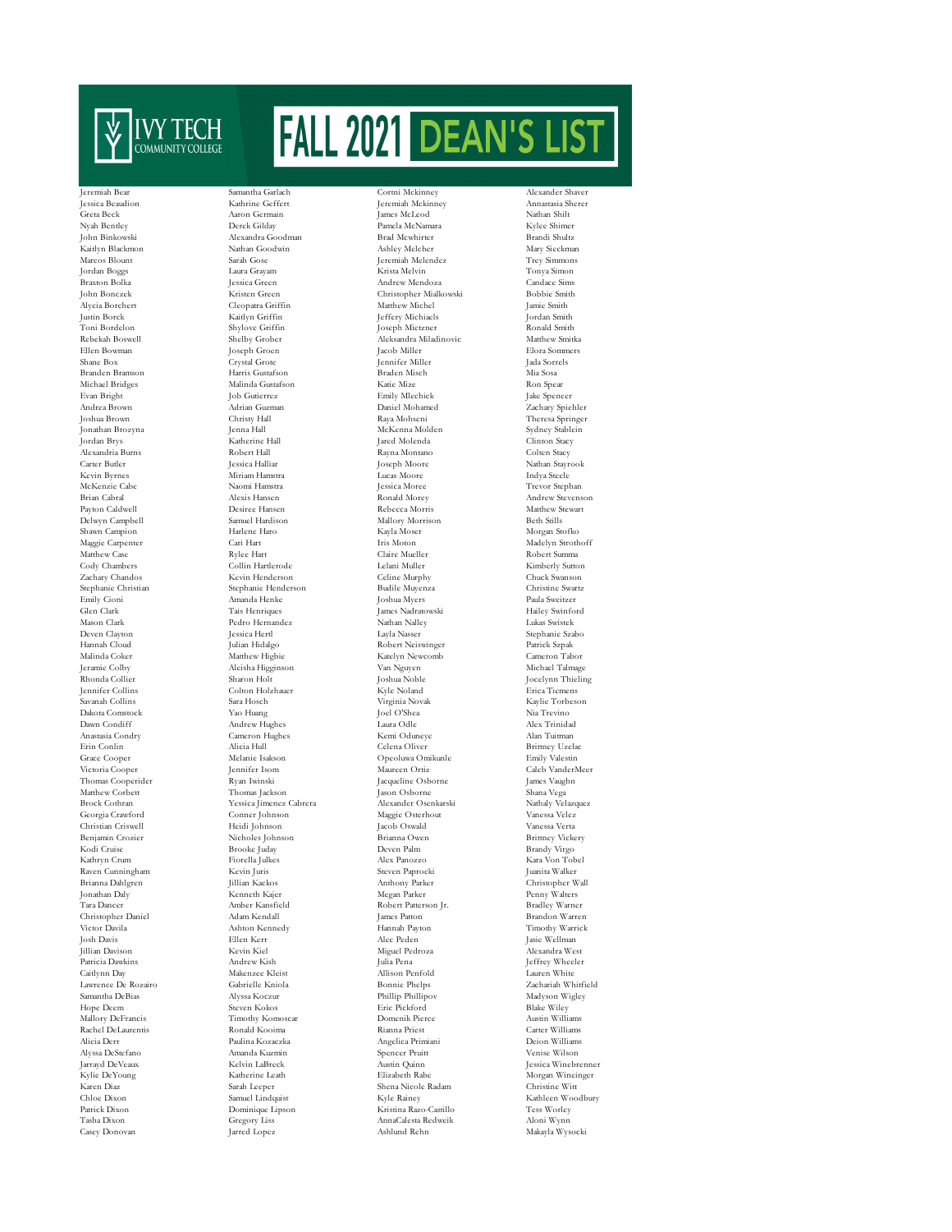# IVY TECH COMMUNITY COLLEGE

# FALL 2021 DEAN'S LIST

Jeremiah Bear
Jessica Beaudion
Greta Beck
Nyah Bentley
John Binkowski
Kaitlyn Blackmon
Marcos Blount
Jordan Boggs
Braxton Bolka
John Bonczek
Alycia Borchert
Justin Borek
Toni Bordelon
Rebekah Boswell
Ellen Bowman
Shane Box
Branden Bramson
Michael Bridges
Evan Bright
Andrea Brown
Joshua Brown
Jonathan Brozyna
Jordan Brys
Alexandria Burns
Carter Butler
Kevin Byrnes
McKenzie Cabe
Brian Cabral
Payton Caldwell
Delwyn Campbell
Shawn Campion
Maggie Carpenter
Matthew Case
Cody Chambers
Zachary Chandos
Stephanie Christian
Emily Cioni
Glen Clark
Mason Clark
Deven Clayton
Hannah Cloud
Malinda Coker
Jeramie Colby
Rhonda Collier
Jennifer Collins
Savanah Collins
Dakota Comstock
Dawn Condiff
Anastasia Condry
Erin Conlin
Grace Cooper
Victoria Cooper
Thomas Cooperider
Matthew Corbett
Brock Cothran
Georgia Crawford
Christian Criswell
Benjamin Crozier
Kodi Cruise
Kathryn Crum
Raven Cunningham
Brianna Dahlgren
Jonathan Daly
Tara Dancer
Christopher Daniel
Victor Davila
Josh Davis
Jillian Davison
Patricia Dawkins
Caitlynn Day
Lawrence De Rozairo
Samantha DeBias
Hope Deem
Mallory DeFrancis
Rachel DeLaurentis
Alicia Derr
Alyssa DeStefano
Jarrayd DeVeaux
Kylie DeYoung
Karen Diaz
Chloe Dixon
Patrick Dixon
Tasha Dixon
Casey Donovan
Samantha Garlach
Kathrine Geffert
Aaron Germain
Derek Gilday
Alexandra Goodman
Nathan Goodwin
Sarah Gose
Laura Grayam
Jessica Green
Kristen Green
Cleopatra Griffin
Kaitlyn Griffin
Shylove Griffin
Shelby Grober
Joseph Groen
Crystal Grote
Harris Gustafson
Malinda Gustafson
Job Gutierrez
Adrian Guzman
Christy Hall
Jenna Hall
Katherine Hall
Robert Hall
Jessica Halliar
Miriam Hamstra
Naomi Hamstra
Alexis Hansen
Desiree Hansen
Samuel Hardison
Harlene Haro
Cari Hart
Rylee Hart
Collin Hartlerode
Kevin Henderson
Stephanie Henderson
Amanda Henke
Tais Henriques
Pedro Hernandez
Jessica Hertl
Julian Hidalgo
Matthew Higbie
Aleisha Higginson
Sharon Holt
Colton Holzhauer
Sara Hosch
Yao Huang
Andrew Hughes
Cameron Hughes
Alicia Hull
Melanie Isakson
Jennifer Isom
Ryan Iwinski
Thomas Jackson
Yessica Jimenez Cabrera
Conner Johnson
Heidi Johnson
Nicholes Johnson
Brooke Juday
Fiorella Julkes
Kevin Juris
Jillian Kackos
Kenneth Kajer
Amber Kansfield
Adam Kendall
Ashton Kennedy
Ellen Kerr
Kevin Kiel
Andrew Kish
Makenzee Kleist
Gabrielle Kniola
Alyssa Koczur
Steven Kokos
Timothy Komoscar
Ronald Kooima
Paulina Kozaczka
Amanda Kuzmin
Kelvin LaBreck
Katherine Leath
Sarah Leeper
Samuel Lindquist
Dominique Lipson
Gregory Liss
Jarred Lopez
Cortni Mckinney
Jeremiah Mckinney
James McLeod
Pamela McNamara
Brad Mcwhirter
Ashley Melcher
Jeremiah Melendez
Krista Melvin
Andrew Mendoza
Christopher Mialkowski
Matthew Michel
Jeffery Michiaels
Joseph Mietzner
Aleksandra Miladinovic
Jacob Miller
Jennifer Miller
Braden Misch
Katie Mize
Emily Mlechick
Daniel Mohamed
Raya Mohseni
McKenna Molden
Jared Molenda
Rayna Montano
Joseph Moore
Lucas Moore
Jessica Moree
Ronald Morey
Rebecca Morris
Mallory Morrison
Kayla Moser
Iris Moton
Claire Mueller
Lelani Muller
Celine Murphy
Budile Muyenza
Joshua Myers
James Nadratowski
Nathan Nalley
Layla Nasser
Robert Neiswinger
Katelyn Newcomb
Van Nguyen
Joshua Noble
Kyle Noland
Virginia Novak
Joel O'Shea
Laura Odle
Kemi Oduneye
Celena Oliver
Opeoluwa Omikunle
Maureen Ortiz
Jacqueline Osborne
Jason Osborne
Alexander Osenkarski
Maggie Osterhout
Jacob Oswald
Brianna Owen
Deven Palm
Alex Panozzo
Steven Paprocki
Anthony Parker
Megan Parker
Robert Patterson Jr.
James Patton
Hannah Payton
Alec Peden
Miguel Pedroza
Julia Pena
Allison Penfold
Bonnie Phelps
Phillip Phillipov
Eric Pickford
Domenik Pierce
Rianna Priest
Angelica Primiani
Spencer Pruitt
Austin Quinn
Elizabeth Rabe
Shena Nicole Radam
Kyle Rainey
Kristina Razo-Castillo
AnnaCalesta Redweik
Ashlund Rehn
Alexander Shaver
Annastasia Sherer
Nathan Shilt
Kylee Shimer
Brandi Shultz
Mary Sieckman
Trey Simmons
Tonya Simon
Candace Sims
Bobbie Smith
Jamie Smith
Jordan Smith
Ronald Smith
Matthew Smitka
Elora Sommers
Jada Sorrels
Mia Sosa
Ron Spear
Jake Spencer
Zachary Spiehler
Theresa Springer
Sydney Stablein
Clinton Stacy
Colten Stacy
Nathan Stayrook
Indya Steele
Trevor Stephan
Andrew Stevenson
Matthew Stewart
Beth Stills
Morgan Stofko
Madelyn Strothoff
Robert Summa
Kimberly Sutton
Chuck Swanson
Christine Swartz
Paula Sweitzer
Hailey Swinford
Lukas Swistek
Stephanie Szabo
Patrick Szpak
Cameron Tabor
Michael Talmage
Jocelynn Thieling
Erica Tiemens
Kaylie Torbeson
Nia Trevino
Alex Trinidad
Alan Tuitman
Brittney Uzelac
Emily Valestin
Caleb VanderMeer
James Vaughn
Shana Vega
Nathaly Velazquez
Vanessa Velez
Vanessa Verta
Brittney Vickery
Brandy Virgo
Kara Von Tobel
Juanita Walker
Christopher Wall
Penny Walters
Bradley Warner
Brandon Warren
Timothy Warrick
Jasie Wellman
Alexandra West
Jeffrey Wheeler
Lauren White
Zachariah Whitfield
Madyson Wigley
Blake Wiley
Austin Williams
Carter Williams
Deion Williams
Venise Wilson
Jessica Winebrenner
Morgan Wineinger
Christine Witt
Kathleen Woodbury
Tess Worley
Aloni Wynn
Makayla Wysocki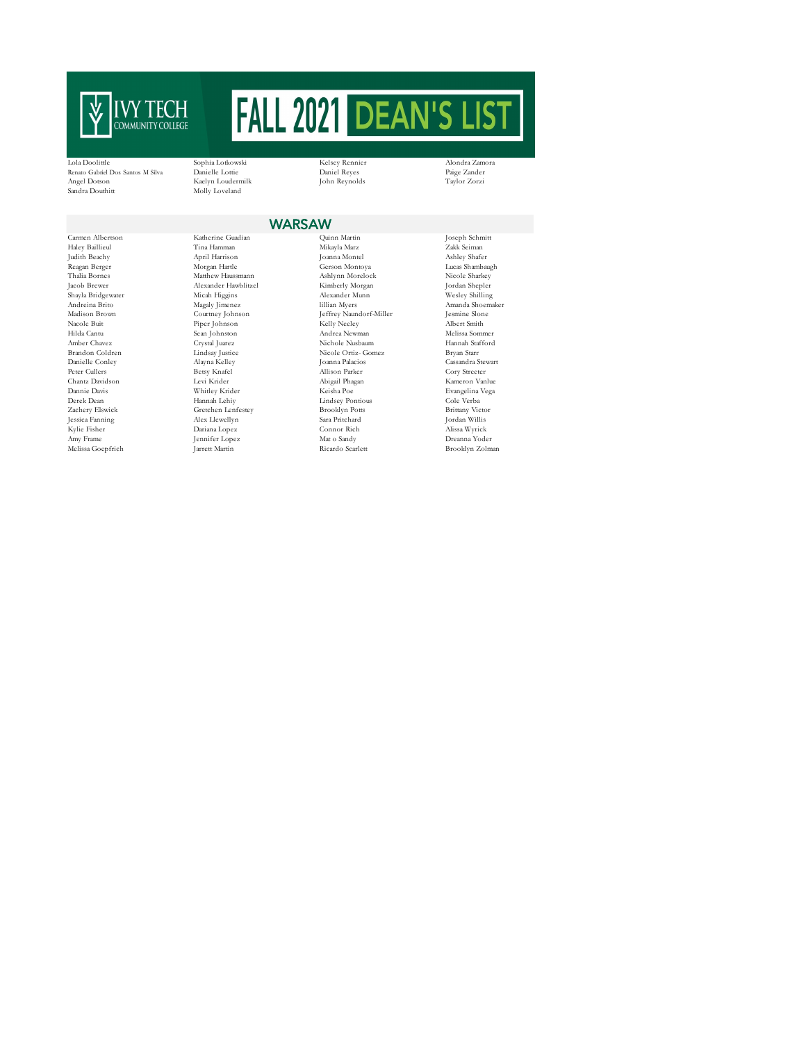# FALL 2021 DEAN'S LIST

IVY TECH COMMUNITY COLLEGE

| | | | |
|---|---|---|---|
| Lola Doolittle | Sophia Lotkowski | Kelsey Rennier | Alondra Zamora |
| Renato Gabriel Dos Santos M Silva | Danielle Lottie | Daniel Reyes | Paige Zander |
| Angel Dotson | Kaelyn Loudermilk | John Reynolds | Taylor Zorzi |
| Sandra Douthitt | Molly Loveland | | |

## WARSAW

| | | | |
|---|---|---|---|
| Carmen Albertson | Katherine Guadian | Quinn Martin | Joseph Schmitt |
| Haley Baillieul | Tina Hamman | Mikayla Marz | Zakk Seiman |
| Judith Beachy | April Harrison | Joanna Montel | Ashley Shafer |
| Reagan Berger | Morgan Hartle | Gerson Montoya | Lucas Shambaugh |
| Thalia Bornes | Matthew Haussmann | Ashlynn Morelock | Nicole Sharkey |
| Jacob Brewer | Alexander Hawblitzel | Kimberly Morgan | Jordan Shepler |
| Shayla Bridgewater | Micah Higgins | Alexander Munn | Wesley Shilling |
| Andreina Brito | Magaly Jimenez | lillian Myers | Amanda Shoemaker |
| Madison Brown | Courtney Johnson | Jeffrey Naundorf-Miller | Jesmine Slone |
| Nacole Buit | Piper Johnson | Kelly Neeley | Albert Smith |
| Hilda Cantu | Sean Johnston | Andrea Newman | Melissa Sommer |
| Amber Chavez | Crystal Juarez | Nichole Nusbaum | Hannah Stafford |
| Brandon Coldren | Lindsay Justice | Nicole Ortiz- Gomez | Bryan Starr |
| Danielle Conley | Alayna Kelley | Joanna Palacios | Cassandra Stewart |
| Peter Cullers | Betsy Knafel | Allison Parker | Cory Streeter |
| Chantz Davidson | Levi Krider | Abigail Phagan | Kameron Vanlue |
| Dannie Davis | Whitley Krider | Keisha Poe | Evangelina Vega |
| Derek Dean | Hannah Lehiy | Lindsey Pontious | Cole Verba |
| Zachery Elswick | Gretchen Lenfestey | Brooklyn Potts | Brittany Victor |
| Jessica Fanning | Alex Llewellyn | Sara Pritchard | Jordan Willis |
| Kylie Fisher | Dariana Lopez | Connor Rich | Alissa Wyrick |
| Amy Frame | Jennifer Lopez | Mat o Sandy | Dreanna Yoder |
| Melissa Goepfrich | Jarrett Martin | Ricardo Scarlett | Brooklyn Zolman |